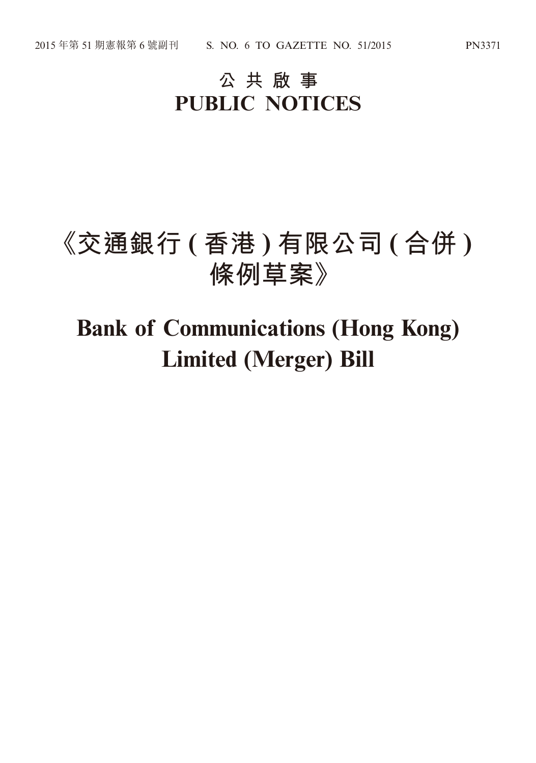# 公 共 啟 事
# PUBLIC NOTICES

# 《交通銀行 (香港) 有限公司 (合併) 條例草案》

# Bank of Communications (Hong Kong) Limited (Merger) Bill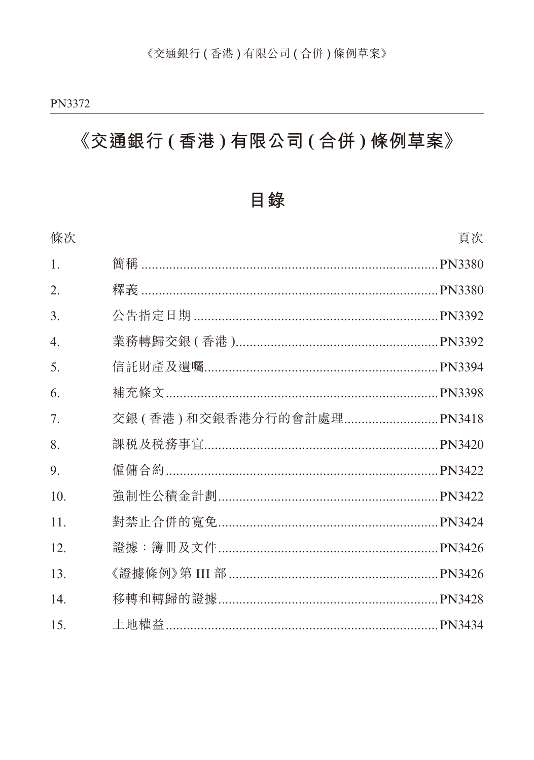# 《交通銀行 ( 香港 ) 有限公司 ( 合併 ) 條例草案》

## 目錄

| 條次 | | 頁次 |
| --- | --- | --- |
| 1. | 簡稱 | PN3380 |
| 2. | 釋義 | PN3380 |
| 3. | 公告指定日期 | PN3392 |
| 4. | 業務轉歸交銀 ( 香港 ) | PN3392 |
| 5. | 信託財產及遺囑 | PN3394 |
| 6. | 補充條文 | PN3398 |
| 7. | 交銀 ( 香港 ) 和交銀香港分行的會計處理 | PN3418 |
| 8. | 課稅及稅務事宜 | PN3420 |
| 9. | 僱傭合約 | PN3422 |
| 10. | 強制性公積金計劃 | PN3422 |
| 11. | 對禁止合併的寬免 | PN3424 |
| 12. | 證據：簿冊及文件 | PN3426 |
| 13. | 《證據條例》第 III 部 | PN3426 |
| 14. | 移轉和轉歸的證據 | PN3428 |
| 15. | 土地權益 | PN3434 |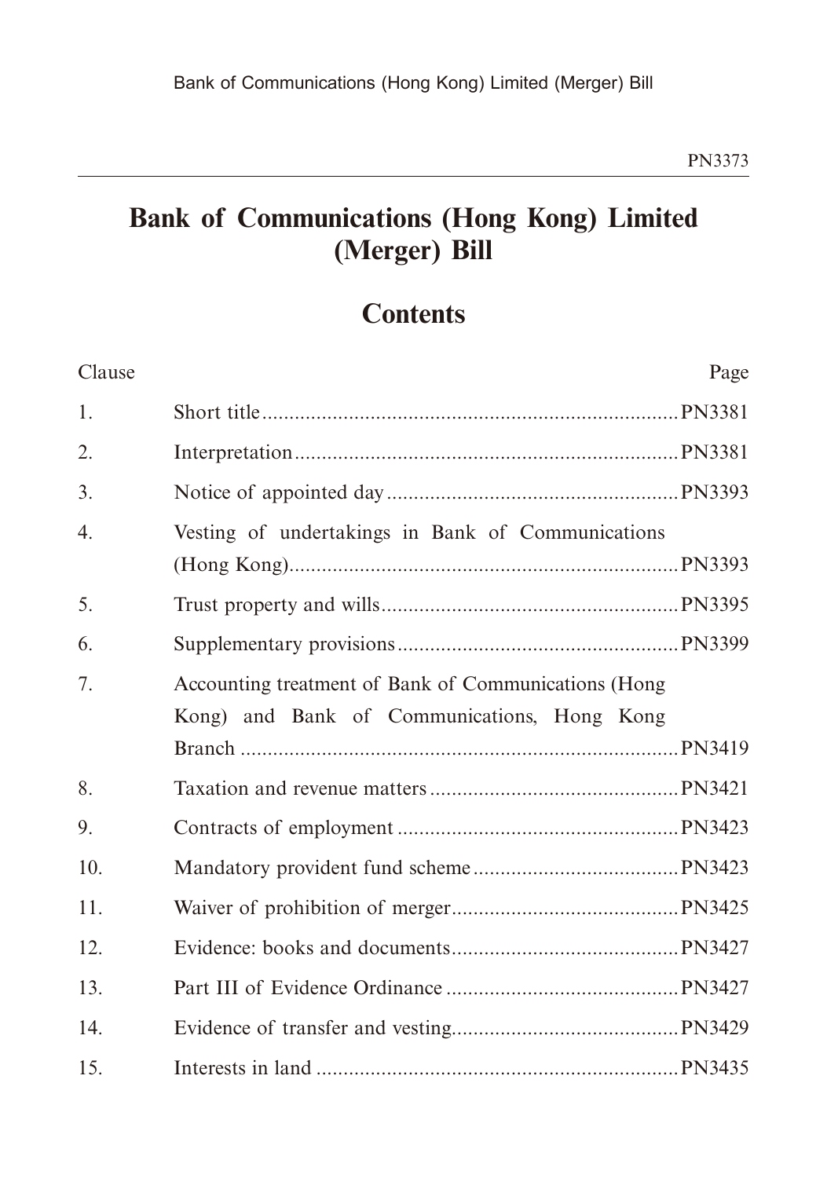# Bank of Communications (Hong Kong) Limited (Merger) Bill

## Contents

| Clause | | Page |
|---|---|---|
| 1. | Short title | PN3381 |
| 2. | Interpretation | PN3381 |
| 3. | Notice of appointed day | PN3393 |
| 4. | Vesting of undertakings in Bank of Communications (Hong Kong) | PN3393 |
| 5. | Trust property and wills | PN3395 |
| 6. | Supplementary provisions | PN3399 |
| 7. | Accounting treatment of Bank of Communications (Hong Kong) and Bank of Communications, Hong Kong Branch | PN3419 |
| 8. | Taxation and revenue matters | PN3421 |
| 9. | Contracts of employment | PN3423 |
| 10. | Mandatory provident fund scheme | PN3423 |
| 11. | Waiver of prohibition of merger | PN3425 |
| 12. | Evidence: books and documents | PN3427 |
| 13. | Part III of Evidence Ordinance | PN3427 |
| 14. | Evidence of transfer and vesting | PN3429 |
| 15. | Interests in land | PN3435 |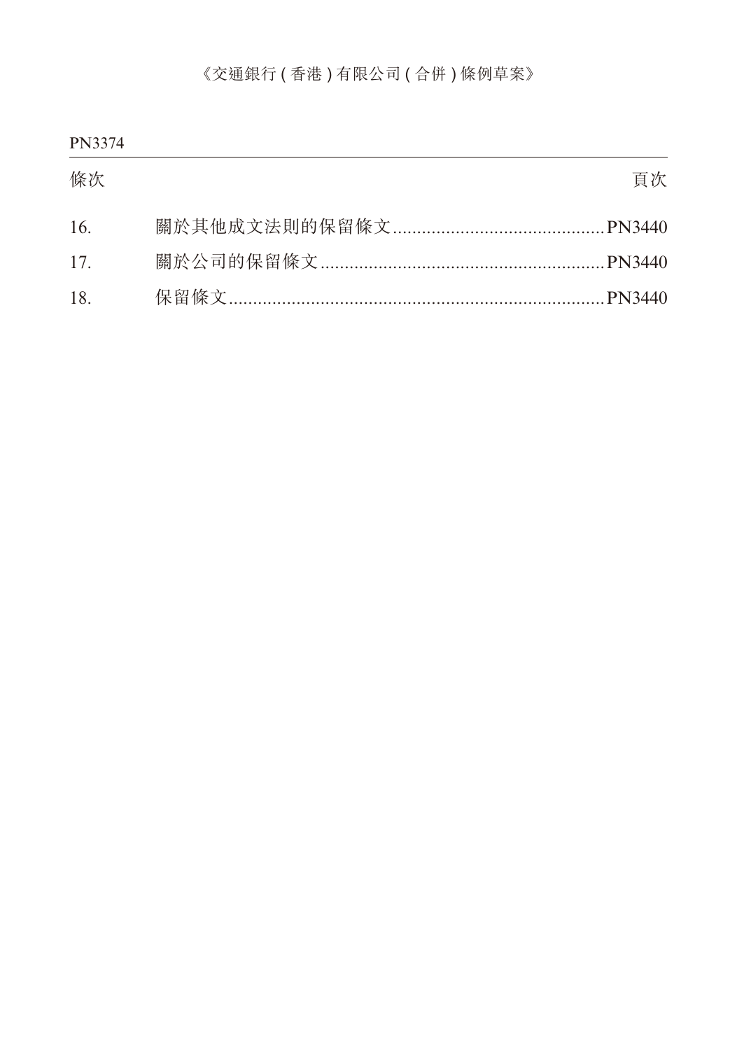| 條次 | | 頁次 |
|---|---|---|
| 16. | 關於其他成文法則的保留條文 | PN3440 |
| 17. | 關於公司的保留條文 | PN3440 |
| 18. | 保留條文 | PN3440 |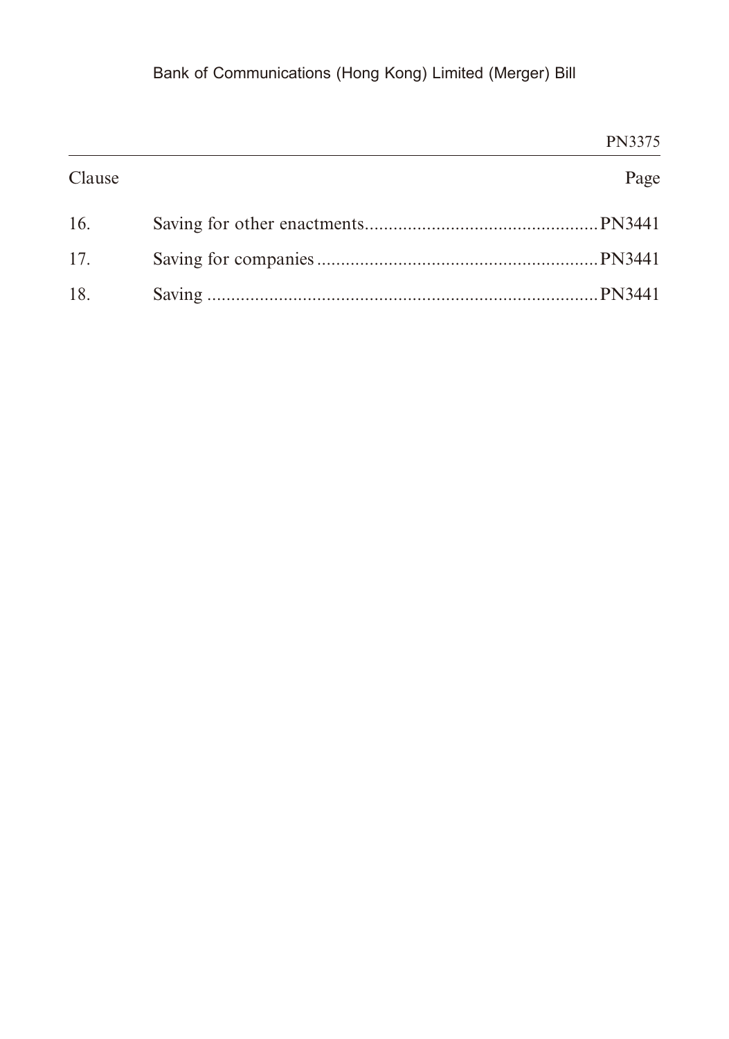| Clause | | Page |
|---|---|---|
| 16. | Saving for other enactments | PN3441 |
| 17. | Saving for companies | PN3441 |
| 18. | Saving | PN3441 |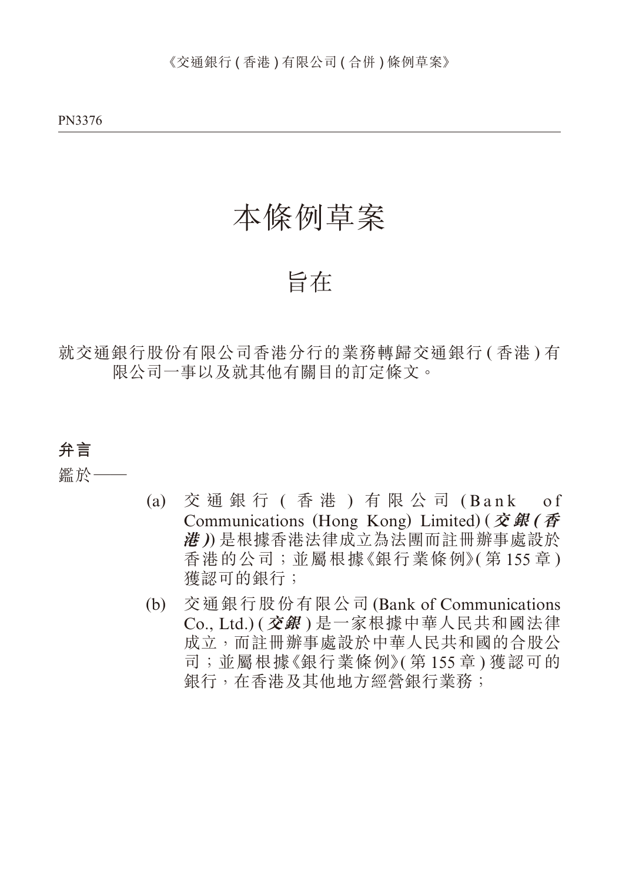PN3376

# 本條例草案

## 旨在

就交通銀行股份有限公司香港分行的業務轉歸交通銀行(香港)有限公司一事以及就其他有關目的訂定條文。

**弁言**

鑑於——

(a) 交通銀行(香港)有限公司(Bank of Communications (Hong Kong) Limited)(***交銀(香港)***)是根據香港法律成立為法團而註冊辦事處設於香港的公司;並屬根據《銀行業條例》(第155章)獲認可的銀行;

(b) 交通銀行股份有限公司(Bank of Communications Co., Ltd.)(***交銀***)是一家根據中華人民共和國法律成立,而註冊辦事處設於中華人民共和國的合股公司;並屬根據《銀行業條例》(第155章)獲認可的銀行,在香港及其他地方經營銀行業務;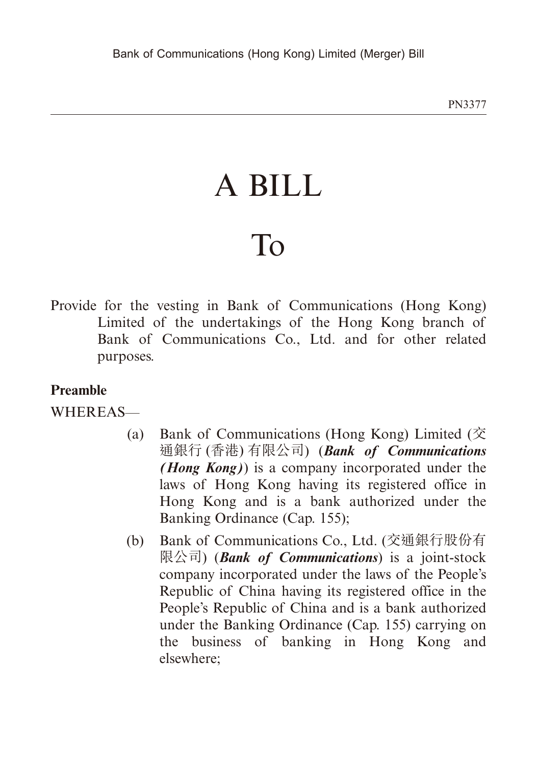# A BILL

# To

Provide for the vesting in Bank of Communications (Hong Kong) Limited of the undertakings of the Hong Kong branch of Bank of Communications Co., Ltd. and for other related purposes.

**Preamble**

WHEREAS—

(a) Bank of Communications (Hong Kong) Limited (交通銀行 (香港) 有限公司) (***Bank of Communications (Hong Kong)***) is a company incorporated under the laws of Hong Kong having its registered office in Hong Kong and is a bank authorized under the Banking Ordinance (Cap. 155);

(b) Bank of Communications Co., Ltd. (交通銀行股份有限公司) (***Bank of Communications***) is a joint-stock company incorporated under the laws of the People's Republic of China having its registered office in the People's Republic of China and is a bank authorized under the Banking Ordinance (Cap. 155) carrying on the business of banking in Hong Kong and elsewhere;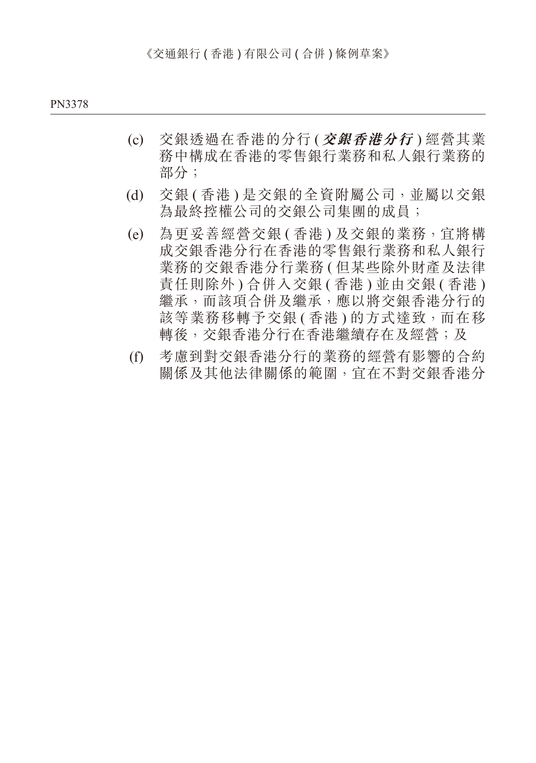(c) 交銀透過在香港的分行 (***交銀香港分行***) 經營其業務中構成在香港的零售銀行業務和私人銀行業務的部分；

(d) 交銀 ( 香港 ) 是交銀的全資附屬公司，並屬以交銀為最終控權公司的交銀公司集團的成員；

(e) 為更妥善經營交銀 ( 香港 ) 及交銀的業務，宜將構成交銀香港分行在香港的零售銀行業務和私人銀行業務的交銀香港分行業務 ( 但某些除外財產及法律責任則除外 ) 合併入交銀 ( 香港 ) 並由交銀 ( 香港 ) 繼承，而該項合併及繼承，應以將交銀香港分行的該等業務移轉予交銀 ( 香港 ) 的方式達致，而在移轉後，交銀香港分行在香港繼續存在及經營；及

(f) 考慮到對交銀香港分行的業務的經營有影響的合約關係及其他法律關係的範圍，宜在不對交銀香港分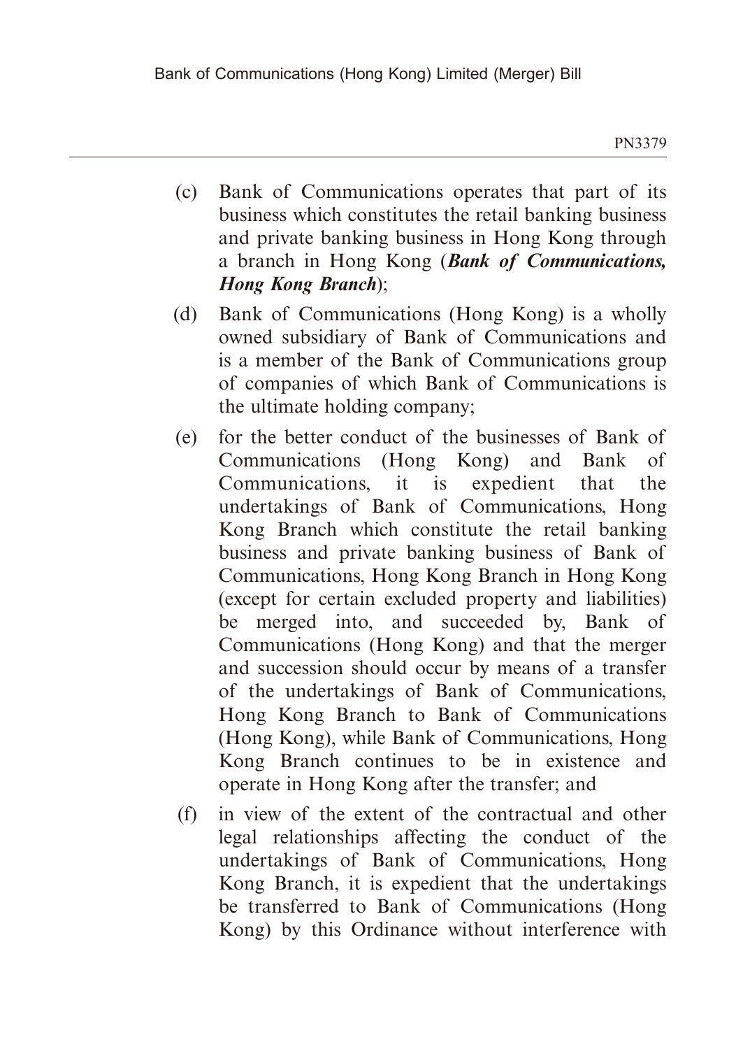(c) Bank of Communications operates that part of its business which constitutes the retail banking business and private banking business in Hong Kong through a branch in Hong Kong (***Bank of Communications, Hong Kong Branch***);

(d) Bank of Communications (Hong Kong) is a wholly owned subsidiary of Bank of Communications and is a member of the Bank of Communications group of companies of which Bank of Communications is the ultimate holding company;

(e) for the better conduct of the businesses of Bank of Communications (Hong Kong) and Bank of Communications, it is expedient that the undertakings of Bank of Communications, Hong Kong Branch which constitute the retail banking business and private banking business of Bank of Communications, Hong Kong Branch in Hong Kong (except for certain excluded property and liabilities) be merged into, and succeeded by, Bank of Communications (Hong Kong) and that the merger and succession should occur by means of a transfer of the undertakings of Bank of Communications, Hong Kong Branch to Bank of Communications (Hong Kong), while Bank of Communications, Hong Kong Branch continues to be in existence and operate in Hong Kong after the transfer; and

(f) in view of the extent of the contractual and other legal relationships affecting the conduct of the undertakings of Bank of Communications, Hong Kong Branch, it is expedient that the undertakings be transferred to Bank of Communications (Hong Kong) by this Ordinance without interference with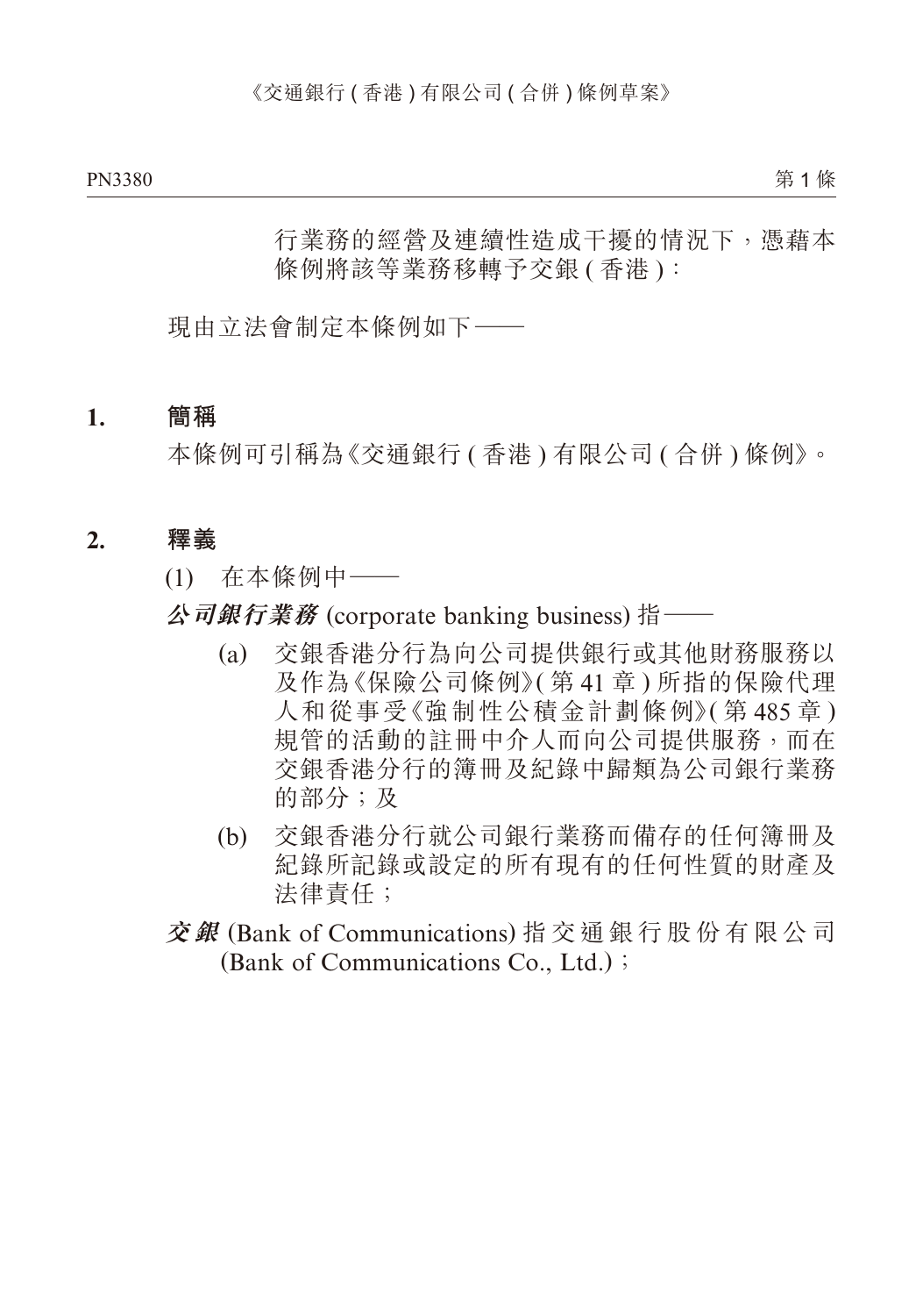行業務的經營及連續性造成干擾的情況下，憑藉本條例將該等業務移轉予交銀 ( 香港 )：

現由立法會制定本條例如下——

## 1. 簡稱

本條例可引稱為《交通銀行 ( 香港 ) 有限公司 ( 合併 ) 條例》。

## 2. 釋義

(1) 在本條例中——

***公司銀行業務*** (corporate banking business) 指——

(a) 交銀香港分行為向公司提供銀行或其他財務服務以及作為《保險公司條例》( 第 41 章 ) 所指的保險代理人和從事受《強制性公積金計劃條例》( 第 485 章 ) 規管的活動的註冊中介人而向公司提供服務，而在交銀香港分行的簿冊及紀錄中歸類為公司銀行業務的部分；及

(b) 交銀香港分行就公司銀行業務而備存的任何簿冊及紀錄所記錄或設定的所有現有的任何性質的財產及法律責任；

***交銀*** (Bank of Communications) 指交通銀行股份有限公司 (Bank of Communications Co., Ltd.)；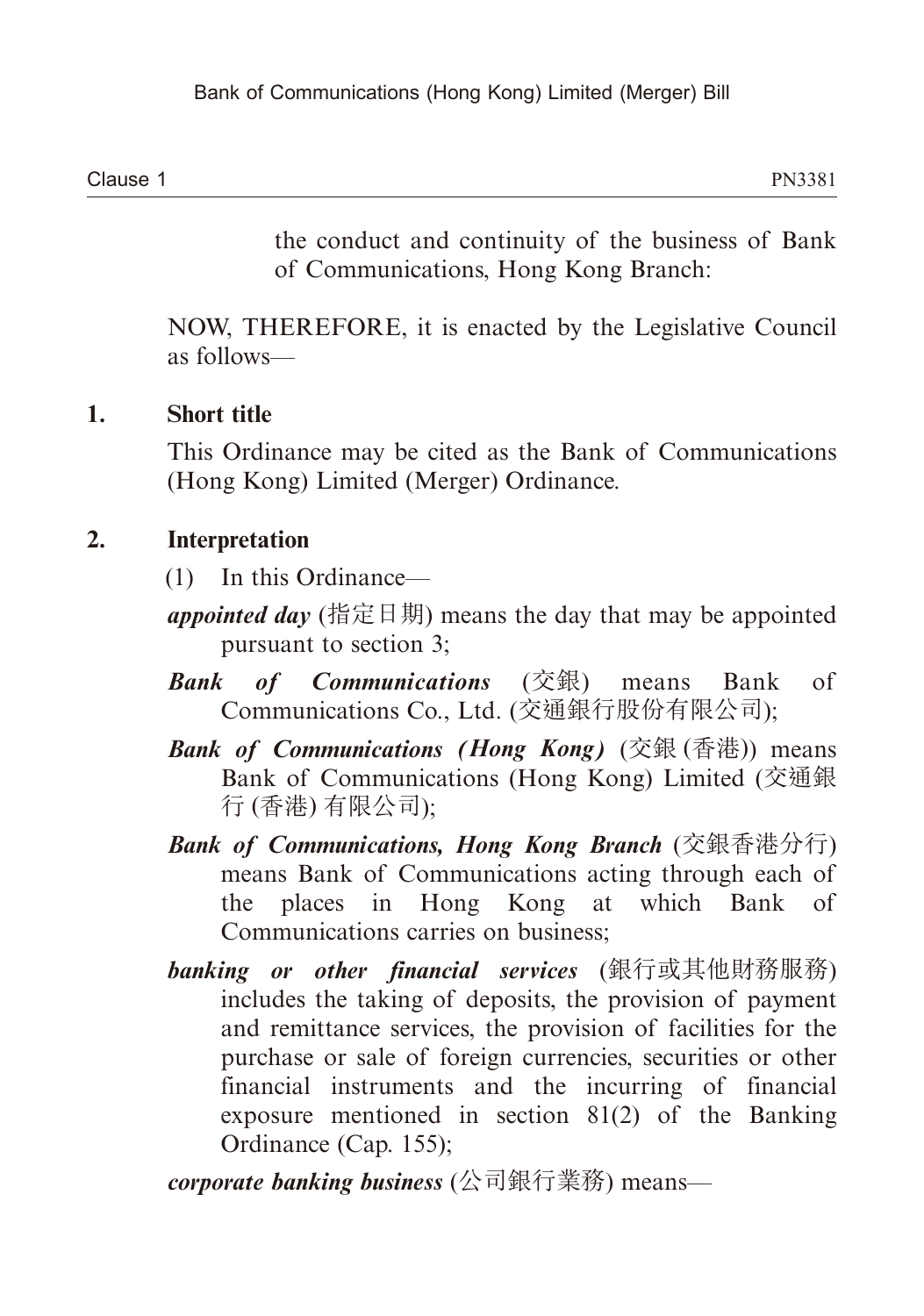the conduct and continuity of the business of Bank of Communications, Hong Kong Branch:

NOW, THEREFORE, it is enacted by the Legislative Council as follows—

## 1. Short title

This Ordinance may be cited as the Bank of Communications (Hong Kong) Limited (Merger) Ordinance.

## 2. Interpretation

(1) In this Ordinance—

***appointed day*** (指定日期) means the day that may be appointed pursuant to section 3;

***Bank of Communications*** (交銀) means Bank of Communications Co., Ltd. (交通銀行股份有限公司);

***Bank of Communications (Hong Kong)*** (交銀 (香港)) means Bank of Communications (Hong Kong) Limited (交通銀行 (香港) 有限公司);

***Bank of Communications, Hong Kong Branch*** (交銀香港分行) means Bank of Communications acting through each of the places in Hong Kong at which Bank of Communications carries on business;

***banking or other financial services*** (銀行或其他財務服務) includes the taking of deposits, the provision of payment and remittance services, the provision of facilities for the purchase or sale of foreign currencies, securities or other financial instruments and the incurring of financial exposure mentioned in section 81(2) of the Banking Ordinance (Cap. 155);

***corporate banking business*** (公司銀行業務) means—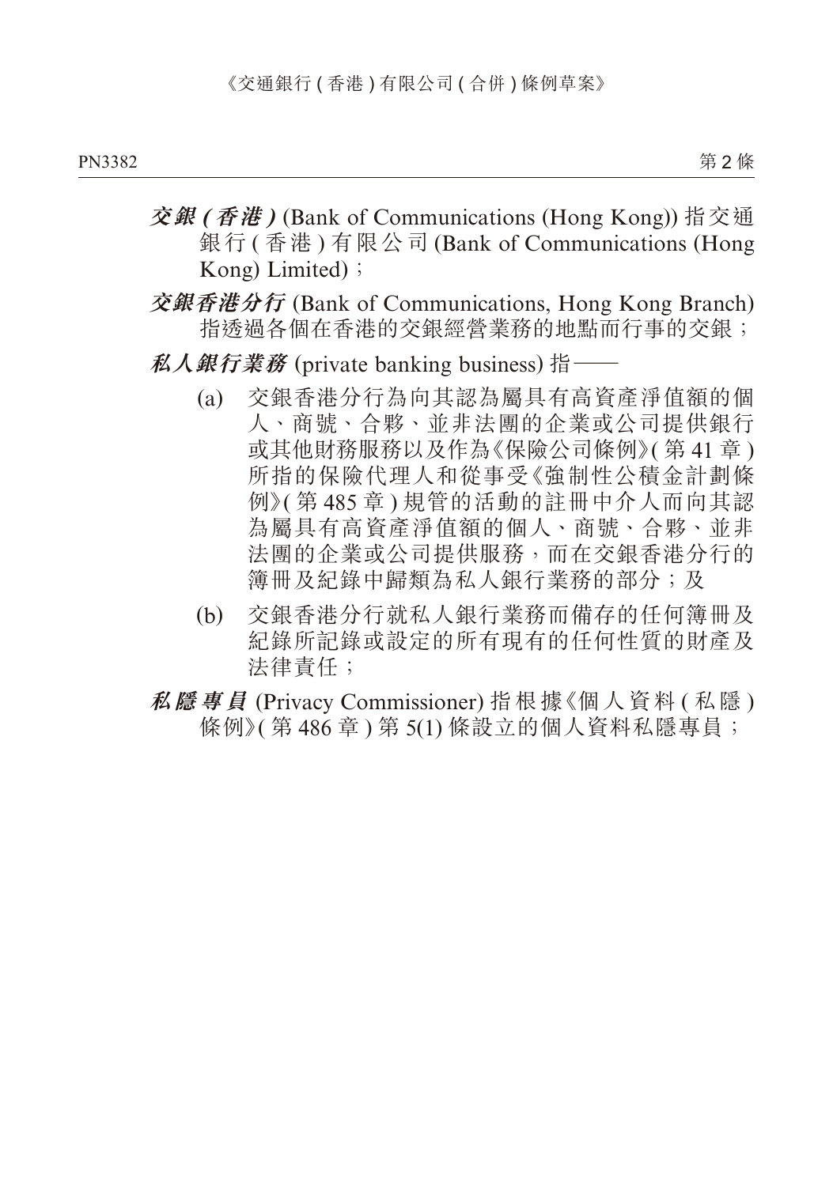***交銀 ( 香港 )*** (Bank of Communications (Hong Kong)) 指交通銀行 ( 香港 ) 有限公司 (Bank of Communications (Hong Kong) Limited)；

***交銀香港分行*** (Bank of Communications, Hong Kong Branch) 指透過各個在香港的交銀經營業務的地點而行事的交銀；

***私人銀行業務*** (private banking business) 指——

(a) 交銀香港分行為向其認為屬具有高資產淨值額的個人、商號、合夥、並非法團的企業或公司提供銀行或其他財務服務以及作為《保險公司條例》( 第 41 章 ) 所指的保險代理人和從事受《強制性公積金計劃條例》( 第 485 章 ) 規管的活動的註冊中介人而向其認為屬具有高資產淨值額的個人、商號、合夥、並非法團的企業或公司提供服務，而在交銀香港分行的簿冊及紀錄中歸類為私人銀行業務的部分；及

(b) 交銀香港分行就私人銀行業務而備存的任何簿冊及紀錄所記錄或設定的所有現有的任何性質的財產及法律責任；

***私隱專員*** (Privacy Commissioner) 指根據《個人資料 ( 私隱 ) 條例》( 第 486 章 ) 第 5(1) 條設立的個人資料私隱專員；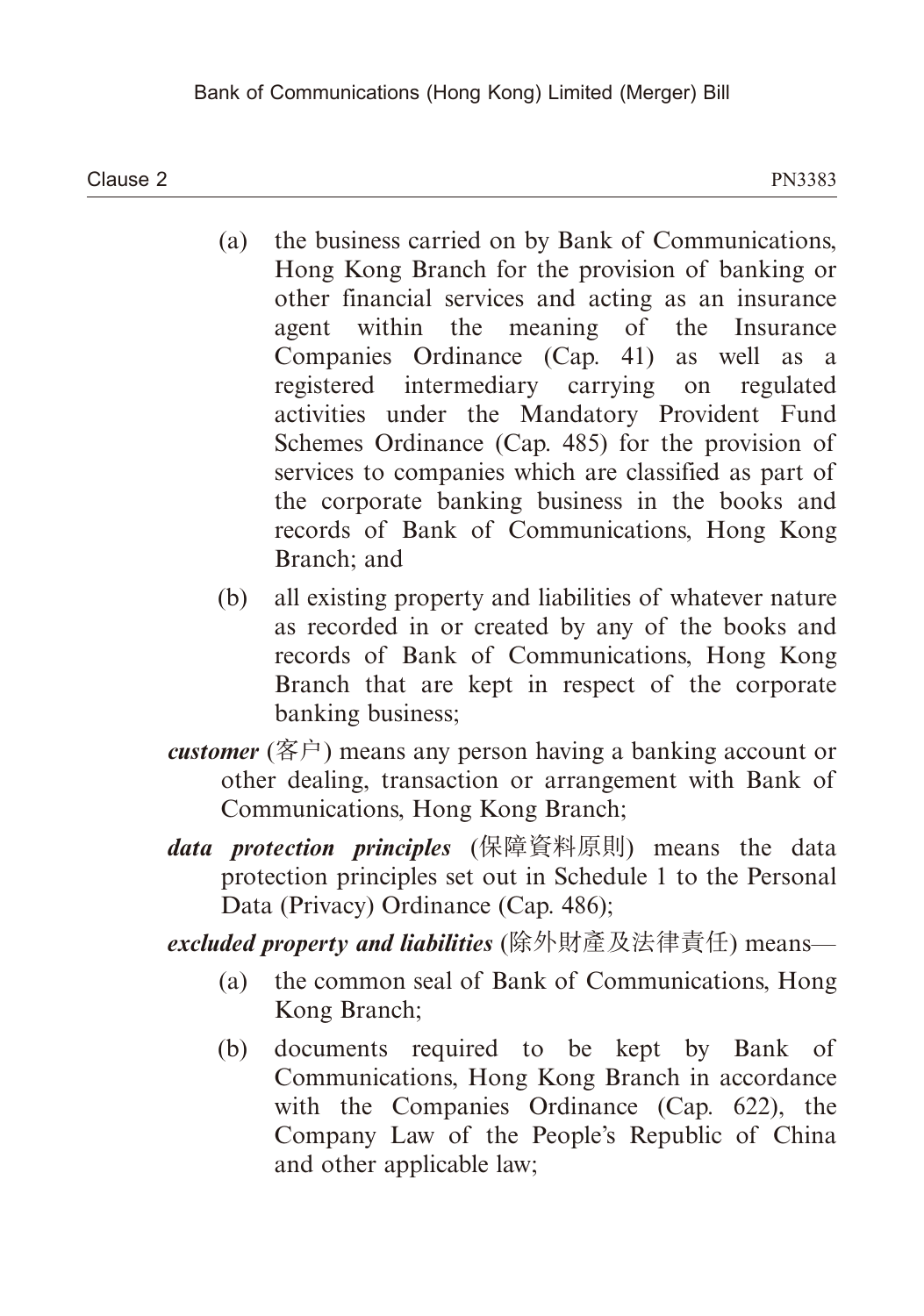(a) the business carried on by Bank of Communications, Hong Kong Branch for the provision of banking or other financial services and acting as an insurance agent within the meaning of the Insurance Companies Ordinance (Cap. 41) as well as a registered intermediary carrying on regulated activities under the Mandatory Provident Fund Schemes Ordinance (Cap. 485) for the provision of services to companies which are classified as part of the corporate banking business in the books and records of Bank of Communications, Hong Kong Branch; and

(b) all existing property and liabilities of whatever nature as recorded in or created by any of the books and records of Bank of Communications, Hong Kong Branch that are kept in respect of the corporate banking business;

***customer*** (客户) means any person having a banking account or other dealing, transaction or arrangement with Bank of Communications, Hong Kong Branch;

***data protection principles*** (保障資料原則) means the data protection principles set out in Schedule 1 to the Personal Data (Privacy) Ordinance (Cap. 486);

***excluded property and liabilities*** (除外財產及法律責任) means—

(a) the common seal of Bank of Communications, Hong Kong Branch;

(b) documents required to be kept by Bank of Communications, Hong Kong Branch in accordance with the Companies Ordinance (Cap. 622), the Company Law of the People's Republic of China and other applicable law;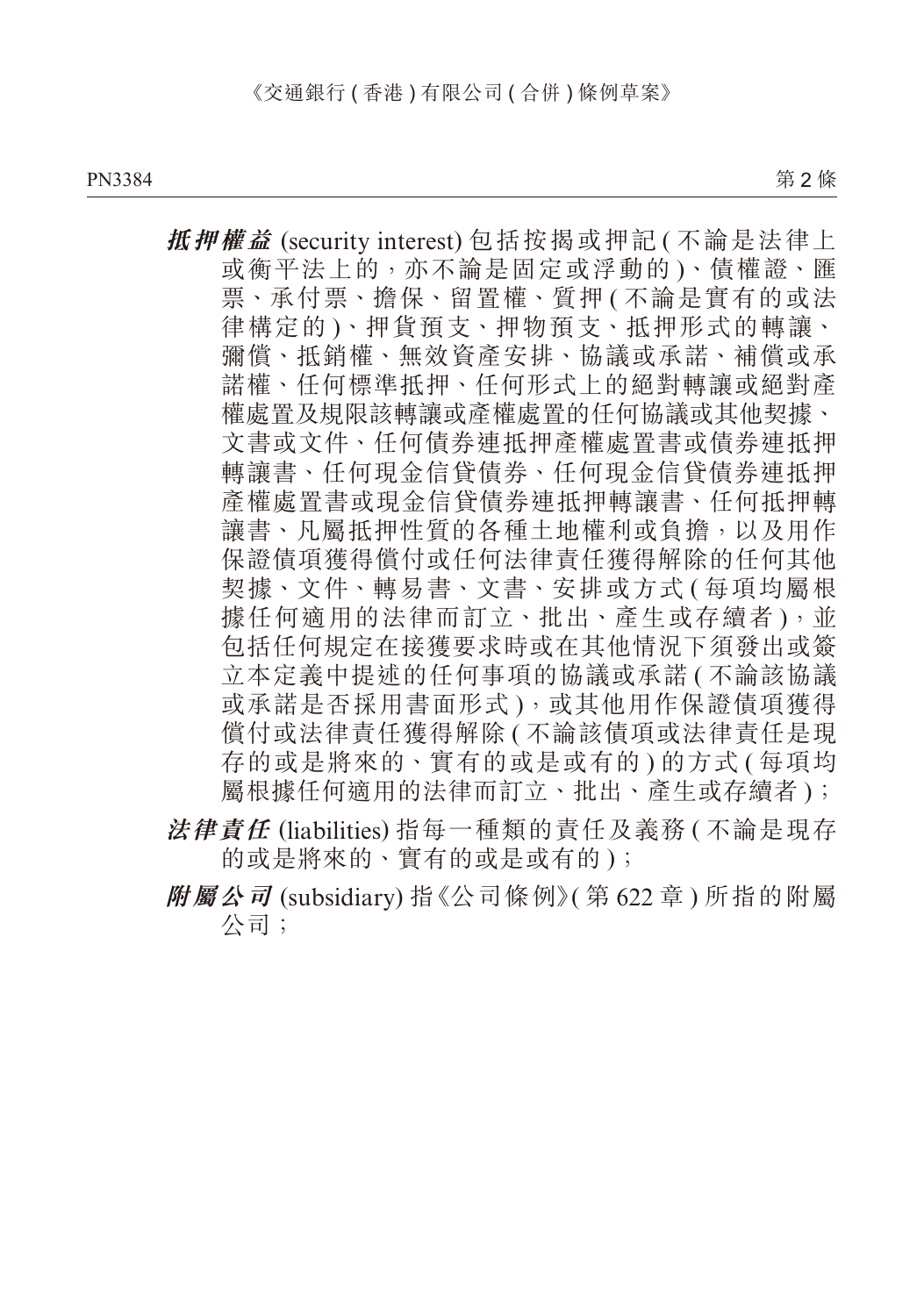***抵押權益*** (security interest) 包括按揭或押記 ( 不論是法律上或衡平法上的，亦不論是固定或浮動的 )、債權證、匯票、承付票、擔保、留置權、質押 ( 不論是實有的或法律構定的 )、押貨預支、押物預支、抵押形式的轉讓、彌償、抵銷權、無效資產安排、協議或承諾、補償或承諾權、任何標準抵押、任何形式上的絕對轉讓或絕對產權處置及規限該轉讓或產權處置的任何協議或其他契據、文書或文件、任何債券連抵押產權處置書或債券連抵押轉讓書、任何現金信貸債券、任何現金信貸債券連抵押產權處置書或現金信貸債券連抵押轉讓書、任何抵押轉讓書、凡屬抵押性質的各種土地權利或負擔，以及用作保證債項獲得償付或任何法律責任獲得解除的任何其他契據、文件、轉易書、文書、安排或方式 ( 每項均屬根據任何適用的法律而訂立、批出、產生或存續者 )，並包括任何規定在接獲要求時或在其他情況下須發出或簽立本定義中提述的任何事項的協議或承諾 ( 不論該協議或承諾是否採用書面形式 )，或其他用作保證債項獲得償付或法律責任獲得解除 ( 不論該債項或法律責任是現存的或是將來的、實有的或是或有的 ) 的方式 ( 每項均屬根據任何適用的法律而訂立、批出、產生或存續者 )；

***法律責任*** (liabilities) 指每一種類的責任及義務 ( 不論是現存的或是將來的、實有的或是或有的 )；

***附屬公司*** (subsidiary) 指《公司條例》( 第 622 章 ) 所指的附屬公司；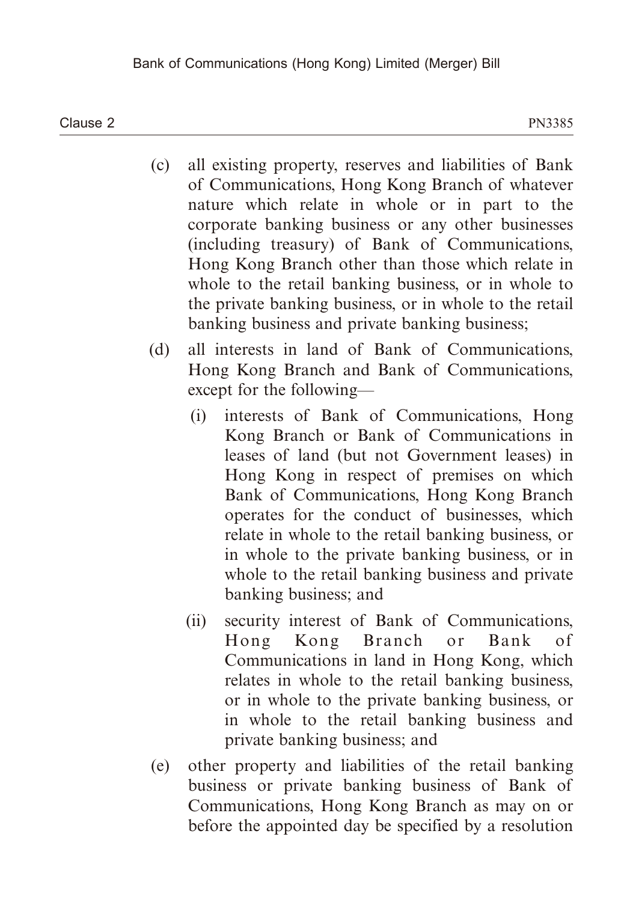(c) all existing property, reserves and liabilities of Bank of Communications, Hong Kong Branch of whatever nature which relate in whole or in part to the corporate banking business or any other businesses (including treasury) of Bank of Communications, Hong Kong Branch other than those which relate in whole to the retail banking business, or in whole to the private banking business, or in whole to the retail banking business and private banking business;

(d) all interests in land of Bank of Communications, Hong Kong Branch and Bank of Communications, except for the following—

   (i) interests of Bank of Communications, Hong Kong Branch or Bank of Communications in leases of land (but not Government leases) in Hong Kong in respect of premises on which Bank of Communications, Hong Kong Branch operates for the conduct of businesses, which relate in whole to the retail banking business, or in whole to the private banking business, or in whole to the retail banking business and private banking business; and

   (ii) security interest of Bank of Communications, Hong Kong Branch or Bank of Communications in land in Hong Kong, which relates in whole to the retail banking business, or in whole to the private banking business, or in whole to the retail banking business and private banking business; and

(e) other property and liabilities of the retail banking business or private banking business of Bank of Communications, Hong Kong Branch as may on or before the appointed day be specified by a resolution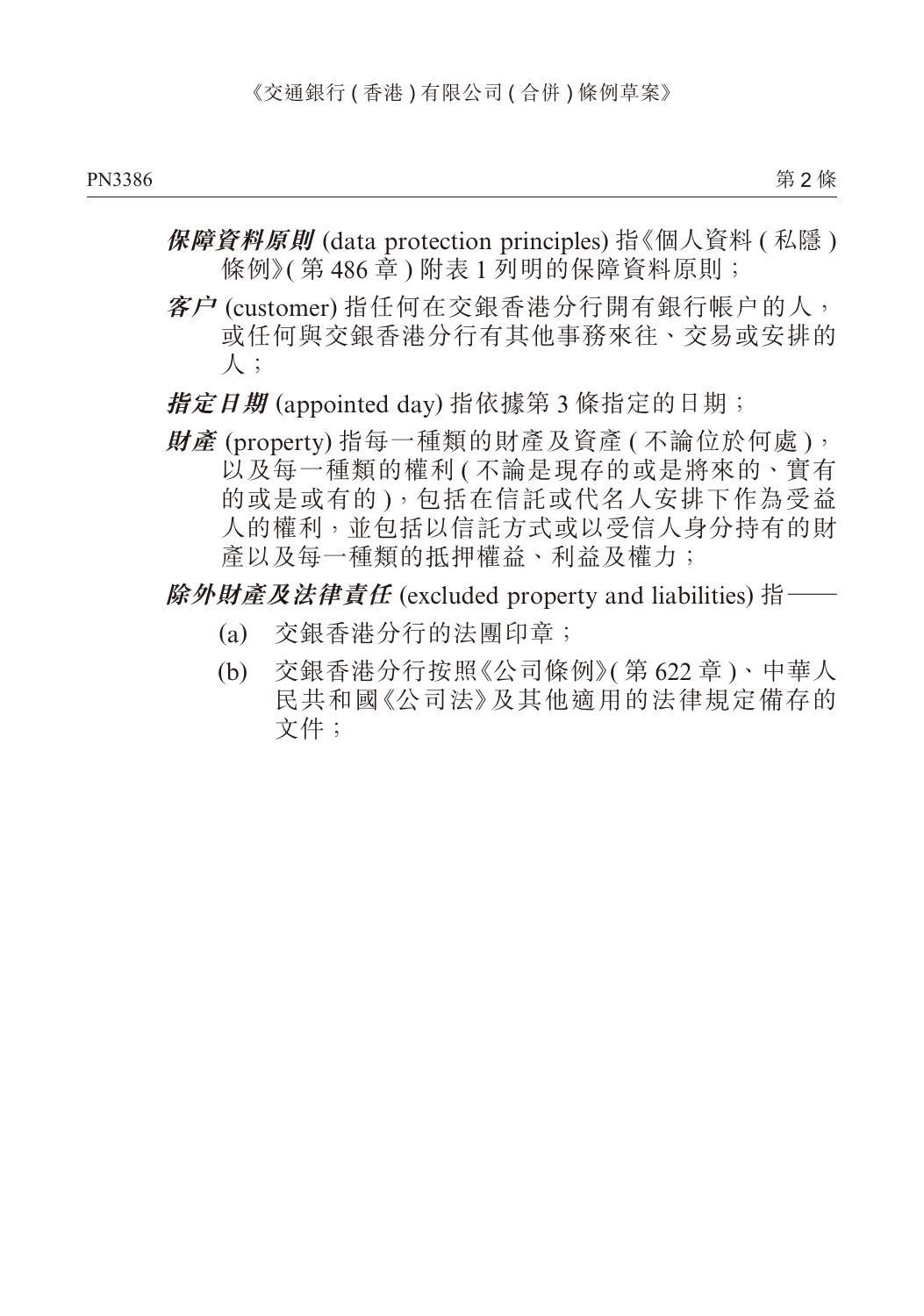***保障資料原則*** (data protection principles) 指《個人資料 ( 私隱 ) 條例》( 第 486 章 ) 附表 1 列明的保障資料原則；

***客户*** (customer) 指任何在交銀香港分行開有銀行帳户的人，或任何與交銀香港分行有其他事務來往、交易或安排的人；

***指定日期*** (appointed day) 指依據第 3 條指定的日期；

***財產*** (property) 指每一種類的財產及資產 ( 不論位於何處 )，以及每一種類的權利 ( 不論是現存的或是將來的、實有的或是或有的 )，包括在信託或代名人安排下作為受益人的權利，並包括以信託方式或以受信人身分持有的財產以及每一種類的抵押權益、利益及權力；

***除外財產及法律責任*** (excluded property and liabilities) 指——

(a) 交銀香港分行的法團印章；

(b) 交銀香港分行按照《公司條例》( 第 622 章 )、中華人民共和國《公司法》及其他適用的法律規定備存的文件；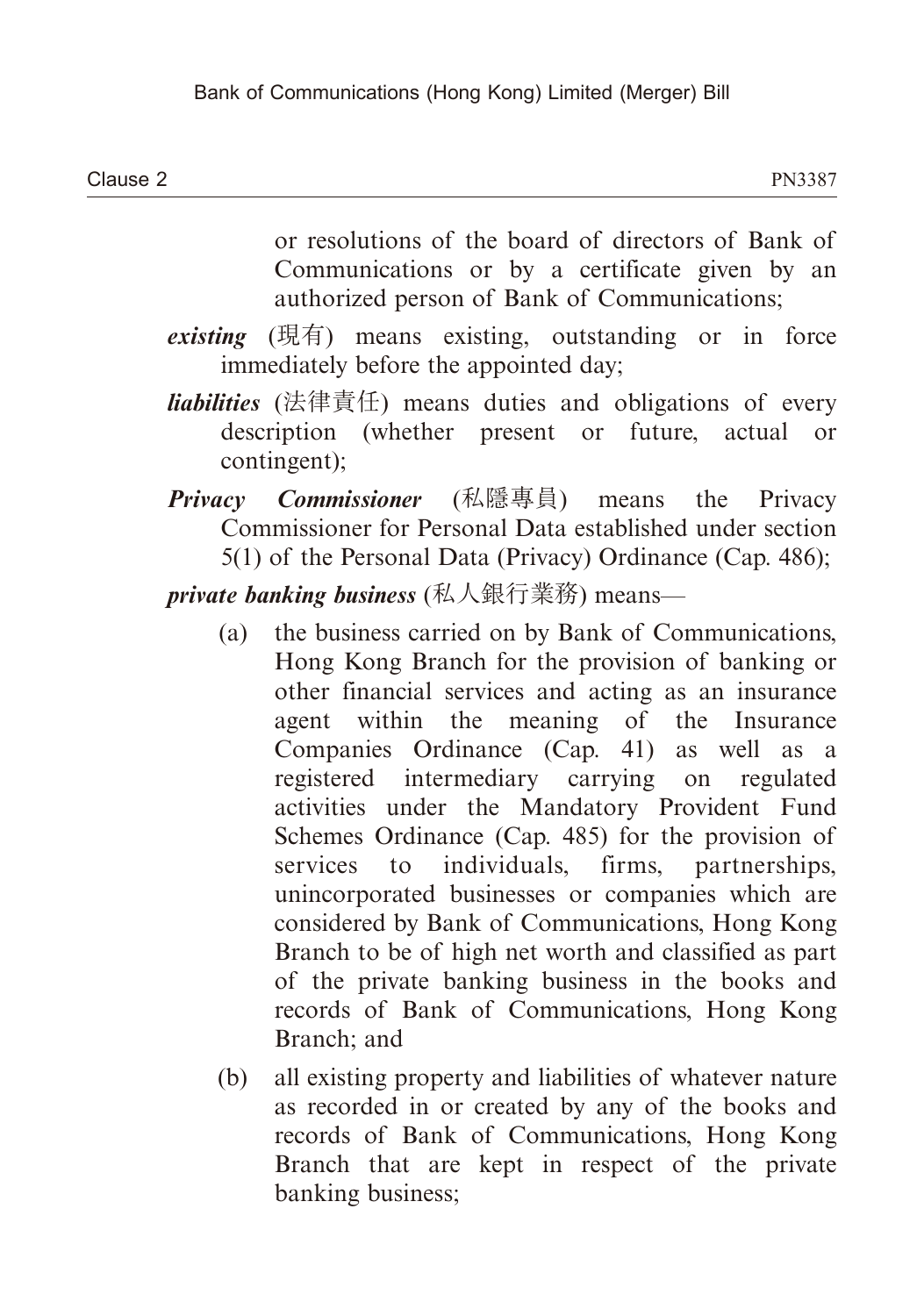or resolutions of the board of directors of Bank of Communications or by a certificate given by an authorized person of Bank of Communications;

***existing*** (現有) means existing, outstanding or in force immediately before the appointed day;

***liabilities*** (法律責任) means duties and obligations of every description (whether present or future, actual or contingent);

***Privacy Commissioner*** (私隱專員) means the Privacy Commissioner for Personal Data established under section 5(1) of the Personal Data (Privacy) Ordinance (Cap. 486);

***private banking business*** (私人銀行業務) means—

(a) the business carried on by Bank of Communications, Hong Kong Branch for the provision of banking or other financial services and acting as an insurance agent within the meaning of the Insurance Companies Ordinance (Cap. 41) as well as a registered intermediary carrying on regulated activities under the Mandatory Provident Fund Schemes Ordinance (Cap. 485) for the provision of services to individuals, firms, partnerships, unincorporated businesses or companies which are considered by Bank of Communications, Hong Kong Branch to be of high net worth and classified as part of the private banking business in the books and records of Bank of Communications, Hong Kong Branch; and

(b) all existing property and liabilities of whatever nature as recorded in or created by any of the books and records of Bank of Communications, Hong Kong Branch that are kept in respect of the private banking business;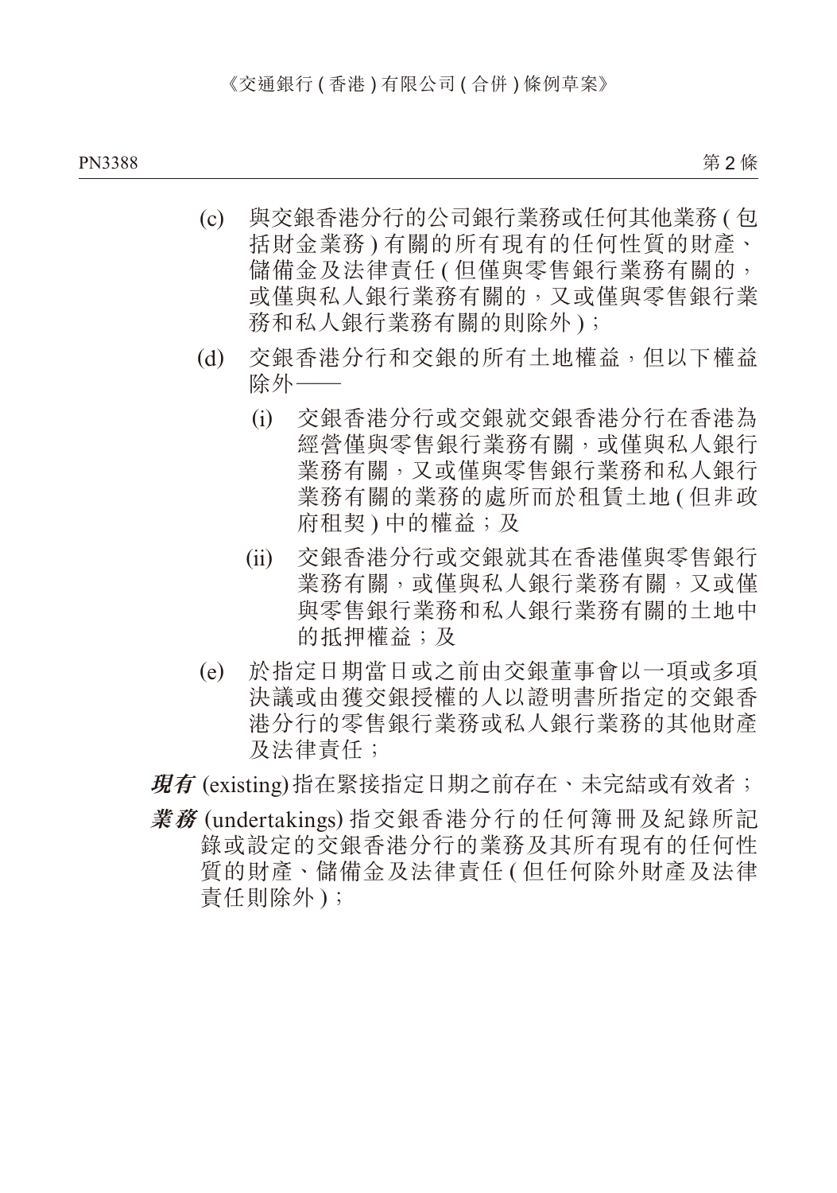(c) 與交銀香港分行的公司銀行業務或任何其他業務 ( 包括財金業務 ) 有關的所有現有的任何性質的財產、儲備金及法律責任 ( 但僅與零售銀行業務有關的，或僅與私人銀行業務有關的，又或僅與零售銀行業務和私人銀行業務有關的則除外 )；

(d) 交銀香港分行和交銀的所有土地權益，但以下權益除外——

  (i) 交銀香港分行或交銀就交銀香港分行在香港為經營僅與零售銀行業務有關，或僅與私人銀行業務有關，又或僅與零售銀行業務和私人銀行業務有關的業務的處所而於租賃土地 ( 但非政府租契 ) 中的權益；及

  (ii) 交銀香港分行或交銀就其在香港僅與零售銀行業務有關，或僅與私人銀行業務有關，又或僅與零售銀行業務和私人銀行業務有關的土地中的抵押權益；及

(e) 於指定日期當日或之前由交銀董事會以一項或多項決議或由獲交銀授權的人以證明書所指定的交銀香港分行的零售銀行業務或私人銀行業務的其他財產及法律責任；

***現有*** (existing) 指在緊接指定日期之前存在、未完結或有效者；

***業務*** (undertakings) 指交銀香港分行的任何簿冊及紀錄所記錄或設定的交銀香港分行的業務及其所有現有的任何性質的財產、儲備金及法律責任 ( 但任何除外財產及法律責任則除外 )；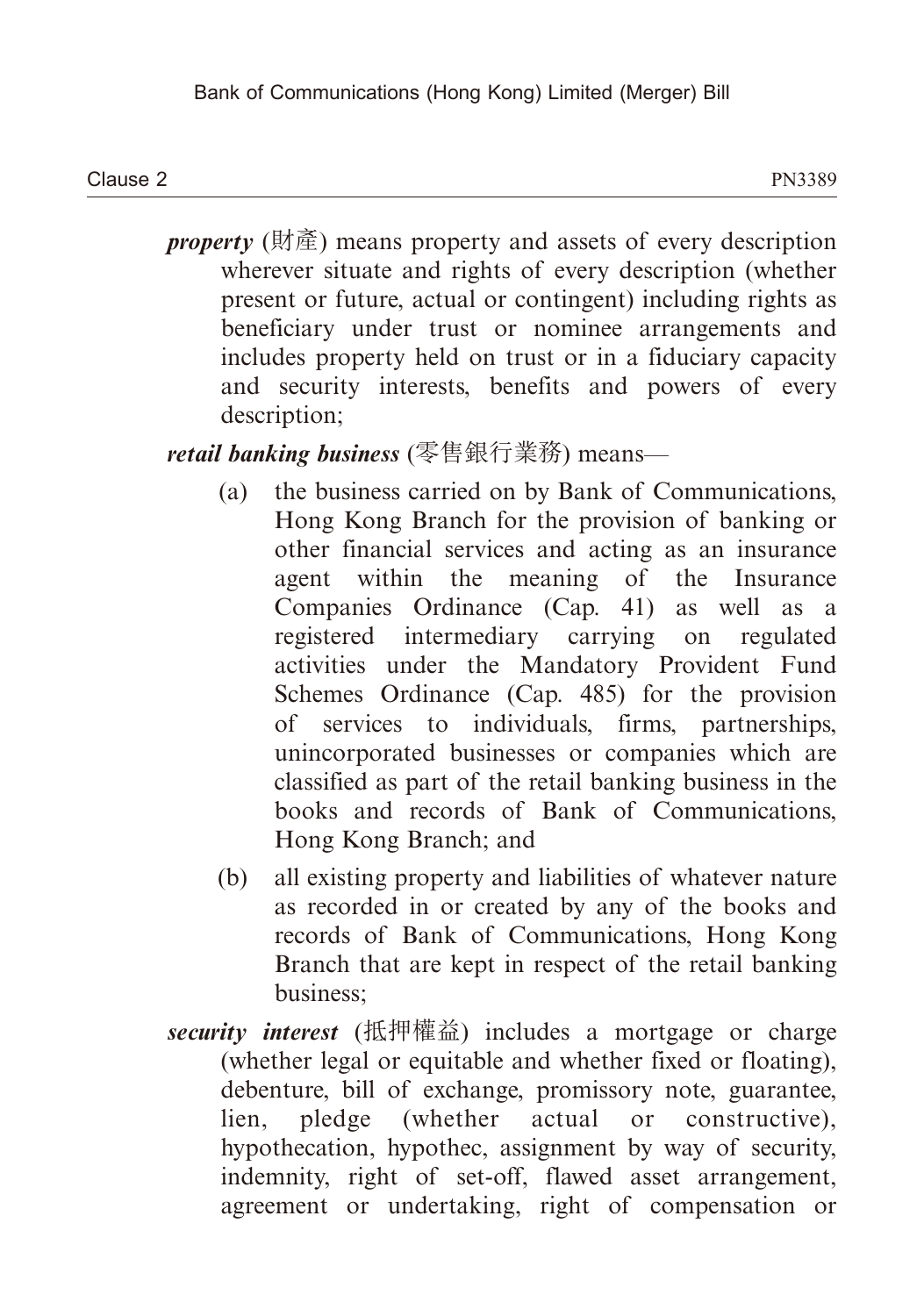***property*** (財產) means property and assets of every description wherever situate and rights of every description (whether present or future, actual or contingent) including rights as beneficiary under trust or nominee arrangements and includes property held on trust or in a fiduciary capacity and security interests, benefits and powers of every description;

***retail banking business*** (零售銀行業務) means—

(a) the business carried on by Bank of Communications, Hong Kong Branch for the provision of banking or other financial services and acting as an insurance agent within the meaning of the Insurance Companies Ordinance (Cap. 41) as well as a registered intermediary carrying on regulated activities under the Mandatory Provident Fund Schemes Ordinance (Cap. 485) for the provision of services to individuals, firms, partnerships, unincorporated businesses or companies which are classified as part of the retail banking business in the books and records of Bank of Communications, Hong Kong Branch; and

(b) all existing property and liabilities of whatever nature as recorded in or created by any of the books and records of Bank of Communications, Hong Kong Branch that are kept in respect of the retail banking business;

***security interest*** (抵押權益) includes a mortgage or charge (whether legal or equitable and whether fixed or floating), debenture, bill of exchange, promissory note, guarantee, lien, pledge (whether actual or constructive), hypothecation, hypothec, assignment by way of security, indemnity, right of set-off, flawed asset arrangement, agreement or undertaking, right of compensation or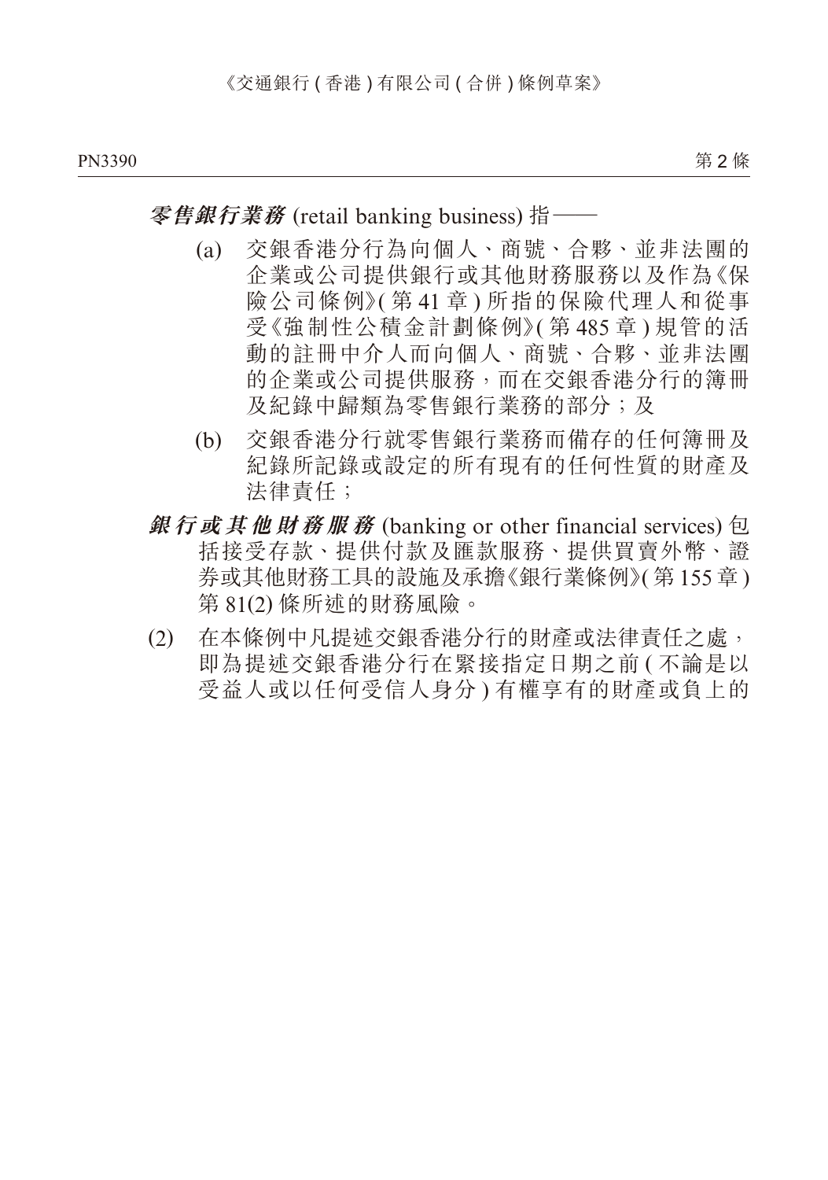***零售銀行業務*** (retail banking business) 指——

(a) 交銀香港分行為向個人、商號、合夥、並非法團的企業或公司提供銀行或其他財務服務以及作為《保險公司條例》(第 41 章) 所指的保險代理人和從事受《強制性公積金計劃條例》(第 485 章) 規管的活動的註冊中介人而向個人、商號、合夥、並非法團的企業或公司提供服務，而在交銀香港分行的簿冊及紀錄中歸類為零售銀行業務的部分；及

(b) 交銀香港分行就零售銀行業務而備存的任何簿冊及紀錄所記錄或設定的所有現有的任何性質的財產及法律責任；

***銀行或其他財務服務*** (banking or other financial services) 包括接受存款、提供付款及匯款服務、提供買賣外幣、證券或其他財務工具的設施及承擔《銀行業條例》(第 155 章) 第 81(2) 條所述的財務風險。

(2) 在本條例中凡提述交銀香港分行的財產或法律責任之處，即為提述交銀香港分行在緊接指定日期之前 (不論是以受益人或以任何受信人身分) 有權享有的財產或負上的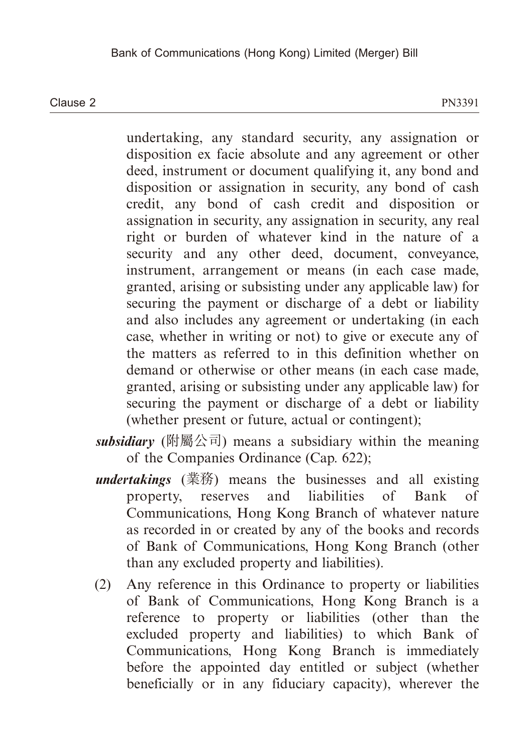undertaking, any standard security, any assignation or disposition ex facie absolute and any agreement or other deed, instrument or document qualifying it, any bond and disposition or assignation in security, any bond of cash credit, any bond of cash credit and disposition or assignation in security, any assignation in security, any real right or burden of whatever kind in the nature of a security and any other deed, document, conveyance, instrument, arrangement or means (in each case made, granted, arising or subsisting under any applicable law) for securing the payment or discharge of a debt or liability and also includes any agreement or undertaking (in each case, whether in writing or not) to give or execute any of the matters as referred to in this definition whether on demand or otherwise or other means (in each case made, granted, arising or subsisting under any applicable law) for securing the payment or discharge of a debt or liability (whether present or future, actual or contingent);

***subsidiary*** (附屬公司) means a subsidiary within the meaning of the Companies Ordinance (Cap. 622);

***undertakings*** (業務) means the businesses and all existing property, reserves and liabilities of Bank of Communications, Hong Kong Branch of whatever nature as recorded in or created by any of the books and records of Bank of Communications, Hong Kong Branch (other than any excluded property and liabilities).

(2) Any reference in this Ordinance to property or liabilities of Bank of Communications, Hong Kong Branch is a reference to property or liabilities (other than the excluded property and liabilities) to which Bank of Communications, Hong Kong Branch is immediately before the appointed day entitled or subject (whether beneficially or in any fiduciary capacity), wherever the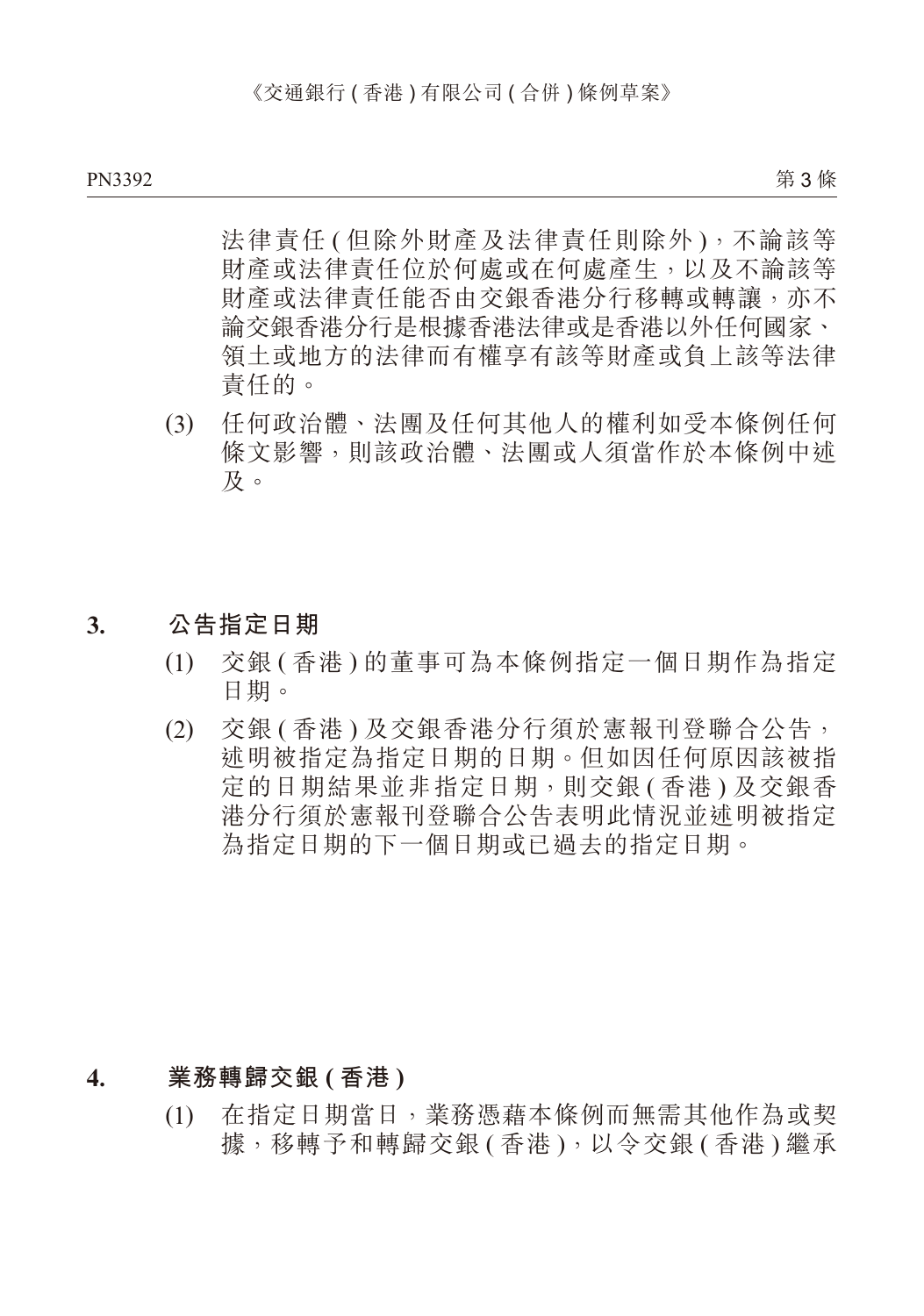法律責任 ( 但除外財產及法律責任則除外 )，不論該等財產或法律責任位於何處或在何處產生，以及不論該等財產或法律責任能否由交銀香港分行移轉或轉讓，亦不論交銀香港分行是根據香港法律或是香港以外任何國家、領土或地方的法律而有權享有該等財產或負上該等法律責任的。

(3) 任何政治體、法團及任何其他人的權利如受本條例任何條文影響，則該政治體、法團或人須當作於本條例中述及。

**3. 公告指定日期**

(1) 交銀 ( 香港 ) 的董事可為本條例指定一個日期作為指定日期。

(2) 交銀 ( 香港 ) 及交銀香港分行須於憲報刊登聯合公告，述明被指定為指定日期的日期。但如因任何原因該被指定的日期結果並非指定日期，則交銀 ( 香港 ) 及交銀香港分行須於憲報刊登聯合公告表明此情況並述明被指定為指定日期的下一個日期或已過去的指定日期。

**4. 業務轉歸交銀 ( 香港 )**

(1) 在指定日期當日，業務憑藉本條例而無需其他作為或契據，移轉予和轉歸交銀 ( 香港 )，以令交銀 ( 香港 ) 繼承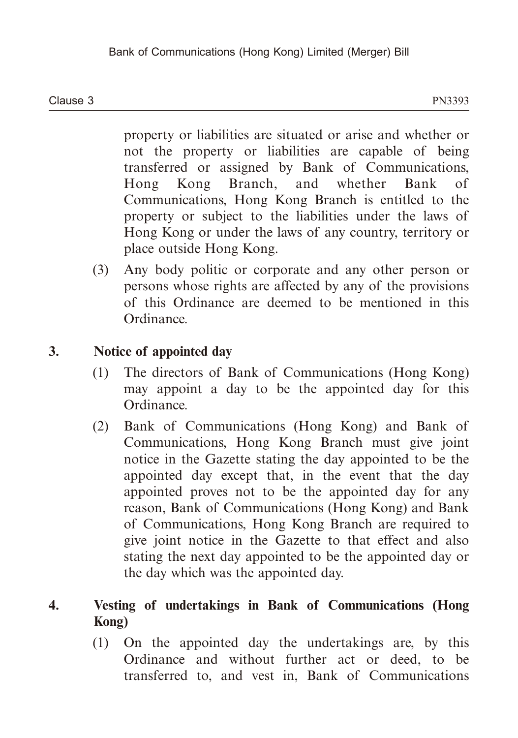property or liabilities are situated or arise and whether or not the property or liabilities are capable of being transferred or assigned by Bank of Communications, Hong Kong Branch, and whether Bank of Communications, Hong Kong Branch is entitled to the property or subject to the liabilities under the laws of Hong Kong or under the laws of any country, territory or place outside Hong Kong.

(3) Any body politic or corporate and any other person or persons whose rights are affected by any of the provisions of this Ordinance are deemed to be mentioned in this Ordinance.

**3. Notice of appointed day**

(1) The directors of Bank of Communications (Hong Kong) may appoint a day to be the appointed day for this Ordinance.

(2) Bank of Communications (Hong Kong) and Bank of Communications, Hong Kong Branch must give joint notice in the Gazette stating the day appointed to be the appointed day except that, in the event that the day appointed proves not to be the appointed day for any reason, Bank of Communications (Hong Kong) and Bank of Communications, Hong Kong Branch are required to give joint notice in the Gazette to that effect and also stating the next day appointed to be the appointed day or the day which was the appointed day.

**4. Vesting of undertakings in Bank of Communications (Hong Kong)**

(1) On the appointed day the undertakings are, by this Ordinance and without further act or deed, to be transferred to, and vest in, Bank of Communications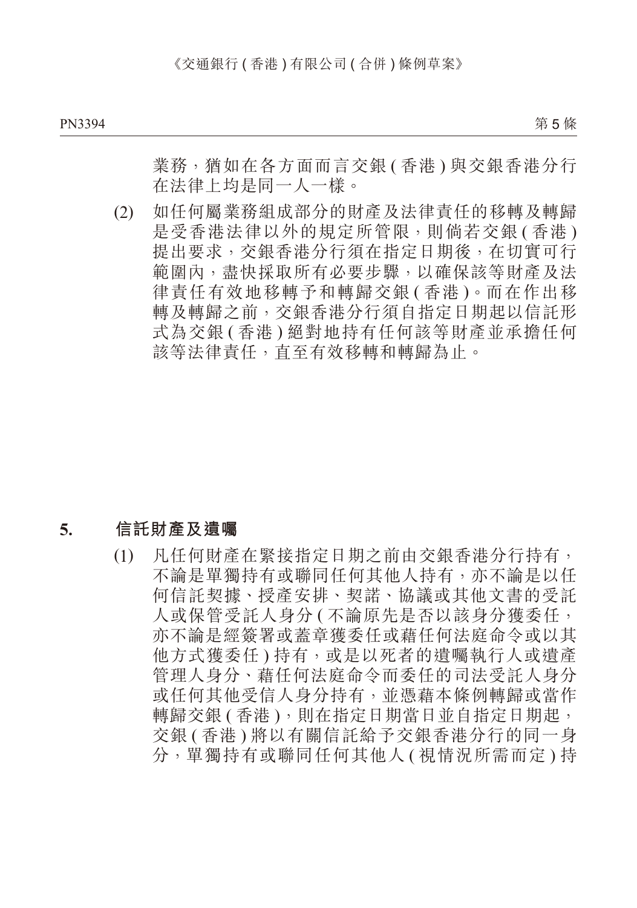業務，猶如在各方面而言交銀 ( 香港 ) 與交銀香港分行在法律上均是同一人一樣。

(2) 如任何屬業務組成部分的財產及法律責任的移轉及轉歸是受香港法律以外的規定所管限，則倘若交銀 ( 香港 ) 提出要求，交銀香港分行須在指定日期後，在切實可行範圍內，盡快採取所有必要步驟，以確保該等財產及法律責任有效地移轉予和轉歸交銀 ( 香港 )。而在作出移轉及轉歸之前，交銀香港分行須自指定日期起以信託形式為交銀 ( 香港 ) 絕對地持有任何該等財產並承擔任何該等法律責任，直至有效移轉和轉歸為止。

## 5. 信託財產及遺囑

(1) 凡任何財產在緊接指定日期之前由交銀香港分行持有，不論是單獨持有或聯同任何其他人持有，亦不論是以任何信託契據、授產安排、契諾、協議或其他文書的受託人或保管受託人身分 ( 不論原先是否以該身分獲委任，亦不論是經簽署或蓋章獲委任或藉任何法庭命令或以其他方式獲委任 ) 持有，或是以死者的遺囑執行人或遺產管理人身分、藉任何法庭命令而委任的司法受託人身分或任何其他受信人身分持有，並憑藉本條例轉歸或當作轉歸交銀 ( 香港 )，則在指定日期當日並自指定日期起，交銀 ( 香港 ) 將以有關信託給予交銀香港分行的同一身分，單獨持有或聯同任何其他人 ( 視情況所需而定 ) 持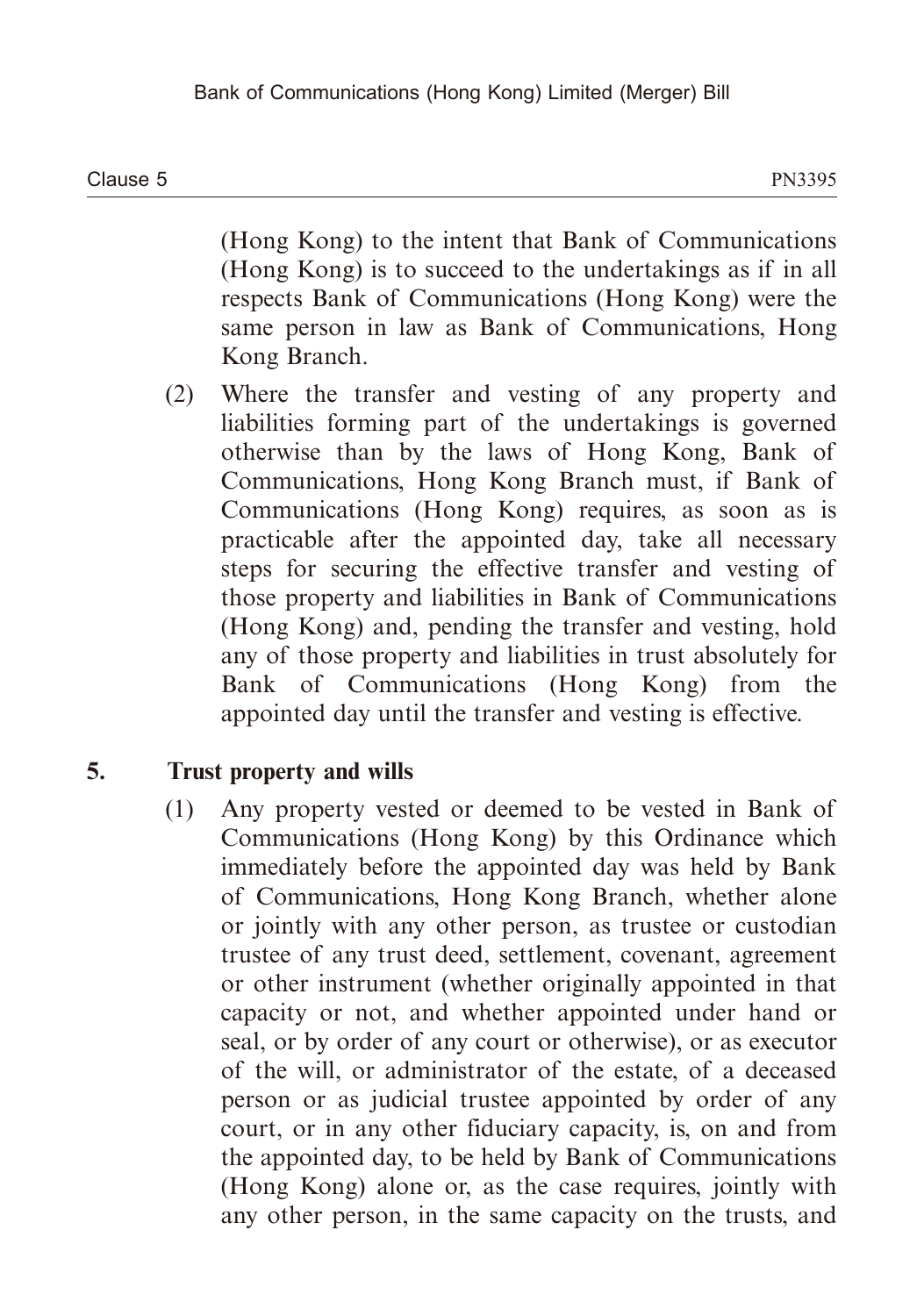(Hong Kong) to the intent that Bank of Communications (Hong Kong) is to succeed to the undertakings as if in all respects Bank of Communications (Hong Kong) were the same person in law as Bank of Communications, Hong Kong Branch.

(2) Where the transfer and vesting of any property and liabilities forming part of the undertakings is governed otherwise than by the laws of Hong Kong, Bank of Communications, Hong Kong Branch must, if Bank of Communications (Hong Kong) requires, as soon as is practicable after the appointed day, take all necessary steps for securing the effective transfer and vesting of those property and liabilities in Bank of Communications (Hong Kong) and, pending the transfer and vesting, hold any of those property and liabilities in trust absolutely for Bank of Communications (Hong Kong) from the appointed day until the transfer and vesting is effective.

## 5. Trust property and wills

(1) Any property vested or deemed to be vested in Bank of Communications (Hong Kong) by this Ordinance which immediately before the appointed day was held by Bank of Communications, Hong Kong Branch, whether alone or jointly with any other person, as trustee or custodian trustee of any trust deed, settlement, covenant, agreement or other instrument (whether originally appointed in that capacity or not, and whether appointed under hand or seal, or by order of any court or otherwise), or as executor of the will, or administrator of the estate, of a deceased person or as judicial trustee appointed by order of any court, or in any other fiduciary capacity, is, on and from the appointed day, to be held by Bank of Communications (Hong Kong) alone or, as the case requires, jointly with any other person, in the same capacity on the trusts, and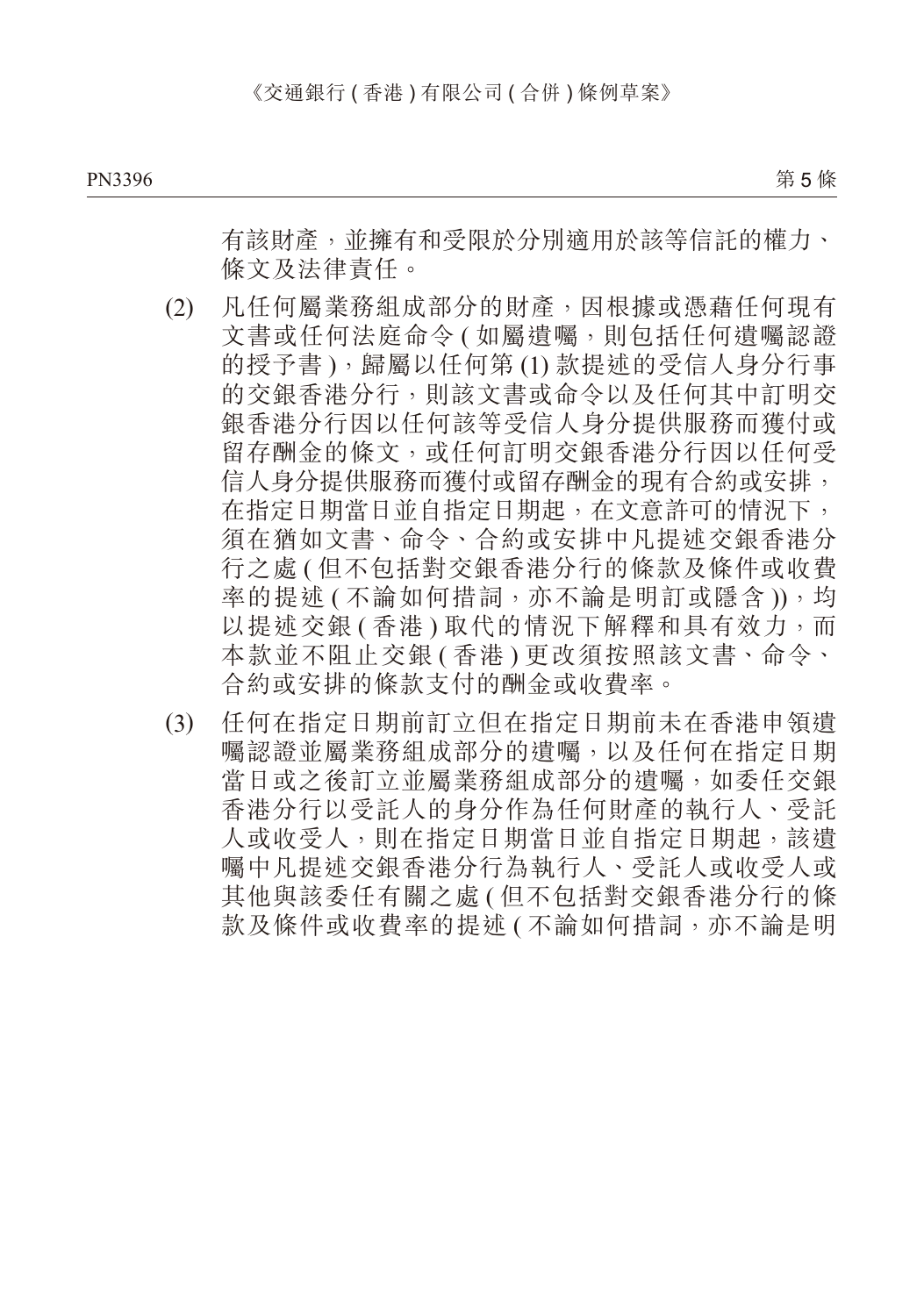有該財產，並擁有和受限於分別適用於該等信託的權力、條文及法律責任。

(2) 凡任何屬業務組成部分的財產，因根據或憑藉任何現有文書或任何法庭命令 ( 如屬遺囑，則包括任何遺囑認證的授予書 )，歸屬以任何第 (1) 款提述的受信人身分行事的交銀香港分行，則該文書或命令以及任何其中訂明交銀香港分行因以任何該等受信人身分提供服務而獲付或留存酬金的條文，或任何訂明交銀香港分行因以任何受信人身分提供服務而獲付或留存酬金的現有合約或安排，在指定日期當日並自指定日期起，在文意許可的情況下，須在猶如文書、命令、合約或安排中凡提述交銀香港分行之處 ( 但不包括對交銀香港分行的條款及條件或收費率的提述 ( 不論如何措詞，亦不論是明訂或隱含 ))，均以提述交銀 ( 香港 ) 取代的情況下解釋和具有效力，而本款並不阻止交銀 ( 香港 ) 更改須按照該文書、命令、合約或安排的條款支付的酬金或收費率。

(3) 任何在指定日期前訂立但在指定日期前未在香港申領遺囑認證並屬業務組成部分的遺囑，以及任何在指定日期當日或之後訂立並屬業務組成部分的遺囑，如委任交銀香港分行以受託人的身分作為任何財產的執行人、受託人或收受人，則在指定日期當日並自指定日期起，該遺囑中凡提述交銀香港分行為執行人、受託人或收受人或其他與該委任有關之處 ( 但不包括對交銀香港分行的條款及條件或收費率的提述 ( 不論如何措詞，亦不論是明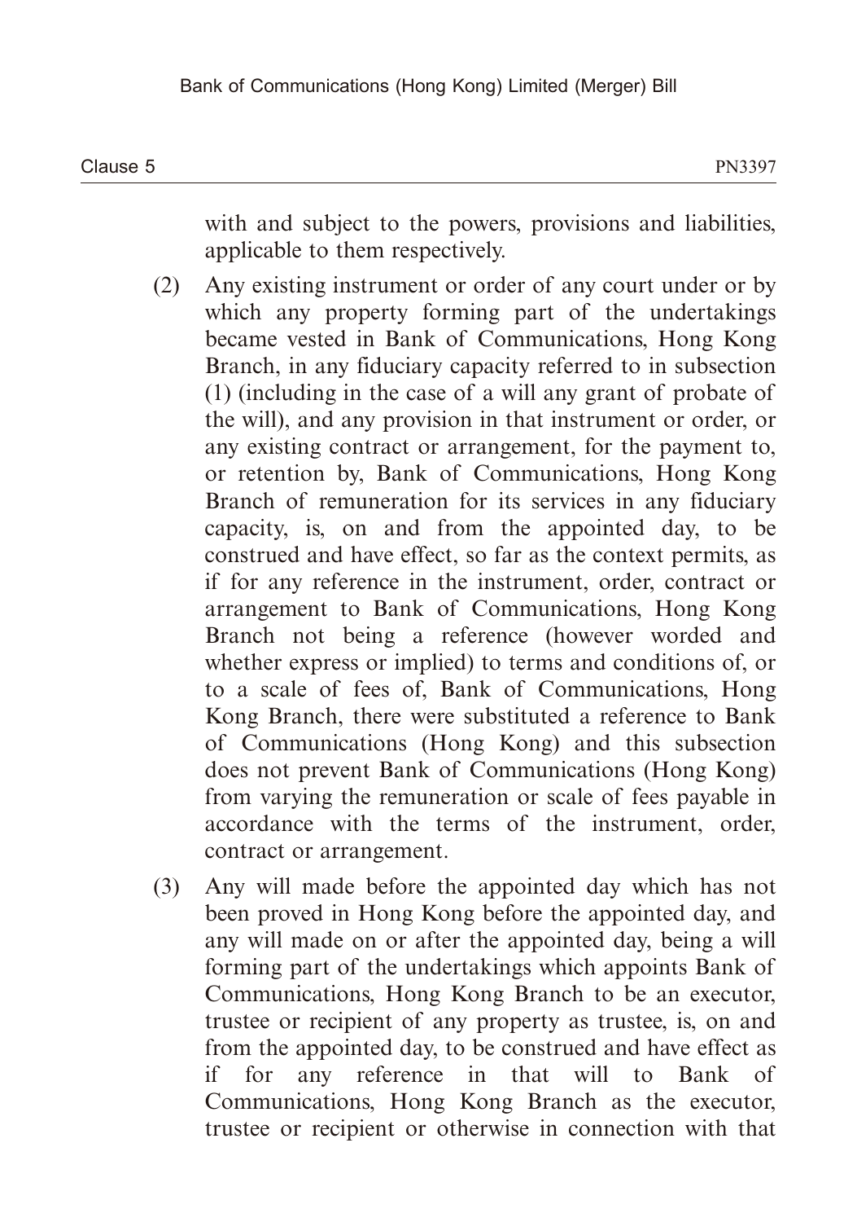with and subject to the powers, provisions and liabilities, applicable to them respectively.

(2) Any existing instrument or order of any court under or by which any property forming part of the undertakings became vested in Bank of Communications, Hong Kong Branch, in any fiduciary capacity referred to in subsection (1) (including in the case of a will any grant of probate of the will), and any provision in that instrument or order, or any existing contract or arrangement, for the payment to, or retention by, Bank of Communications, Hong Kong Branch of remuneration for its services in any fiduciary capacity, is, on and from the appointed day, to be construed and have effect, so far as the context permits, as if for any reference in the instrument, order, contract or arrangement to Bank of Communications, Hong Kong Branch not being a reference (however worded and whether express or implied) to terms and conditions of, or to a scale of fees of, Bank of Communications, Hong Kong Branch, there were substituted a reference to Bank of Communications (Hong Kong) and this subsection does not prevent Bank of Communications (Hong Kong) from varying the remuneration or scale of fees payable in accordance with the terms of the instrument, order, contract or arrangement.

(3) Any will made before the appointed day which has not been proved in Hong Kong before the appointed day, and any will made on or after the appointed day, being a will forming part of the undertakings which appoints Bank of Communications, Hong Kong Branch to be an executor, trustee or recipient of any property as trustee, is, on and from the appointed day, to be construed and have effect as if for any reference in that will to Bank of Communications, Hong Kong Branch as the executor, trustee or recipient or otherwise in connection with that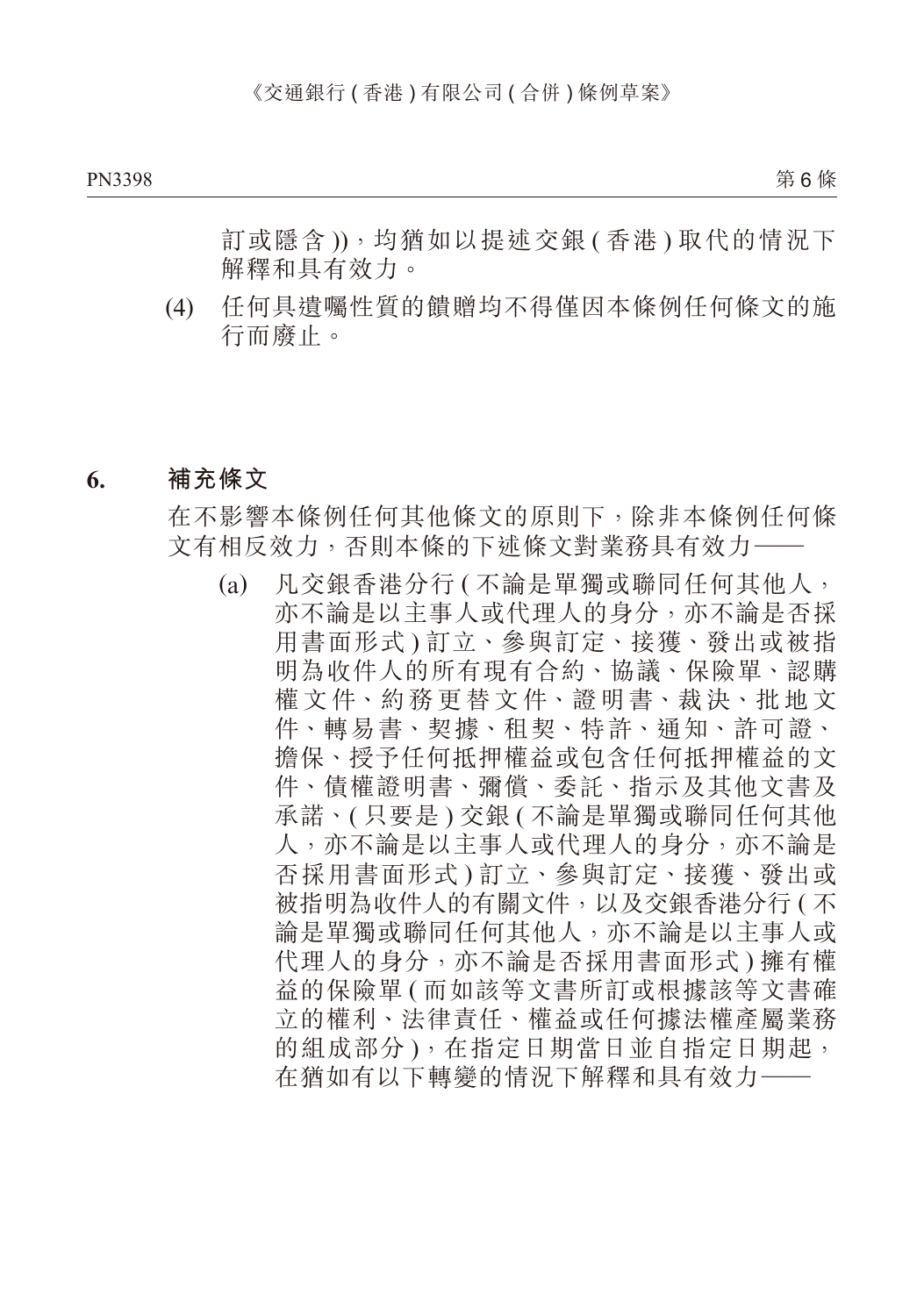訂或隱含 ))，均猶如以提述交銀 ( 香港 ) 取代的情況下解釋和具有效力。

(4) 任何具遺囑性質的饋贈均不得僅因本條例任何條文的施行而廢止。

**6. 補充條文**

在不影響本條例任何其他條文的原則下，除非本條例任何條文有相反效力，否則本條的下述條文對業務具有效力——

(a) 凡交銀香港分行 ( 不論是單獨或聯同任何其他人，亦不論是以主事人或代理人的身分，亦不論是否採用書面形式 ) 訂立、參與訂定、接獲、發出或被指明為收件人的所有現有合約、協議、保險單、認購權文件、約務更替文件、證明書、裁決、批地文件、轉易書、契據、租契、特許、通知、許可證、擔保、授予任何抵押權益或包含任何抵押權益的文件、債權證明書、彌償、委託、指示及其他文書及承諾、( 只要是 ) 交銀 ( 不論是單獨或聯同任何其他人，亦不論是以主事人或代理人的身分，亦不論是否採用書面形式 ) 訂立、參與訂定、接獲、發出或被指明為收件人的有關文件，以及交銀香港分行 ( 不論是單獨或聯同任何其他人，亦不論是以主事人或代理人的身分，亦不論是否採用書面形式 ) 擁有權益的保險單 ( 而如該等文書所訂或根據該等文書確立的權利、法律責任、權益或任何據法權產屬業務的組成部分 )，在指定日期當日並自指定日期起，在猶如有以下轉變的情況下解釋和具有效力——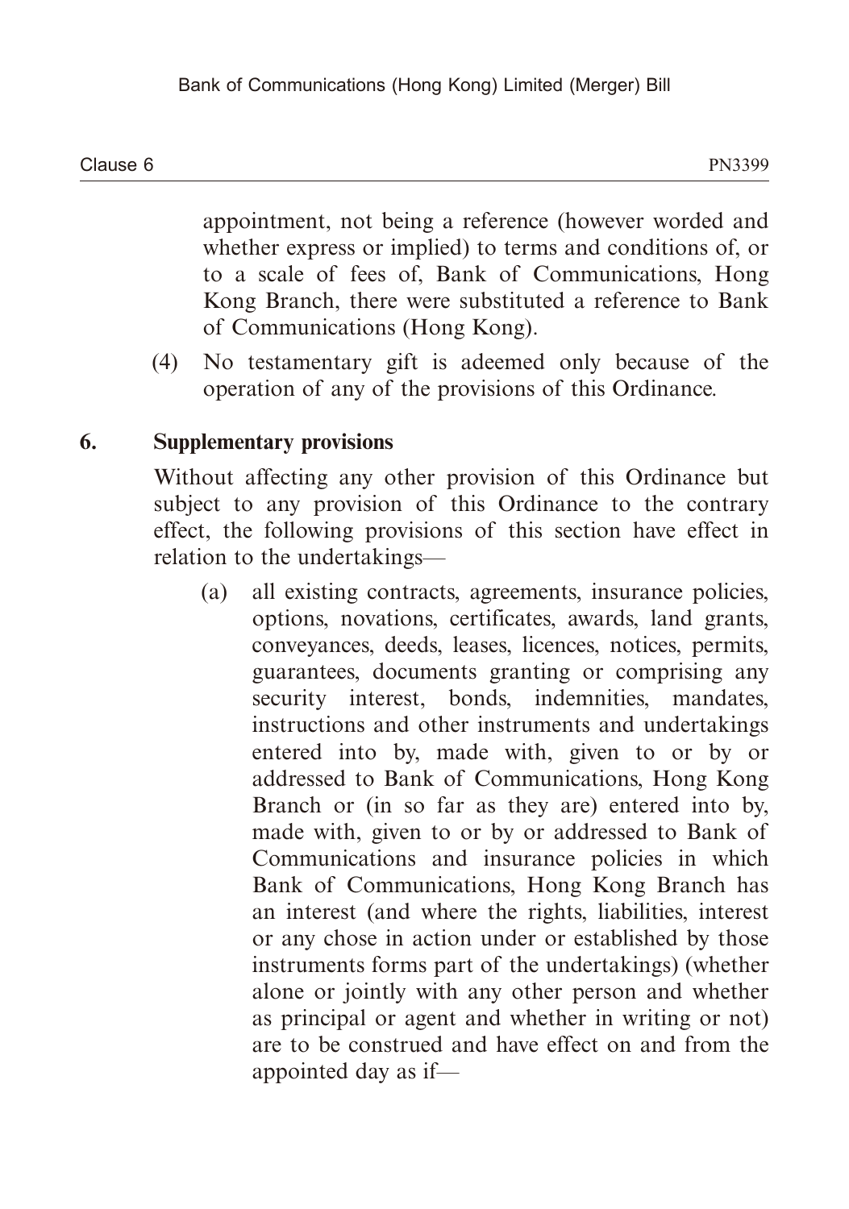appointment, not being a reference (however worded and whether express or implied) to terms and conditions of, or to a scale of fees of, Bank of Communications, Hong Kong Branch, there were substituted a reference to Bank of Communications (Hong Kong).

(4) No testamentary gift is adeemed only because of the operation of any of the provisions of this Ordinance.

**6. Supplementary provisions**

Without affecting any other provision of this Ordinance but subject to any provision of this Ordinance to the contrary effect, the following provisions of this section have effect in relation to the undertakings—

(a) all existing contracts, agreements, insurance policies, options, novations, certificates, awards, land grants, conveyances, deeds, leases, licences, notices, permits, guarantees, documents granting or comprising any security interest, bonds, indemnities, mandates, instructions and other instruments and undertakings entered into by, made with, given to or by or addressed to Bank of Communications, Hong Kong Branch or (in so far as they are) entered into by, made with, given to or by or addressed to Bank of Communications and insurance policies in which Bank of Communications, Hong Kong Branch has an interest (and where the rights, liabilities, interest or any chose in action under or established by those instruments forms part of the undertakings) (whether alone or jointly with any other person and whether as principal or agent and whether in writing or not) are to be construed and have effect on and from the appointed day as if—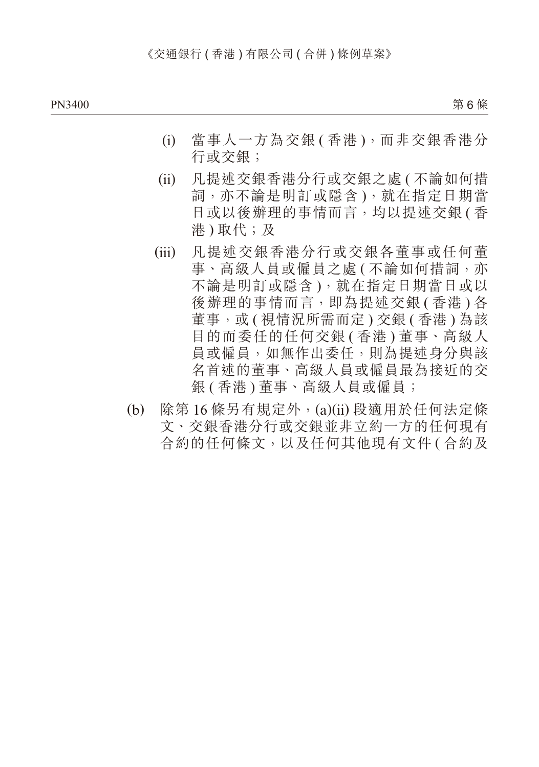(i) 當事人一方為交銀 ( 香港 )，而非交銀香港分行或交銀；

(ii) 凡提述交銀香港分行或交銀之處 ( 不論如何措詞，亦不論是明訂或隱含 )，就在指定日期當日或以後辦理的事情而言，均以提述交銀 ( 香港 ) 取代；及

(iii) 凡提述交銀香港分行或交銀各董事或任何董事、高級人員或僱員之處 ( 不論如何措詞，亦不論是明訂或隱含 )，就在指定日期當日或以後辦理的事情而言，即為提述交銀 ( 香港 ) 各董事，或 ( 視情況所需而定 ) 交銀 ( 香港 ) 為該目的而委任的任何交銀 ( 香港 ) 董事、高級人員或僱員，如無作出委任，則為提述身分與該名首述的董事、高級人員或僱員最為接近的交銀 ( 香港 ) 董事、高級人員或僱員；

(b) 除第 16 條另有規定外，(a)(ii) 段適用於任何法定條文、交銀香港分行或交銀並非立約一方的任何現有合約的任何條文，以及任何其他現有文件 ( 合約及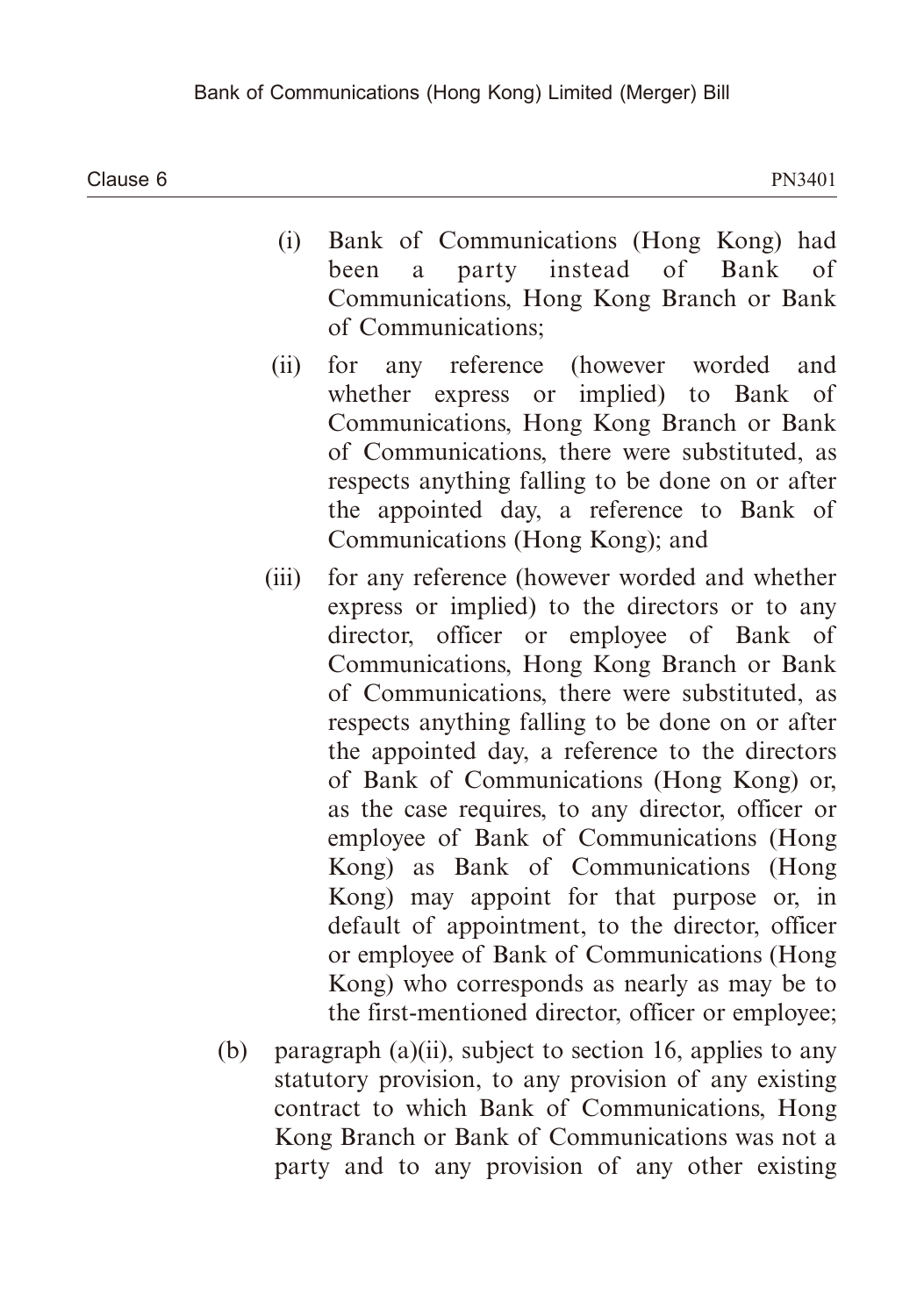- (i) Bank of Communications (Hong Kong) had been a party instead of Bank of Communications, Hong Kong Branch or Bank of Communications;
- (ii) for any reference (however worded and whether express or implied) to Bank of Communications, Hong Kong Branch or Bank of Communications, there were substituted, as respects anything falling to be done on or after the appointed day, a reference to Bank of Communications (Hong Kong); and
- (iii) for any reference (however worded and whether express or implied) to the directors or to any director, officer or employee of Bank of Communications, Hong Kong Branch or Bank of Communications, there were substituted, as respects anything falling to be done on or after the appointed day, a reference to the directors of Bank of Communications (Hong Kong) or, as the case requires, to any director, officer or employee of Bank of Communications (Hong Kong) as Bank of Communications (Hong Kong) may appoint for that purpose or, in default of appointment, to the director, officer or employee of Bank of Communications (Hong Kong) who corresponds as nearly as may be to the first-mentioned director, officer or employee;

(b) paragraph (a)(ii), subject to section 16, applies to any statutory provision, to any provision of any existing contract to which Bank of Communications, Hong Kong Branch or Bank of Communications was not a party and to any provision of any other existing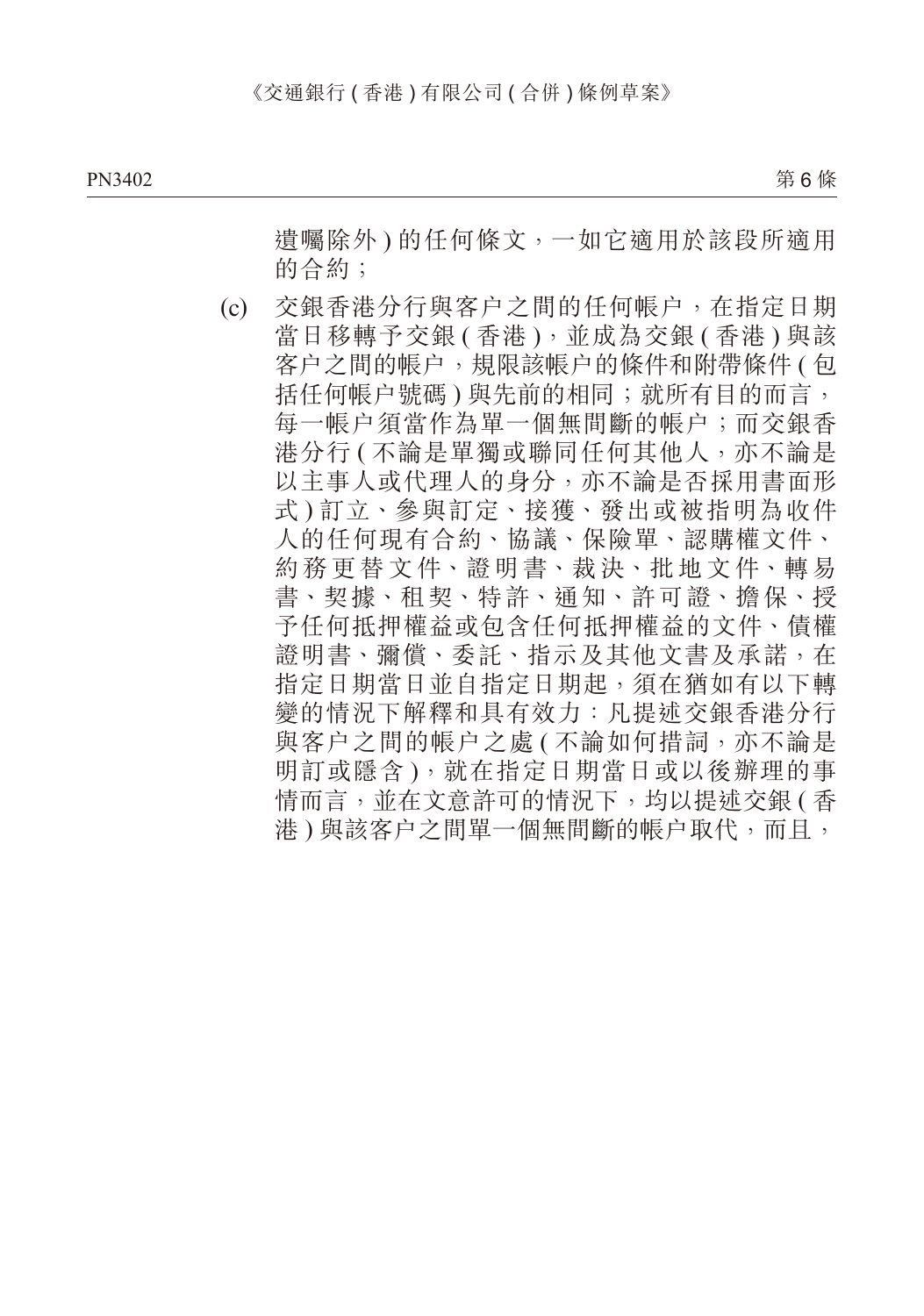遺囑除外 ) 的任何條文，一如它適用於該段所適用的合約；

(c) 交銀香港分行與客户之間的任何帳户，在指定日期當日移轉予交銀 ( 香港 )，並成為交銀 ( 香港 ) 與該客户之間的帳户，規限該帳户的條件和附帶條件 ( 包括任何帳户號碼 ) 與先前的相同；就所有目的而言，每一帳户須當作為單一個無間斷的帳户；而交銀香港分行 ( 不論是單獨或聯同任何其他人，亦不論是以主事人或代理人的身分，亦不論是否採用書面形式 ) 訂立、參與訂定、接獲、發出或被指明為收件人的任何現有合約、協議、保險單、認購權文件、約務更替文件、證明書、裁決、批地文件、轉易書、契據、租契、特許、通知、許可證、擔保、授予任何抵押權益或包含任何抵押權益的文件、債權證明書、彌償、委託、指示及其他文書及承諾，在指定日期當日並自指定日期起，須在猶如有以下轉變的情況下解釋和具有效力：凡提述交銀香港分行與客户之間的帳户之處 ( 不論如何措詞，亦不論是明訂或隱含 )，就在指定日期當日或以後辦理的事情而言，並在文意許可的情況下，均以提述交銀 ( 香港 ) 與該客户之間單一個無間斷的帳户取代，而且，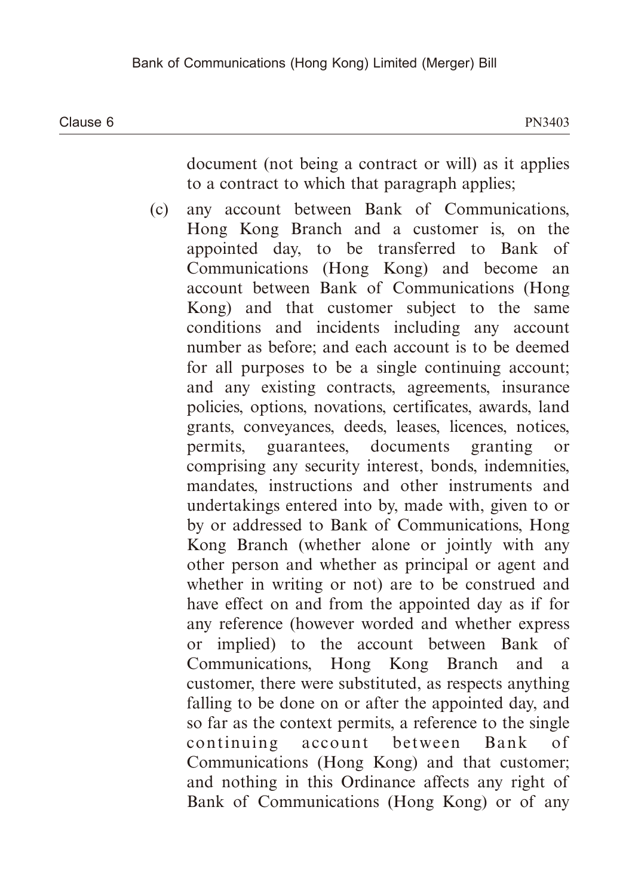document (not being a contract or will) as it applies to a contract to which that paragraph applies;

(c) any account between Bank of Communications, Hong Kong Branch and a customer is, on the appointed day, to be transferred to Bank of Communications (Hong Kong) and become an account between Bank of Communications (Hong Kong) and that customer subject to the same conditions and incidents including any account number as before; and each account is to be deemed for all purposes to be a single continuing account; and any existing contracts, agreements, insurance policies, options, novations, certificates, awards, land grants, conveyances, deeds, leases, licences, notices, permits, guarantees, documents granting or comprising any security interest, bonds, indemnities, mandates, instructions and other instruments and undertakings entered into by, made with, given to or by or addressed to Bank of Communications, Hong Kong Branch (whether alone or jointly with any other person and whether as principal or agent and whether in writing or not) are to be construed and have effect on and from the appointed day as if for any reference (however worded and whether express or implied) to the account between Bank of Communications, Hong Kong Branch and a customer, there were substituted, as respects anything falling to be done on or after the appointed day, and so far as the context permits, a reference to the single continuing account between Bank of Communications (Hong Kong) and that customer; and nothing in this Ordinance affects any right of Bank of Communications (Hong Kong) or of any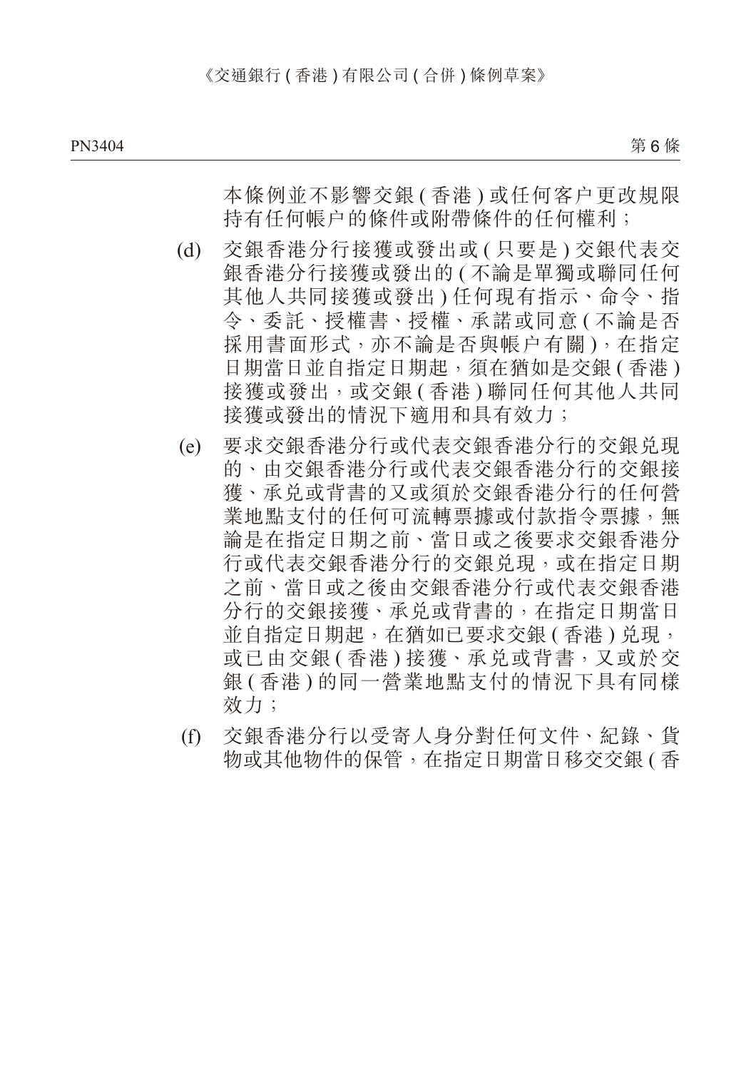本條例並不影響交銀 ( 香港 ) 或任何客户更改規限持有任何帳户的條件或附帶條件的任何權利；

(d) 交銀香港分行接獲或發出或 ( 只要是 ) 交銀代表交銀香港分行接獲或發出的 ( 不論是單獨或聯同任何其他人共同接獲或發出 ) 任何現有指示、命令、指令、委託、授權書、授權、承諾或同意 ( 不論是否採用書面形式，亦不論是否與帳户有關 )，在指定日期當日並自指定日期起，須在猶如是交銀 ( 香港 ) 接獲或發出，或交銀 ( 香港 ) 聯同任何其他人共同接獲或發出的情況下適用和具有效力；

(e) 要求交銀香港分行或代表交銀香港分行的交銀兑現的、由交銀香港分行或代表交銀香港分行的交銀接獲、承兑或背書的又或須於交銀香港分行的任何營業地點支付的任何可流轉票據或付款指令票據，無論是在指定日期之前、當日或之後要求交銀香港分行或代表交銀香港分行的交銀兑現，或在指定日期之前、當日或之後由交銀香港分行或代表交銀香港分行的交銀接獲、承兑或背書的，在指定日期當日並自指定日期起，在猶如已要求交銀 ( 香港 ) 兑現，或已由交銀 ( 香港 ) 接獲、承兑或背書，又或於交銀 ( 香港 ) 的同一營業地點支付的情況下具有同樣效力；

(f) 交銀香港分行以受寄人身分對任何文件、紀錄、貨物或其他物件的保管，在指定日期當日移交交銀 ( 香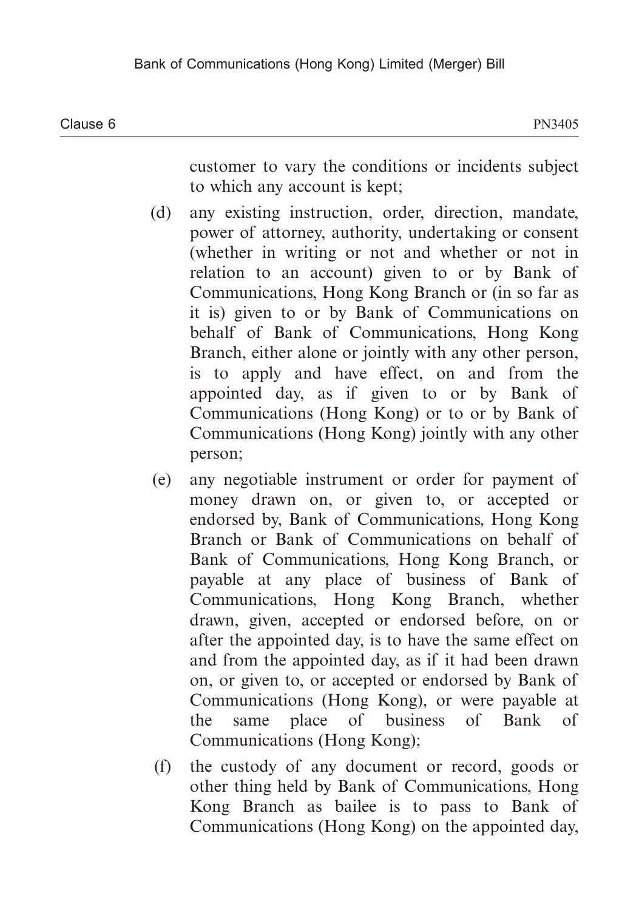customer to vary the conditions or incidents subject to which any account is kept;

(d) any existing instruction, order, direction, mandate, power of attorney, authority, undertaking or consent (whether in writing or not and whether or not in relation to an account) given to or by Bank of Communications, Hong Kong Branch or (in so far as it is) given to or by Bank of Communications on behalf of Bank of Communications, Hong Kong Branch, either alone or jointly with any other person, is to apply and have effect, on and from the appointed day, as if given to or by Bank of Communications (Hong Kong) or to or by Bank of Communications (Hong Kong) jointly with any other person;

(e) any negotiable instrument or order for payment of money drawn on, or given to, or accepted or endorsed by, Bank of Communications, Hong Kong Branch or Bank of Communications on behalf of Bank of Communications, Hong Kong Branch, or payable at any place of business of Bank of Communications, Hong Kong Branch, whether drawn, given, accepted or endorsed before, on or after the appointed day, is to have the same effect on and from the appointed day, as if it had been drawn on, or given to, or accepted or endorsed by Bank of Communications (Hong Kong), or were payable at the same place of business of Bank of Communications (Hong Kong);

(f) the custody of any document or record, goods or other thing held by Bank of Communications, Hong Kong Branch as bailee is to pass to Bank of Communications (Hong Kong) on the appointed day,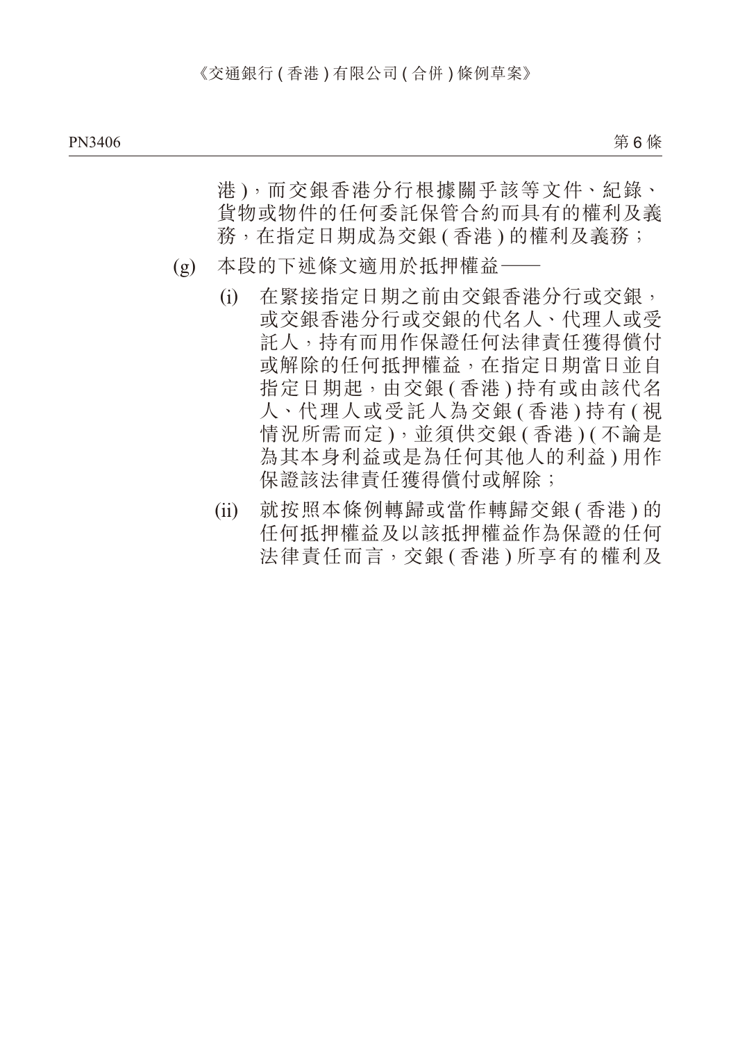港 )，而交銀香港分行根據關乎該等文件、紀錄、貨物或物件的任何委託保管合約而具有的權利及義務，在指定日期成為交銀 ( 香港 ) 的權利及義務；

(g) 本段的下述條文適用於抵押權益——

(i) 在緊接指定日期之前由交銀香港分行或交銀，或交銀香港分行或交銀的代名人、代理人或受託人，持有而用作保證任何法律責任獲得償付或解除的任何抵押權益，在指定日期當日並自指定日期起，由交銀 ( 香港 ) 持有或由該代名人、代理人或受託人為交銀 ( 香港 ) 持有 ( 視情況所需而定 )，並須供交銀 ( 香港 ) ( 不論是為其本身利益或是為任何其他人的利益 ) 用作保證該法律責任獲得償付或解除；

(ii) 就按照本條例轉歸或當作轉歸交銀 ( 香港 ) 的任何抵押權益及以該抵押權益作為保證的任何法律責任而言，交銀 ( 香港 ) 所享有的權利及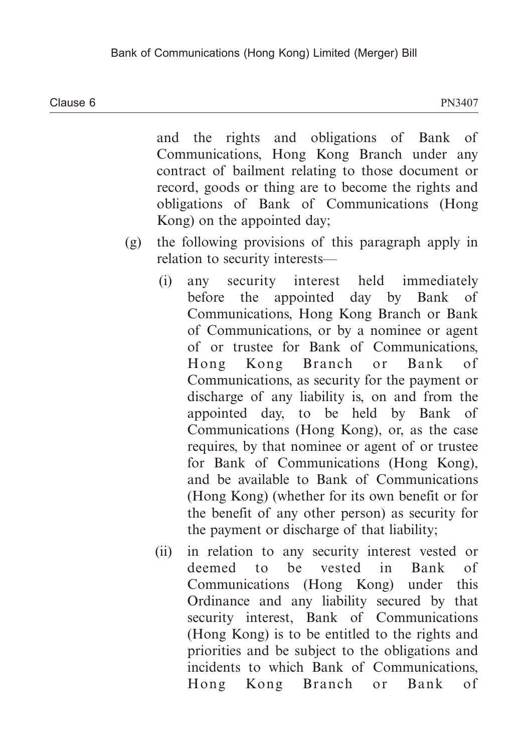and the rights and obligations of Bank of Communications, Hong Kong Branch under any contract of bailment relating to those document or record, goods or thing are to become the rights and obligations of Bank of Communications (Hong Kong) on the appointed day;

(g) the following provisions of this paragraph apply in relation to security interests—

(i) any security interest held immediately before the appointed day by Bank of Communications, Hong Kong Branch or Bank of Communications, or by a nominee or agent of or trustee for Bank of Communications, Hong Kong Branch or Bank of Communications, as security for the payment or discharge of any liability is, on and from the appointed day, to be held by Bank of Communications (Hong Kong), or, as the case requires, by that nominee or agent of or trustee for Bank of Communications (Hong Kong), and be available to Bank of Communications (Hong Kong) (whether for its own benefit or for the benefit of any other person) as security for the payment or discharge of that liability;

(ii) in relation to any security interest vested or deemed to be vested in Bank of Communications (Hong Kong) under this Ordinance and any liability secured by that security interest, Bank of Communications (Hong Kong) is to be entitled to the rights and priorities and be subject to the obligations and incidents to which Bank of Communications, Hong Kong Branch or Bank of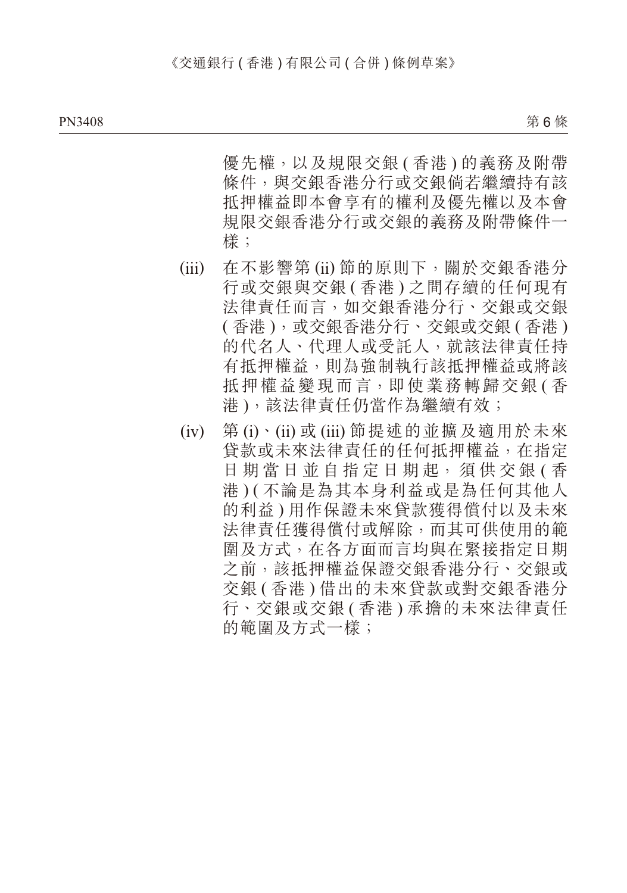優先權，以及規限交銀 ( 香港 ) 的義務及附帶條件，與交銀香港分行或交銀倘若繼續持有該抵押權益即本會享有的權利及優先權以及本會規限交銀香港分行或交銀的義務及附帶條件一樣；

(iii) 在不影響第 (ii) 節的原則下，關於交銀香港分行或交銀與交銀 ( 香港 ) 之間存續的任何現有法律責任而言，如交銀香港分行、交銀或交銀 ( 香港 )，或交銀香港分行、交銀或交銀 ( 香港 ) 的代名人、代理人或受託人，就該法律責任持有抵押權益，則為強制執行該抵押權益或將該抵押權益變現而言，即使業務轉歸交銀 ( 香港 )，該法律責任仍當作為繼續有效；

(iv) 第 (i)、(ii) 或 (iii) 節提述的並擴及適用於未來貸款或未來法律責任的任何抵押權益，在指定日期當日並自指定日期起，須供交銀 ( 香港 ) ( 不論是為其本身利益或是為任何其他人的利益 ) 用作保證未來貸款獲得償付以及未來法律責任獲得償付或解除，而其可供使用的範圍及方式，在各方面而言均與在緊接指定日期之前，該抵押權益保證交銀香港分行、交銀或交銀 ( 香港 ) 借出的未來貸款或對交銀香港分行、交銀或交銀 ( 香港 ) 承擔的未來法律責任的範圍及方式一樣；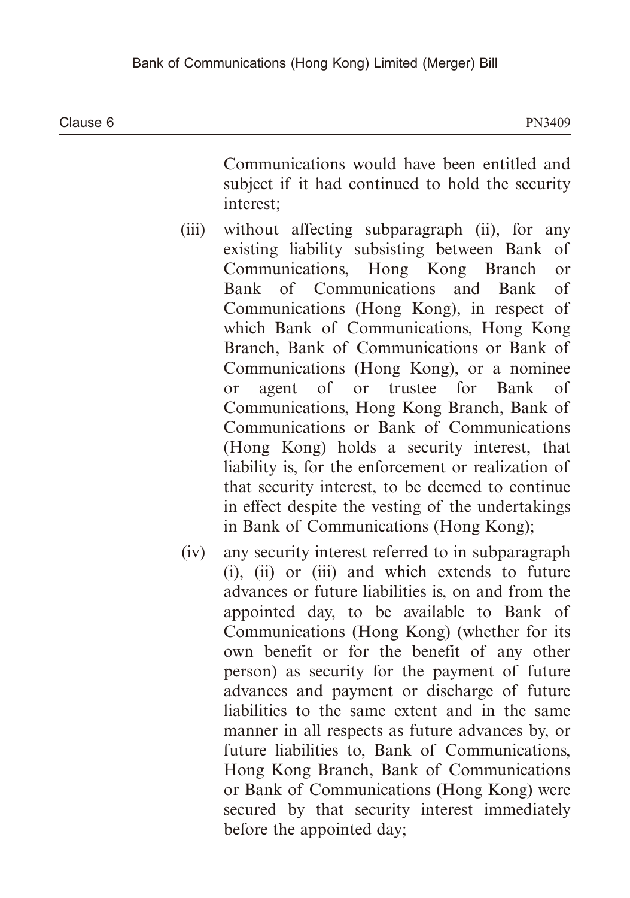Communications would have been entitled and subject if it had continued to hold the security interest;

(iii) without affecting subparagraph (ii), for any existing liability subsisting between Bank of Communications, Hong Kong Branch or Bank of Communications and Bank of Communications (Hong Kong), in respect of which Bank of Communications, Hong Kong Branch, Bank of Communications or Bank of Communications (Hong Kong), or a nominee or agent of or trustee for Bank of Communications, Hong Kong Branch, Bank of Communications or Bank of Communications (Hong Kong) holds a security interest, that liability is, for the enforcement or realization of that security interest, to be deemed to continue in effect despite the vesting of the undertakings in Bank of Communications (Hong Kong);

(iv) any security interest referred to in subparagraph (i), (ii) or (iii) and which extends to future advances or future liabilities is, on and from the appointed day, to be available to Bank of Communications (Hong Kong) (whether for its own benefit or for the benefit of any other person) as security for the payment of future advances and payment or discharge of future liabilities to the same extent and in the same manner in all respects as future advances by, or future liabilities to, Bank of Communications, Hong Kong Branch, Bank of Communications or Bank of Communications (Hong Kong) were secured by that security interest immediately before the appointed day;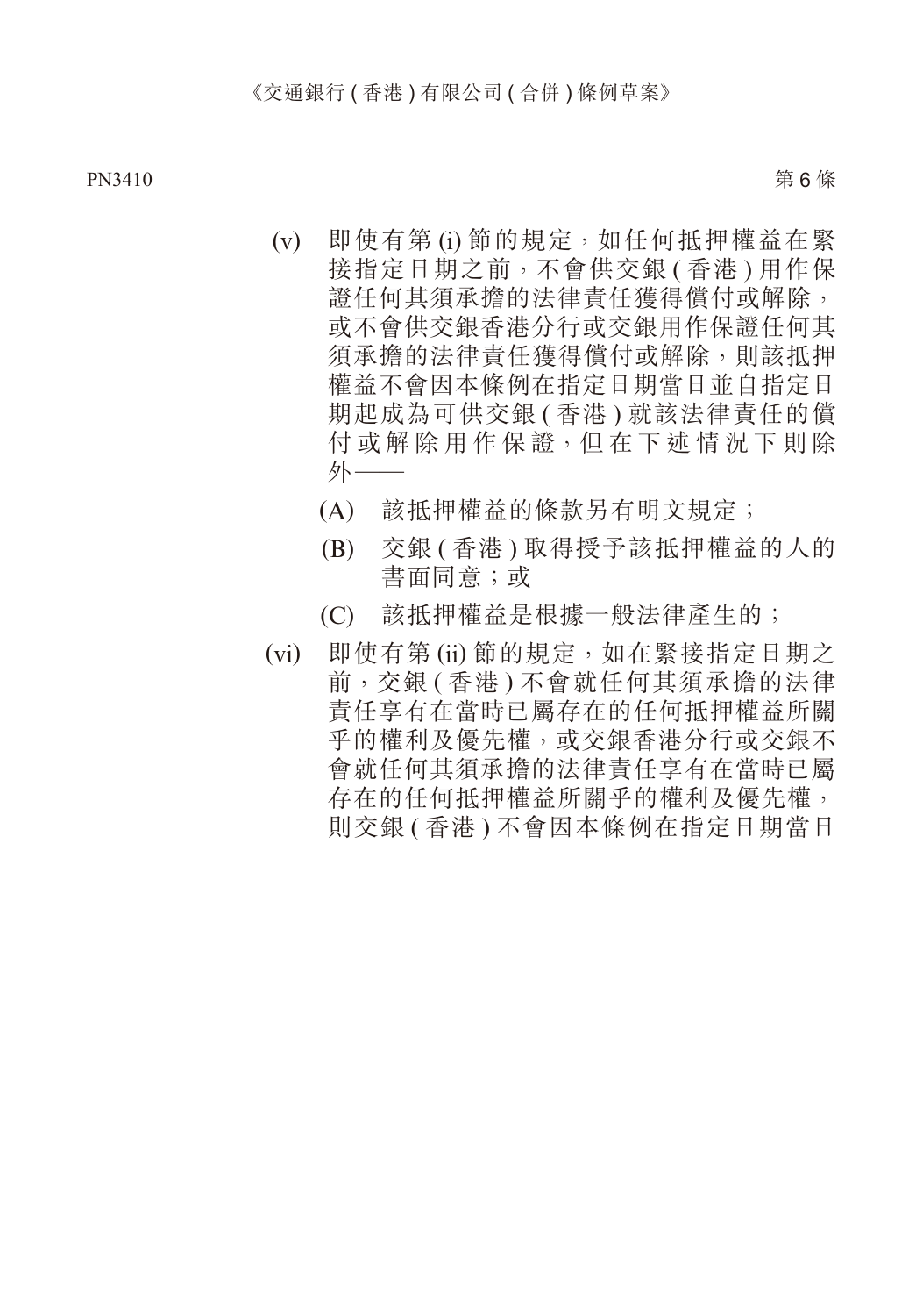(v) 即使有第 (i) 節的規定，如任何抵押權益在緊接指定日期之前，不會供交銀 ( 香港 ) 用作保證任何其須承擔的法律責任獲得償付或解除，或不會供交銀香港分行或交銀用作保證任何其須承擔的法律責任獲得償付或解除，則該抵押權益不會因本條例在指定日期當日並自指定日期起成為可供交銀 ( 香港 ) 就該法律責任的償付或解除用作保證，但在下述情況下則除外——

(A) 該抵押權益的條款另有明文規定；

(B) 交銀 ( 香港 ) 取得授予該抵押權益的人的書面同意；或

(C) 該抵押權益是根據一般法律產生的；

(vi) 即使有第 (ii) 節的規定，如在緊接指定日期之前，交銀 ( 香港 ) 不會就任何其須承擔的法律責任享有在當時已屬存在的任何抵押權益所關乎的權利及優先權，或交銀香港分行或交銀不會就任何其須承擔的法律責任享有在當時已屬存在的任何抵押權益所關乎的權利及優先權，則交銀 ( 香港 ) 不會因本條例在指定日期當日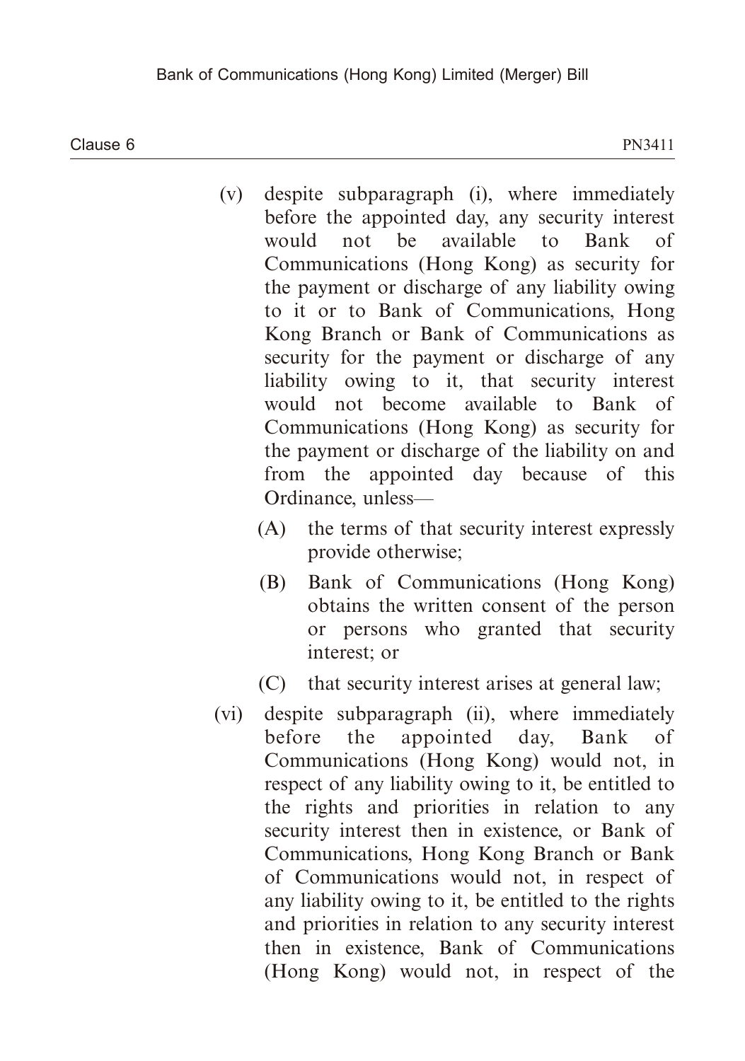(v) despite subparagraph (i), where immediately before the appointed day, any security interest would not be available to Bank of Communications (Hong Kong) as security for the payment or discharge of any liability owing to it or to Bank of Communications, Hong Kong Branch or Bank of Communications as security for the payment or discharge of any liability owing to it, that security interest would not become available to Bank of Communications (Hong Kong) as security for the payment or discharge of the liability on and from the appointed day because of this Ordinance, unless—

(A) the terms of that security interest expressly provide otherwise;

(B) Bank of Communications (Hong Kong) obtains the written consent of the person or persons who granted that security interest; or

(C) that security interest arises at general law;

(vi) despite subparagraph (ii), where immediately before the appointed day, Bank of Communications (Hong Kong) would not, in respect of any liability owing to it, be entitled to the rights and priorities in relation to any security interest then in existence, or Bank of Communications, Hong Kong Branch or Bank of Communications would not, in respect of any liability owing to it, be entitled to the rights and priorities in relation to any security interest then in existence, Bank of Communications (Hong Kong) would not, in respect of the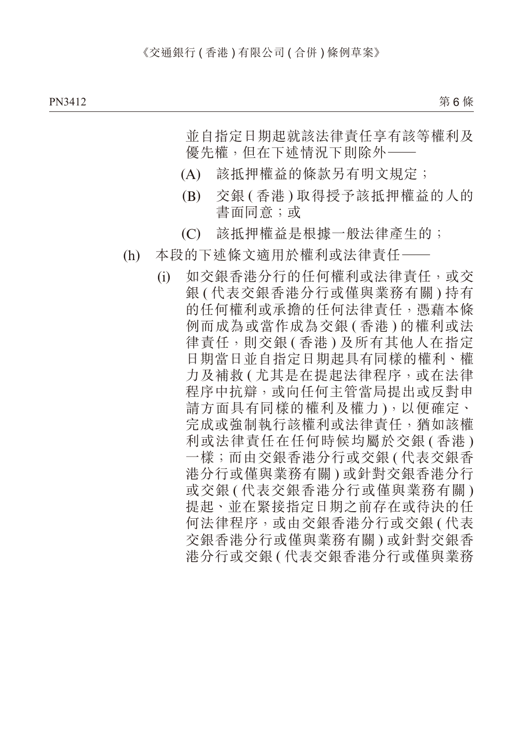並自指定日期起就該法律責任享有該等權利及優先權，但在下述情況下則除外——

(A) 該抵押權益的條款另有明文規定；

(B) 交銀 ( 香港 ) 取得授予該抵押權益的人的書面同意；或

(C) 該抵押權益是根據一般法律產生的；

(h) 本段的下述條文適用於權利或法律責任——

(i) 如交銀香港分行的任何權利或法律責任，或交銀 ( 代表交銀香港分行或僅與業務有關 ) 持有的任何權利或承擔的任何法律責任，憑藉本條例而成為或當作成為交銀 ( 香港 ) 的權利或法律責任，則交銀 ( 香港 ) 及所有其他人在指定日期當日並自指定日期起具有同樣的權利、權力及補救 ( 尤其是在提起法律程序，或在法律程序中抗辯，或向任何主管當局提出或反對申請方面具有同樣的權利及權力 )，以便確定、完成或強制執行該權利或法律責任，猶如該權利或法律責任在任何時候均屬於交銀 ( 香港 ) 一樣；而由交銀香港分行或交銀 ( 代表交銀香港分行或僅與業務有關 ) 或針對交銀香港分行或交銀 ( 代表交銀香港分行或僅與業務有關 ) 提起、並在緊接指定日期之前存在或待決的任何法律程序，或由交銀香港分行或交銀 ( 代表交銀香港分行或僅與業務有關 ) 或針對交銀香港分行或交銀 ( 代表交銀香港分行或僅與業務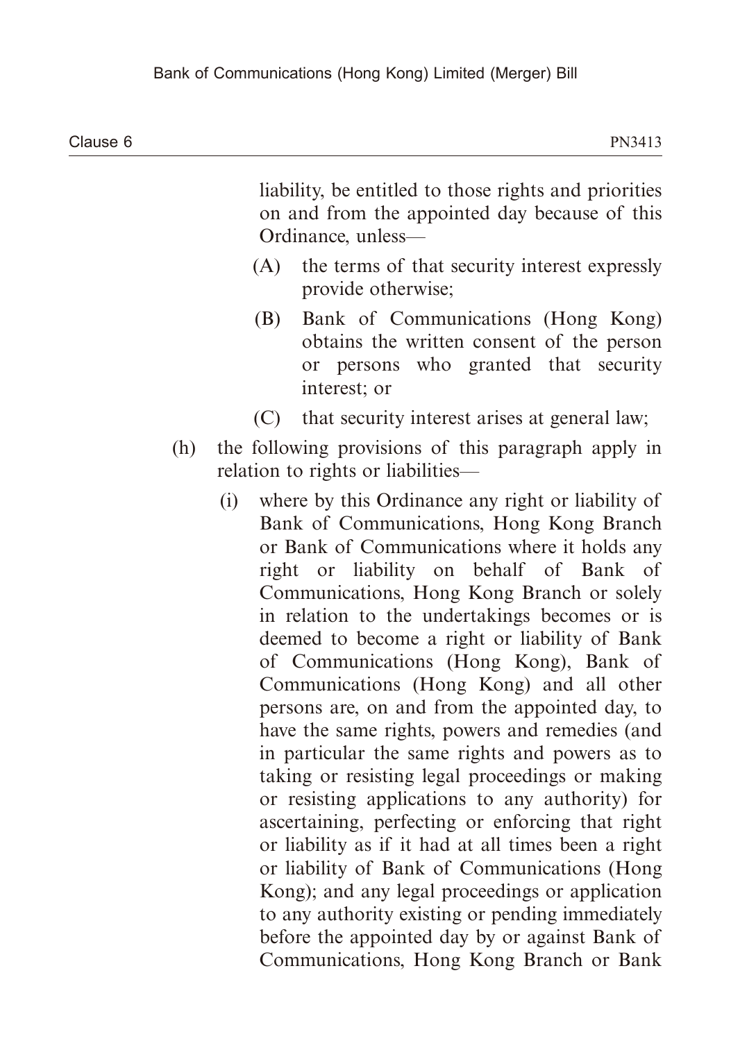liability, be entitled to those rights and priorities on and from the appointed day because of this Ordinance, unless—

(A) the terms of that security interest expressly provide otherwise;

(B) Bank of Communications (Hong Kong) obtains the written consent of the person or persons who granted that security interest; or

(C) that security interest arises at general law;

(h) the following provisions of this paragraph apply in relation to rights or liabilities—

(i) where by this Ordinance any right or liability of Bank of Communications, Hong Kong Branch or Bank of Communications where it holds any right or liability on behalf of Bank of Communications, Hong Kong Branch or solely in relation to the undertakings becomes or is deemed to become a right or liability of Bank of Communications (Hong Kong), Bank of Communications (Hong Kong) and all other persons are, on and from the appointed day, to have the same rights, powers and remedies (and in particular the same rights and powers as to taking or resisting legal proceedings or making or resisting applications to any authority) for ascertaining, perfecting or enforcing that right or liability as if it had at all times been a right or liability of Bank of Communications (Hong Kong); and any legal proceedings or application to any authority existing or pending immediately before the appointed day by or against Bank of Communications, Hong Kong Branch or Bank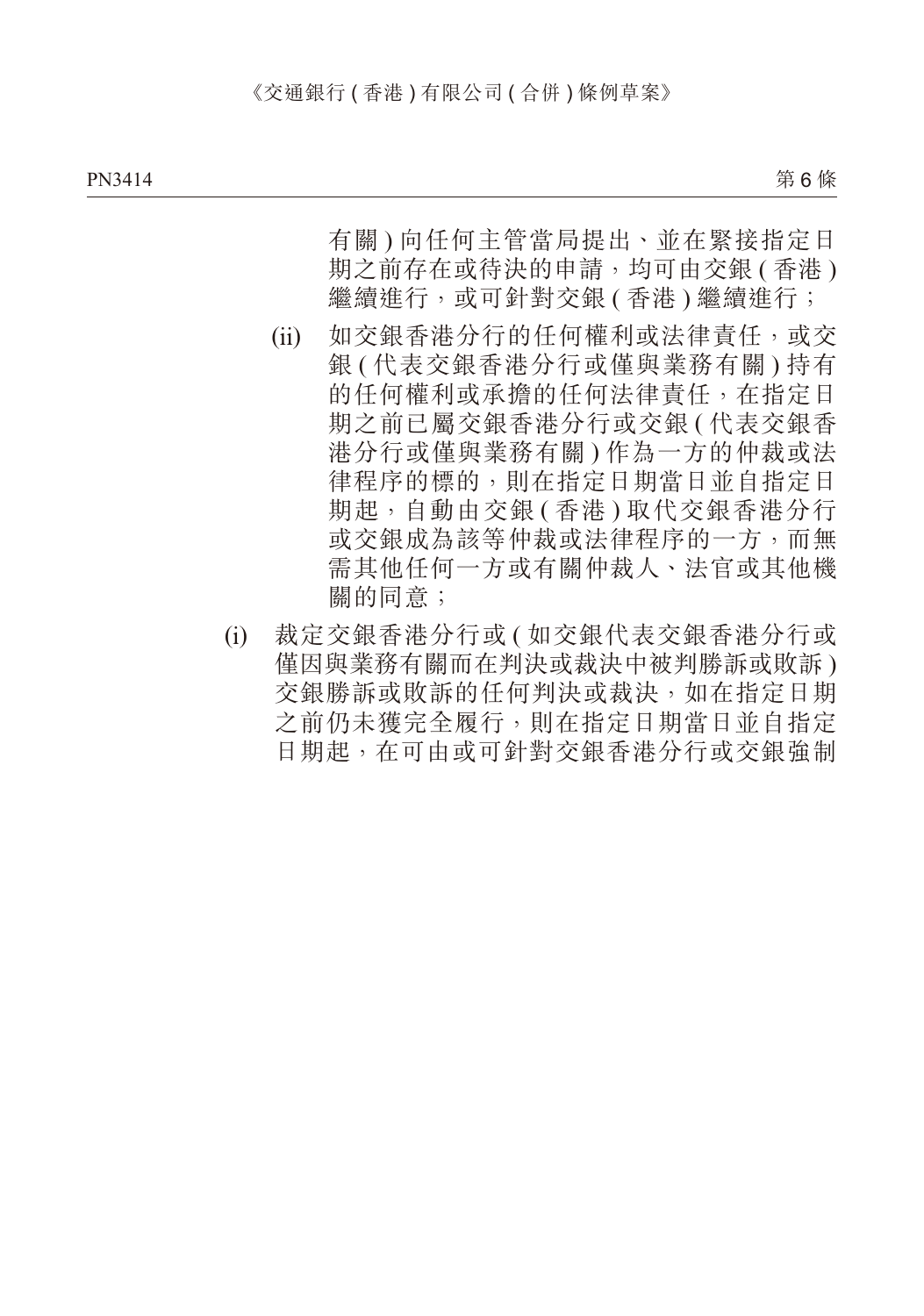有關 ) 向任何主管當局提出、並在緊接指定日期之前存在或待決的申請，均可由交銀 ( 香港 ) 繼續進行，或可針對交銀 ( 香港 ) 繼續進行；

(ii) 如交銀香港分行的任何權利或法律責任，或交銀 ( 代表交銀香港分行或僅與業務有關 ) 持有的任何權利或承擔的任何法律責任，在指定日期之前已屬交銀香港分行或交銀 ( 代表交銀香港分行或僅與業務有關 ) 作為一方的仲裁或法律程序的標的，則在指定日期當日並自指定日期起，自動由交銀 ( 香港 ) 取代交銀香港分行或交銀成為該等仲裁或法律程序的一方，而無需其他任何一方或有關仲裁人、法官或其他機關的同意；

(i) 裁定交銀香港分行或 ( 如交銀代表交銀香港分行或僅因與業務有關而在判決或裁決中被判勝訴或敗訴 ) 交銀勝訴或敗訴的任何判決或裁決，如在指定日期之前仍未獲完全履行，則在指定日期當日並自指定日期起，在可由或可針對交銀香港分行或交銀強制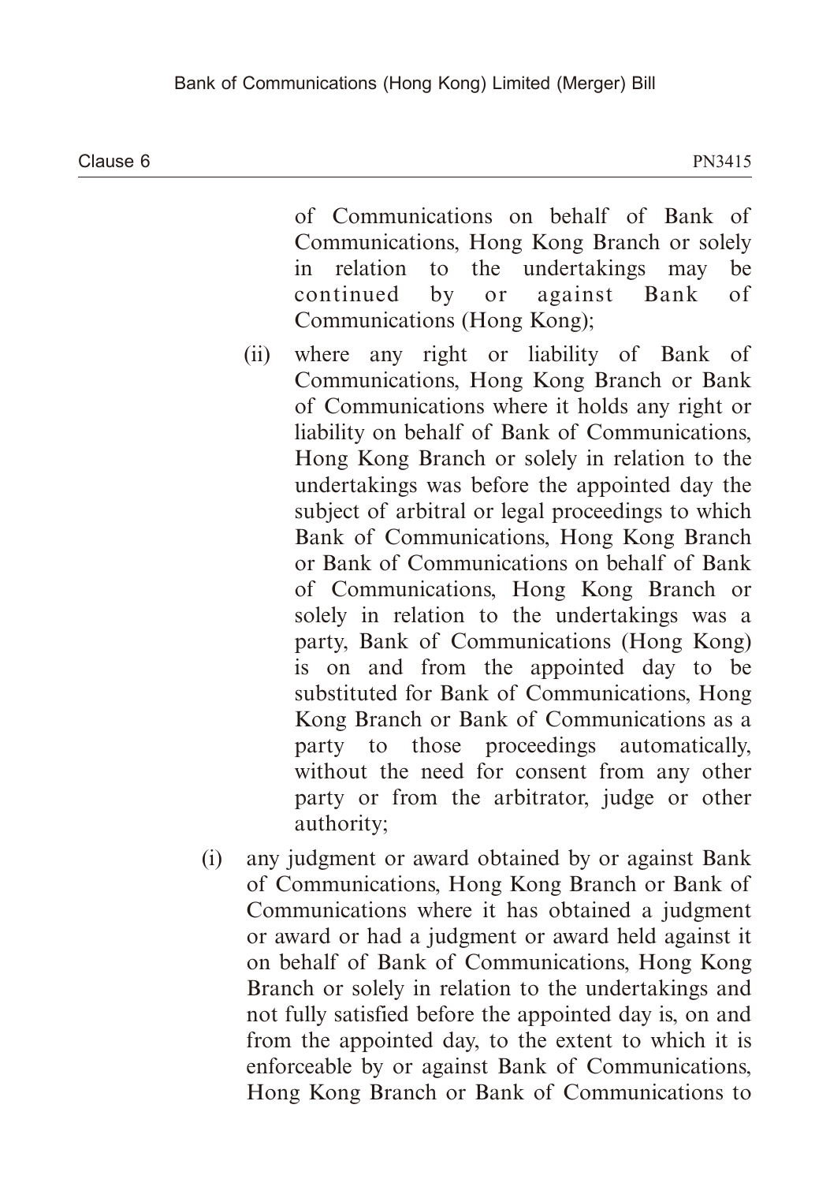of Communications on behalf of Bank of Communications, Hong Kong Branch or solely in relation to the undertakings may be continued by or against Bank of Communications (Hong Kong);

(ii) where any right or liability of Bank of Communications, Hong Kong Branch or Bank of Communications where it holds any right or liability on behalf of Bank of Communications, Hong Kong Branch or solely in relation to the undertakings was before the appointed day the subject of arbitral or legal proceedings to which Bank of Communications, Hong Kong Branch or Bank of Communications on behalf of Bank of Communications, Hong Kong Branch or solely in relation to the undertakings was a party, Bank of Communications (Hong Kong) is on and from the appointed day to be substituted for Bank of Communications, Hong Kong Branch or Bank of Communications as a party to those proceedings automatically, without the need for consent from any other party or from the arbitrator, judge or other authority;

(i) any judgment or award obtained by or against Bank of Communications, Hong Kong Branch or Bank of Communications where it has obtained a judgment or award or had a judgment or award held against it on behalf of Bank of Communications, Hong Kong Branch or solely in relation to the undertakings and not fully satisfied before the appointed day is, on and from the appointed day, to the extent to which it is enforceable by or against Bank of Communications, Hong Kong Branch or Bank of Communications to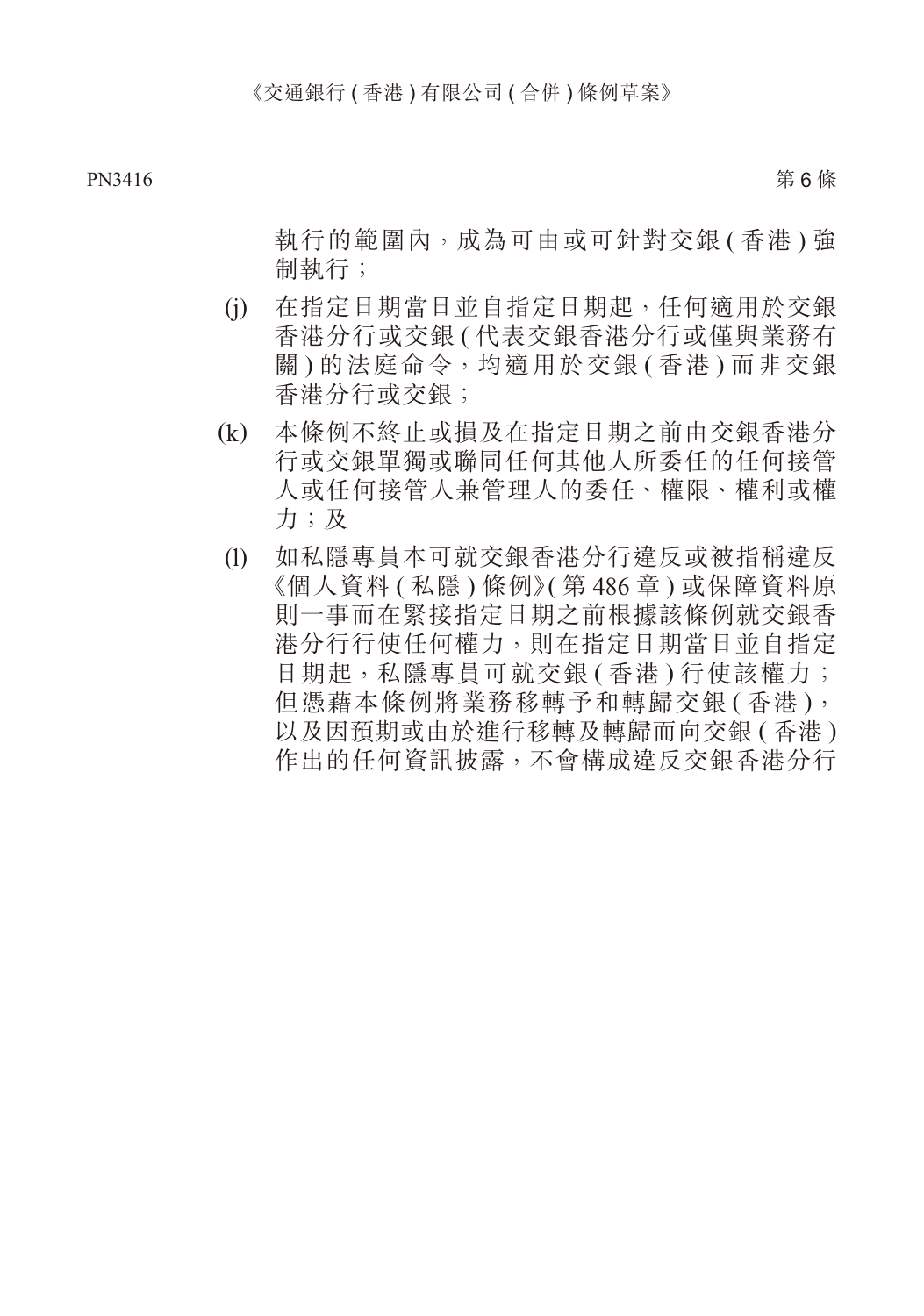執行的範圍內，成為可由或可針對交銀 ( 香港 ) 強制執行；

(j) 在指定日期當日並自指定日期起，任何適用於交銀香港分行或交銀 ( 代表交銀香港分行或僅與業務有關 ) 的法庭命令，均適用於交銀 ( 香港 ) 而非交銀香港分行或交銀；

(k) 本條例不終止或損及在指定日期之前由交銀香港分行或交銀單獨或聯同任何其他人所委任的任何接管人或任何接管人兼管理人的委任、權限、權利或權力；及

(l) 如私隱專員本可就交銀香港分行違反或被指稱違反《個人資料 ( 私隱 ) 條例》( 第 486 章 ) 或保障資料原則一事而在緊接指定日期之前根據該條例就交銀香港分行行使任何權力，則在指定日期當日並自指定日期起，私隱專員可就交銀 ( 香港 ) 行使該權力；但憑藉本條例將業務移轉予和轉歸交銀 ( 香港 )，以及因預期或由於進行移轉及轉歸而向交銀 ( 香港 ) 作出的任何資訊披露，不會構成違反交銀香港分行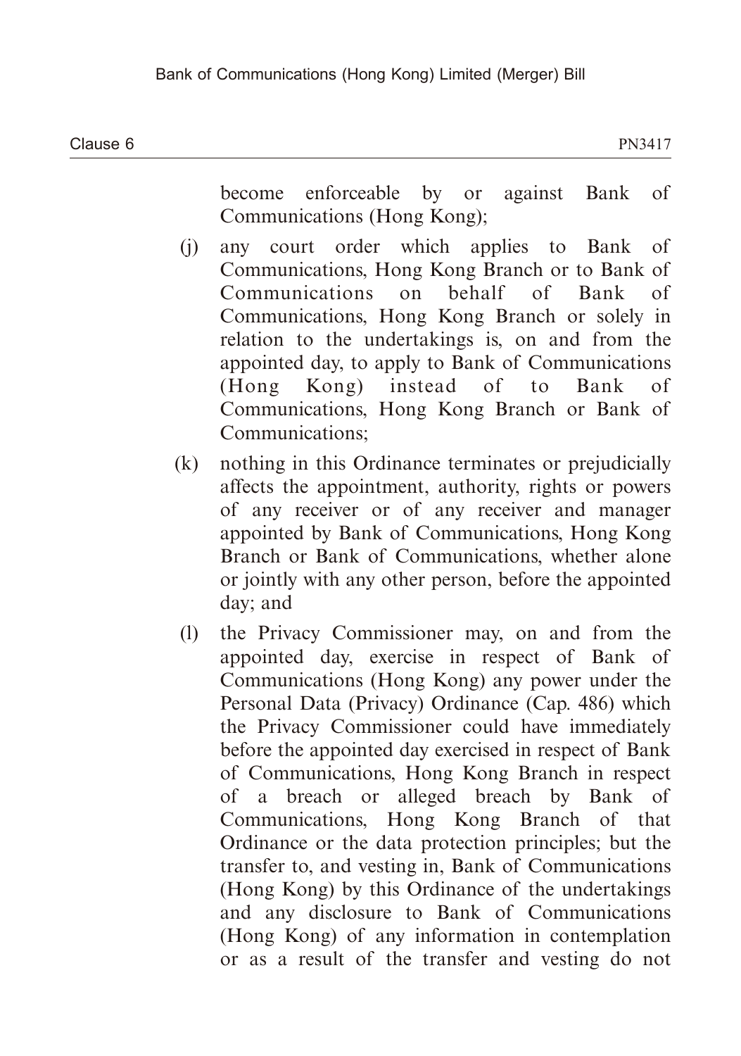become enforceable by or against Bank of Communications (Hong Kong);

(j) any court order which applies to Bank of Communications, Hong Kong Branch or to Bank of Communications on behalf of Bank of Communications, Hong Kong Branch or solely in relation to the undertakings is, on and from the appointed day, to apply to Bank of Communications (Hong Kong) instead of to Bank of Communications, Hong Kong Branch or Bank of Communications;

(k) nothing in this Ordinance terminates or prejudicially affects the appointment, authority, rights or powers of any receiver or of any receiver and manager appointed by Bank of Communications, Hong Kong Branch or Bank of Communications, whether alone or jointly with any other person, before the appointed day; and

(l) the Privacy Commissioner may, on and from the appointed day, exercise in respect of Bank of Communications (Hong Kong) any power under the Personal Data (Privacy) Ordinance (Cap. 486) which the Privacy Commissioner could have immediately before the appointed day exercised in respect of Bank of Communications, Hong Kong Branch in respect of a breach or alleged breach by Bank of Communications, Hong Kong Branch of that Ordinance or the data protection principles; but the transfer to, and vesting in, Bank of Communications (Hong Kong) by this Ordinance of the undertakings and any disclosure to Bank of Communications (Hong Kong) of any information in contemplation or as a result of the transfer and vesting do not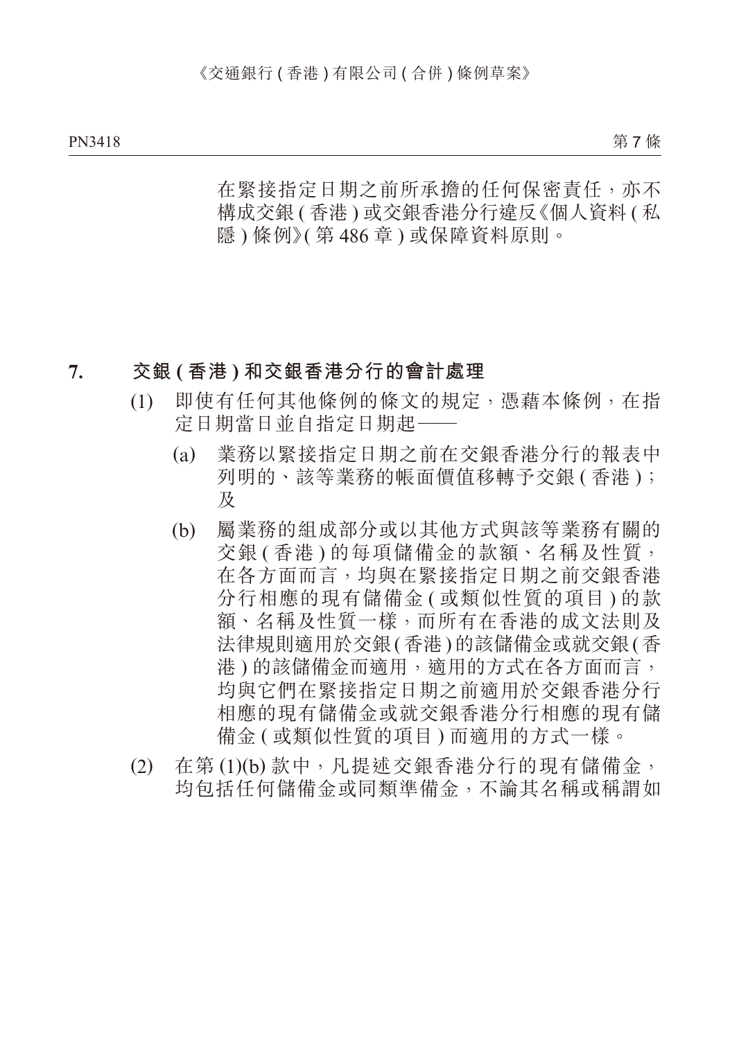在緊接指定日期之前所承擔的任何保密責任，亦不構成交銀 ( 香港 ) 或交銀香港分行違反《個人資料 ( 私隱 ) 條例》( 第 486 章 ) 或保障資料原則。

### 7. 交銀 ( 香港 ) 和交銀香港分行的會計處理

(1) 即使有任何其他條例的條文的規定，憑藉本條例，在指定日期當日並自指定日期起——

(a) 業務以緊接指定日期之前在交銀香港分行的報表中列明的、該等業務的帳面價值移轉予交銀 ( 香港 )；及

(b) 屬業務的組成部分或以其他方式與該等業務有關的交銀 ( 香港 ) 的每項儲備金的款額、名稱及性質，在各方面而言，均與在緊接指定日期之前交銀香港分行相應的現有儲備金 ( 或類似性質的項目 ) 的款額、名稱及性質一樣，而所有在香港的成文法則及法律規則適用於交銀 ( 香港 ) 的該儲備金或就交銀 ( 香港 ) 的該儲備金而適用，適用的方式在各方面而言，均與它們在緊接指定日期之前適用於交銀香港分行相應的現有儲備金或就交銀香港分行相應的現有儲備金 ( 或類似性質的項目 ) 而適用的方式一樣。

(2) 在第 (1)(b) 款中，凡提述交銀香港分行的現有儲備金，均包括任何儲備金或同類準備金，不論其名稱或稱謂如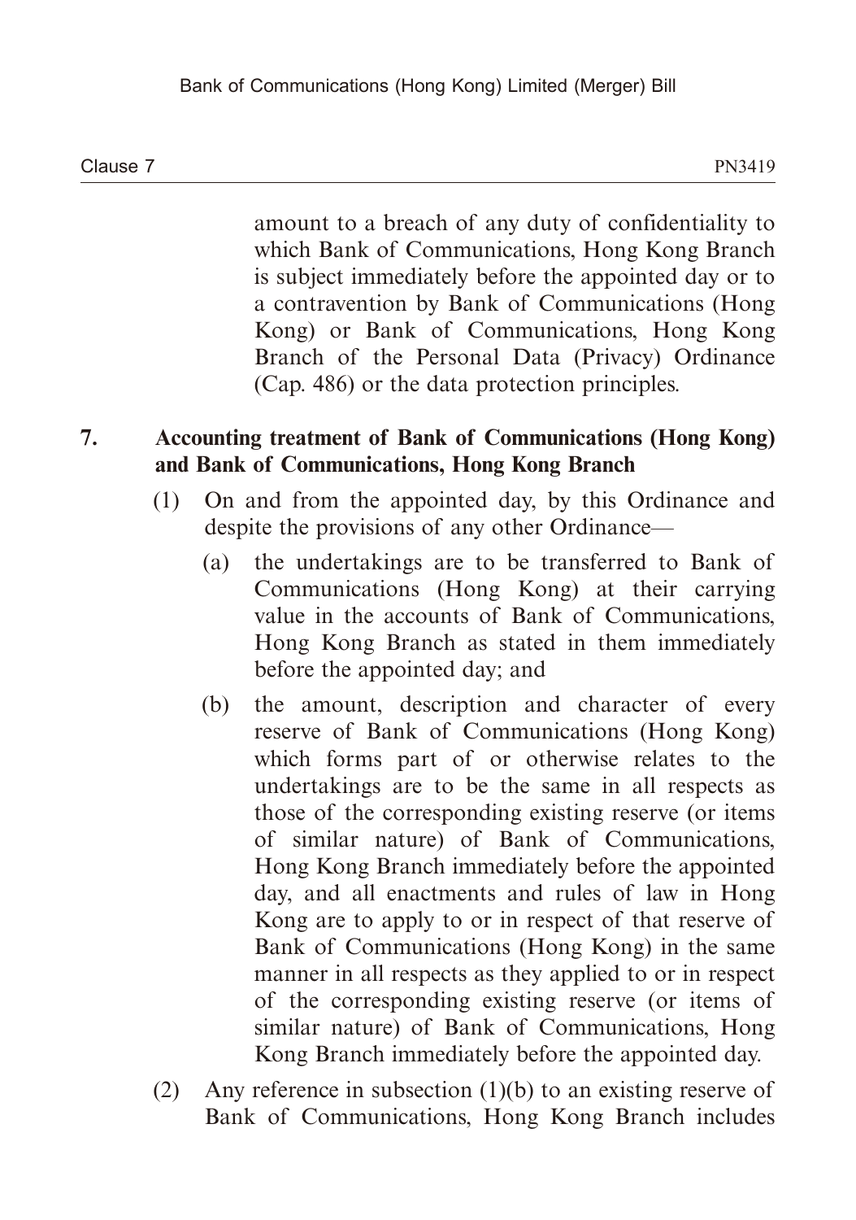amount to a breach of any duty of confidentiality to which Bank of Communications, Hong Kong Branch is subject immediately before the appointed day or to a contravention by Bank of Communications (Hong Kong) or Bank of Communications, Hong Kong Branch of the Personal Data (Privacy) Ordinance (Cap. 486) or the data protection principles.

**7. Accounting treatment of Bank of Communications (Hong Kong) and Bank of Communications, Hong Kong Branch**

(1) On and from the appointed day, by this Ordinance and despite the provisions of any other Ordinance—

(a) the undertakings are to be transferred to Bank of Communications (Hong Kong) at their carrying value in the accounts of Bank of Communications, Hong Kong Branch as stated in them immediately before the appointed day; and

(b) the amount, description and character of every reserve of Bank of Communications (Hong Kong) which forms part of or otherwise relates to the undertakings are to be the same in all respects as those of the corresponding existing reserve (or items of similar nature) of Bank of Communications, Hong Kong Branch immediately before the appointed day, and all enactments and rules of law in Hong Kong are to apply to or in respect of that reserve of Bank of Communications (Hong Kong) in the same manner in all respects as they applied to or in respect of the corresponding existing reserve (or items of similar nature) of Bank of Communications, Hong Kong Branch immediately before the appointed day.

(2) Any reference in subsection (1)(b) to an existing reserve of Bank of Communications, Hong Kong Branch includes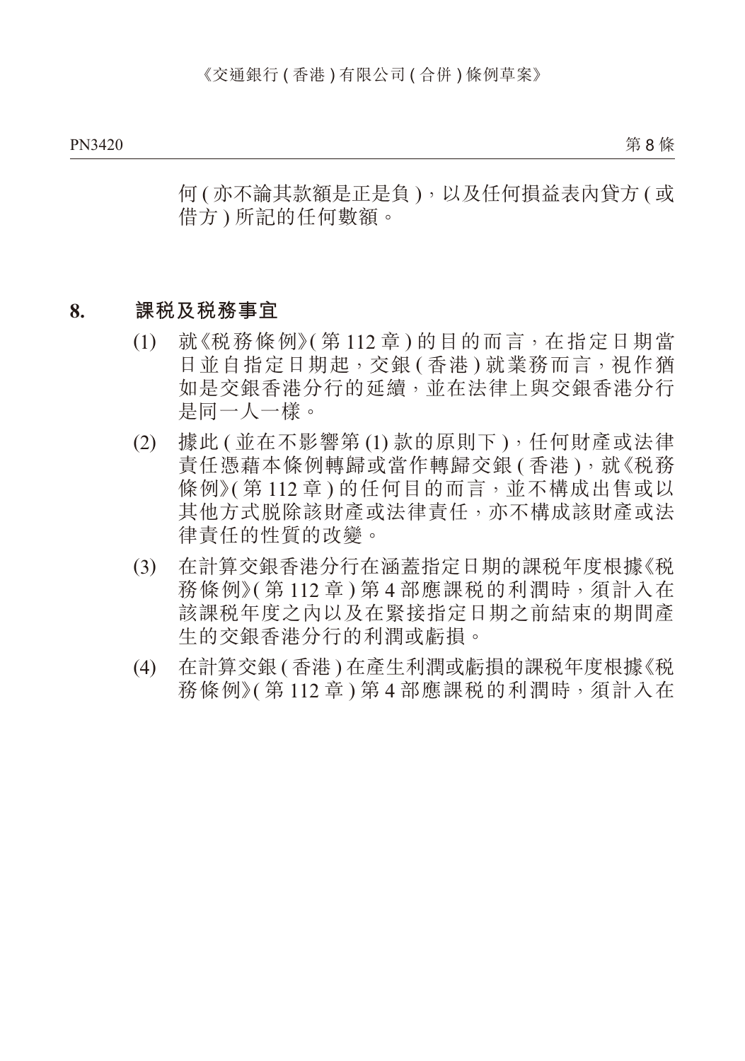何 ( 亦不論其款額是正是負 )，以及任何損益表內貸方 ( 或借方 ) 所記的任何數額。

## 8. 課稅及稅務事宜

(1) 就《稅務條例》( 第 112 章 ) 的目的而言，在指定日期當日並自指定日期起，交銀 ( 香港 ) 就業務而言，視作猶如是交銀香港分行的延續，並在法律上與交銀香港分行是同一人一樣。

(2) 據此 ( 並在不影響第 (1) 款的原則下 )，任何財產或法律責任憑藉本條例轉歸或當作轉歸交銀 ( 香港 )，就《稅務條例》( 第 112 章 ) 的任何目的而言，並不構成出售或以其他方式脫除該財產或法律責任，亦不構成該財產或法律責任的性質的改變。

(3) 在計算交銀香港分行在涵蓋指定日期的課稅年度根據《稅務條例》( 第 112 章 ) 第 4 部應課稅的利潤時，須計入在該課稅年度之內以及在緊接指定日期之前結束的期間產生的交銀香港分行的利潤或虧損。

(4) 在計算交銀 ( 香港 ) 在產生利潤或虧損的課稅年度根據《稅務條例》( 第 112 章 ) 第 4 部應課稅的利潤時，須計入在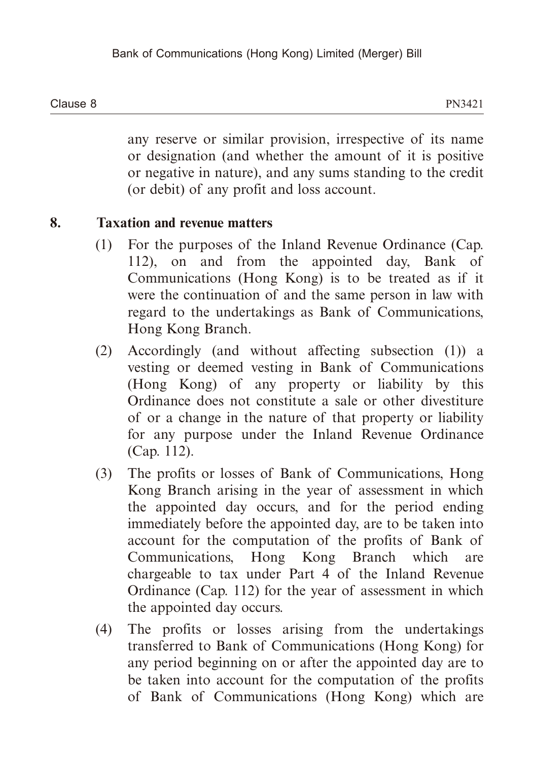any reserve or similar provision, irrespective of its name or designation (and whether the amount of it is positive or negative in nature), and any sums standing to the credit (or debit) of any profit and loss account.

**8. Taxation and revenue matters**

(1) For the purposes of the Inland Revenue Ordinance (Cap. 112), on and from the appointed day, Bank of Communications (Hong Kong) is to be treated as if it were the continuation of and the same person in law with regard to the undertakings as Bank of Communications, Hong Kong Branch.

(2) Accordingly (and without affecting subsection (1)) a vesting or deemed vesting in Bank of Communications (Hong Kong) of any property or liability by this Ordinance does not constitute a sale or other divestiture of or a change in the nature of that property or liability for any purpose under the Inland Revenue Ordinance (Cap. 112).

(3) The profits or losses of Bank of Communications, Hong Kong Branch arising in the year of assessment in which the appointed day occurs, and for the period ending immediately before the appointed day, are to be taken into account for the computation of the profits of Bank of Communications, Hong Kong Branch which are chargeable to tax under Part 4 of the Inland Revenue Ordinance (Cap. 112) for the year of assessment in which the appointed day occurs.

(4) The profits or losses arising from the undertakings transferred to Bank of Communications (Hong Kong) for any period beginning on or after the appointed day are to be taken into account for the computation of the profits of Bank of Communications (Hong Kong) which are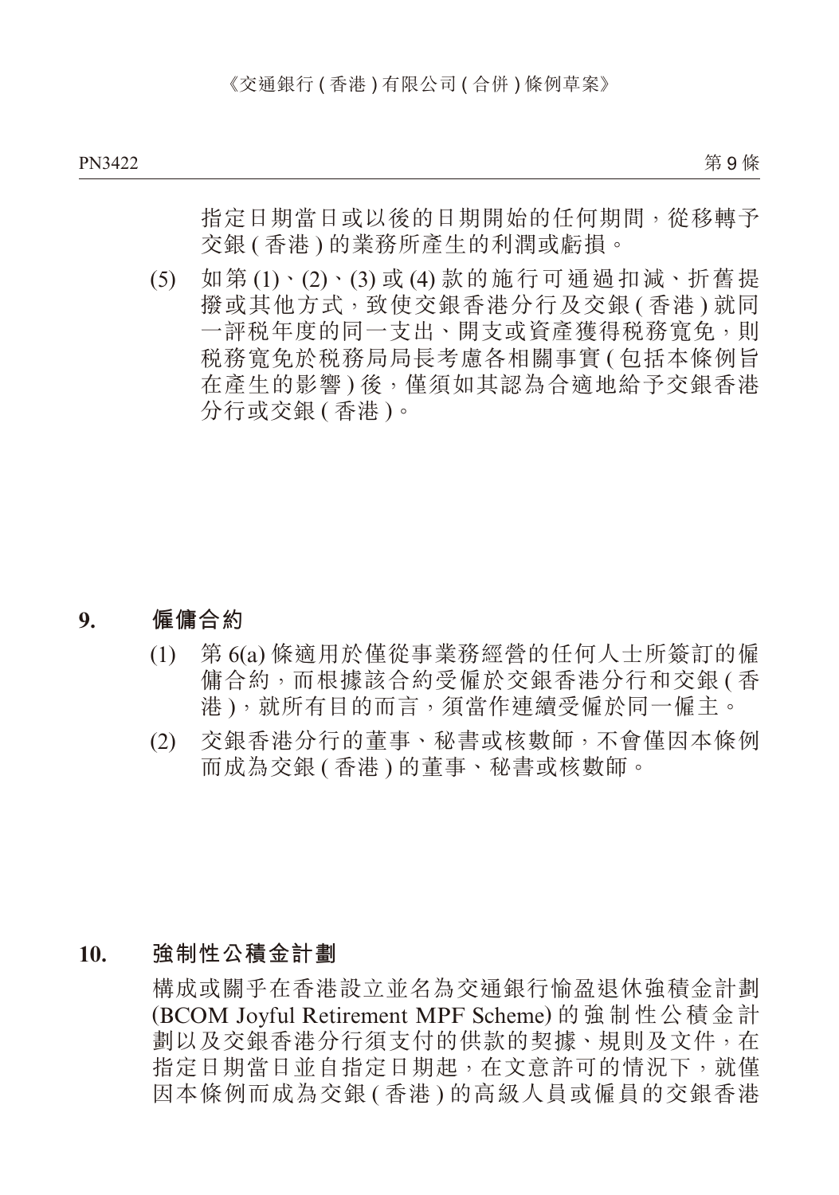指定日期當日或以後的日期開始的任何期間，從移轉予交銀 ( 香港 ) 的業務所產生的利潤或虧損。

(5) 如第 (1)、(2)、(3) 或 (4) 款的施行可通過扣減、折舊提撥或其他方式，致使交銀香港分行及交銀 ( 香港 ) 就同一評稅年度的同一支出、開支或資產獲得稅務寬免，則稅務寬免於稅務局局長考慮各相關事實 ( 包括本條例旨在產生的影響 ) 後，僅須如其認為合適地給予交銀香港分行或交銀 ( 香港 )。

## 9. 僱傭合約

(1) 第 6(a) 條適用於僅從事業務經營的任何人士所簽訂的僱傭合約，而根據該合約受僱於交銀香港分行和交銀 ( 香港 )，就所有目的而言，須當作連續受僱於同一僱主。

(2) 交銀香港分行的董事、秘書或核數師，不會僅因本條例而成為交銀 ( 香港 ) 的董事、秘書或核數師。

## 10. 強制性公積金計劃

構成或關乎在香港設立並名為交通銀行愉盈退休強積金計劃 (BCOM Joyful Retirement MPF Scheme) 的強制性公積金計劃以及交銀香港分行須支付的供款的契據、規則及文件，在指定日期當日並自指定日期起，在文意許可的情況下，就僅因本條例而成為交銀 ( 香港 ) 的高級人員或僱員的交銀香港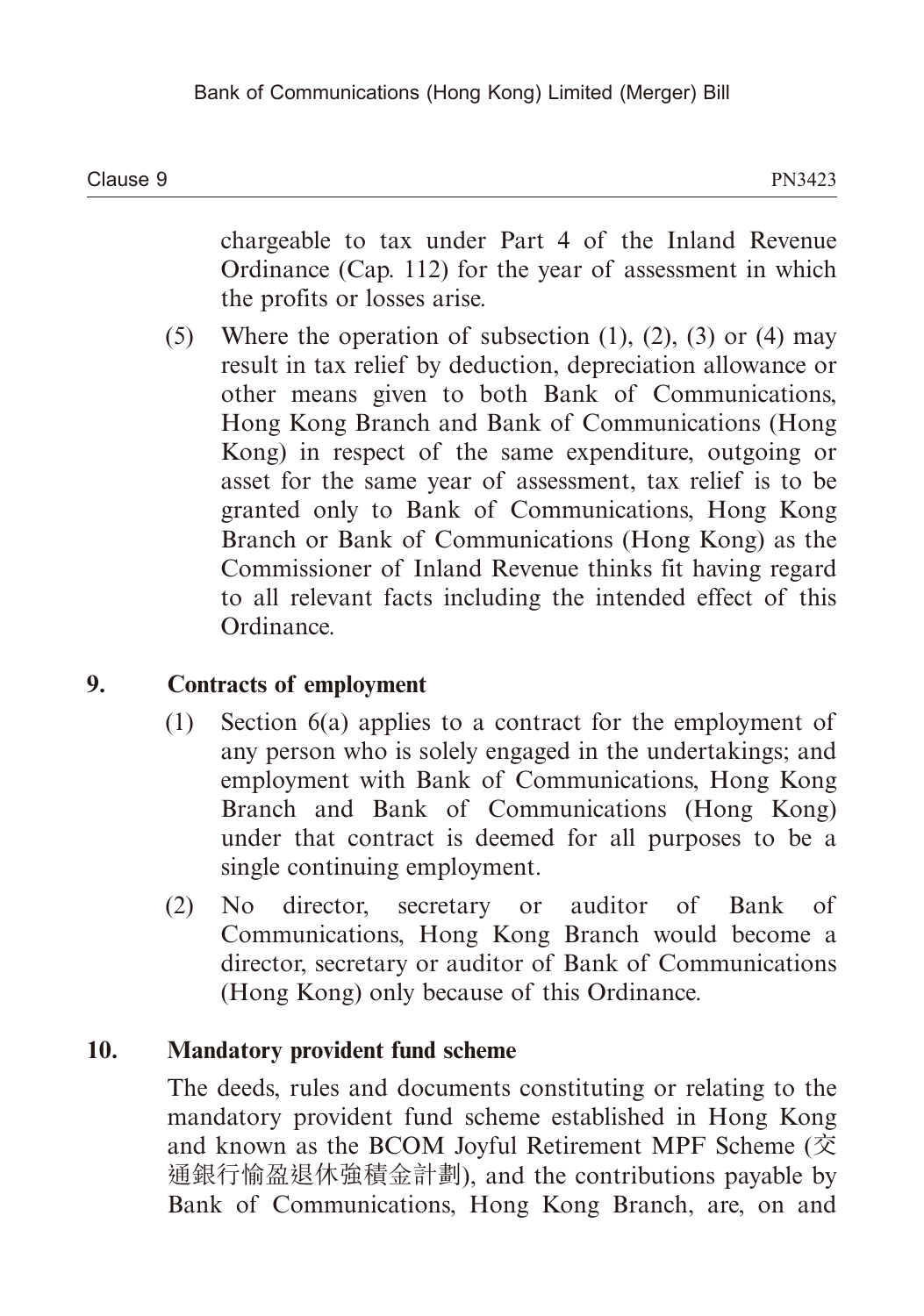chargeable to tax under Part 4 of the Inland Revenue Ordinance (Cap. 112) for the year of assessment in which the profits or losses arise.

(5) Where the operation of subsection (1), (2), (3) or (4) may result in tax relief by deduction, depreciation allowance or other means given to both Bank of Communications, Hong Kong Branch and Bank of Communications (Hong Kong) in respect of the same expenditure, outgoing or asset for the same year of assessment, tax relief is to be granted only to Bank of Communications, Hong Kong Branch or Bank of Communications (Hong Kong) as the Commissioner of Inland Revenue thinks fit having regard to all relevant facts including the intended effect of this Ordinance.

## 9. Contracts of employment

(1) Section 6(a) applies to a contract for the employment of any person who is solely engaged in the undertakings; and employment with Bank of Communications, Hong Kong Branch and Bank of Communications (Hong Kong) under that contract is deemed for all purposes to be a single continuing employment.

(2) No director, secretary or auditor of Bank of Communications, Hong Kong Branch would become a director, secretary or auditor of Bank of Communications (Hong Kong) only because of this Ordinance.

## 10. Mandatory provident fund scheme

The deeds, rules and documents constituting or relating to the mandatory provident fund scheme established in Hong Kong and known as the BCOM Joyful Retirement MPF Scheme (交通銀行愉盈退休強積金計劃), and the contributions payable by Bank of Communications, Hong Kong Branch, are, on and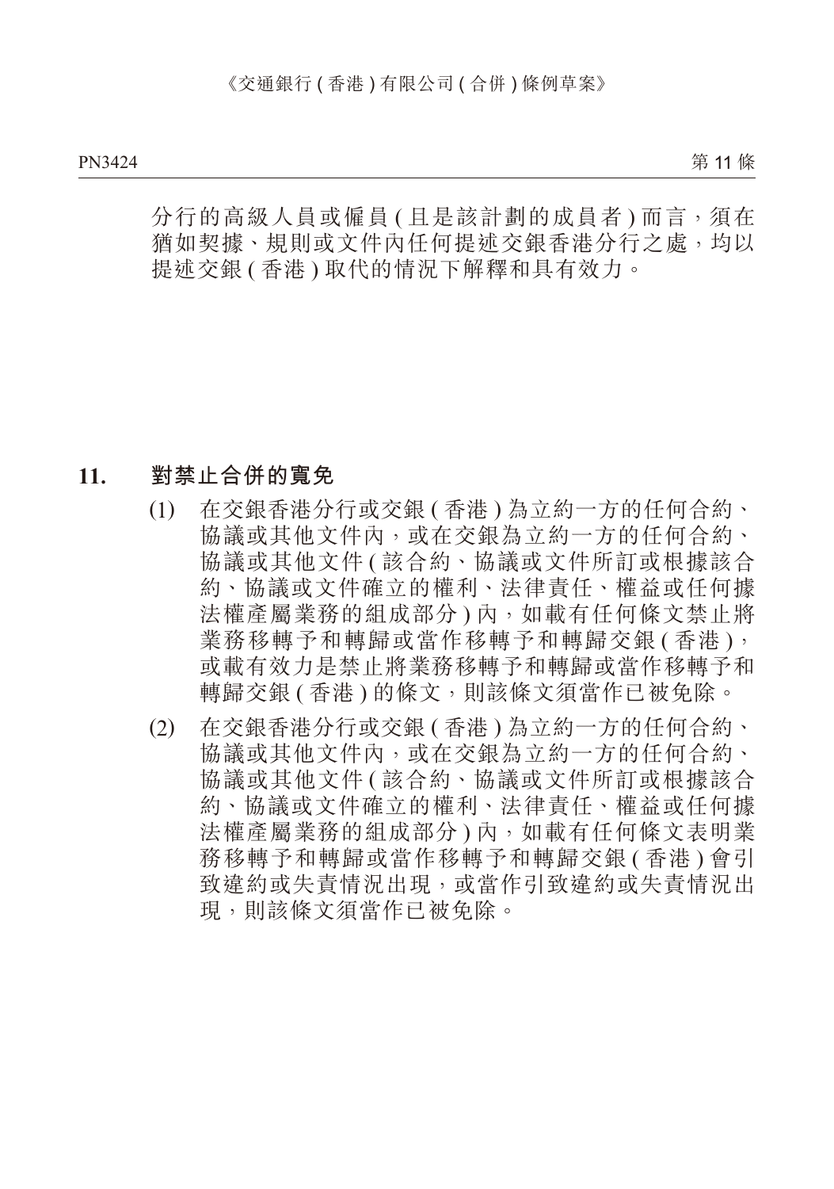分行的高級人員或僱員 ( 且是該計劃的成員者 ) 而言，須在猶如契據、規則或文件內任何提述交銀香港分行之處，均以提述交銀 ( 香港 ) 取代的情況下解釋和具有效力。

## 11. 對禁止合併的寬免

(1) 在交銀香港分行或交銀 ( 香港 ) 為立約一方的任何合約、協議或其他文件內，或在交銀為立約一方的任何合約、協議或其他文件 ( 該合約、協議或文件所訂或根據該合約、協議或文件確立的權利、法律責任、權益或任何據法權產屬業務的組成部分 ) 內，如載有任何條文禁止將業務移轉予和轉歸或當作移轉予和轉歸交銀 ( 香港 )，或載有效力是禁止將業務移轉予和轉歸或當作移轉予和轉歸交銀 ( 香港 ) 的條文，則該條文須當作已被免除。

(2) 在交銀香港分行或交銀 ( 香港 ) 為立約一方的任何合約、協議或其他文件內，或在交銀為立約一方的任何合約、協議或其他文件 ( 該合約、協議或文件所訂或根據該合約、協議或文件確立的權利、法律責任、權益或任何據法權產屬業務的組成部分 ) 內，如載有任何條文表明業務移轉予和轉歸或當作移轉予和轉歸交銀 ( 香港 ) 會引致違約或失責情況出現，或當作引致違約或失責情況出現，則該條文須當作已被免除。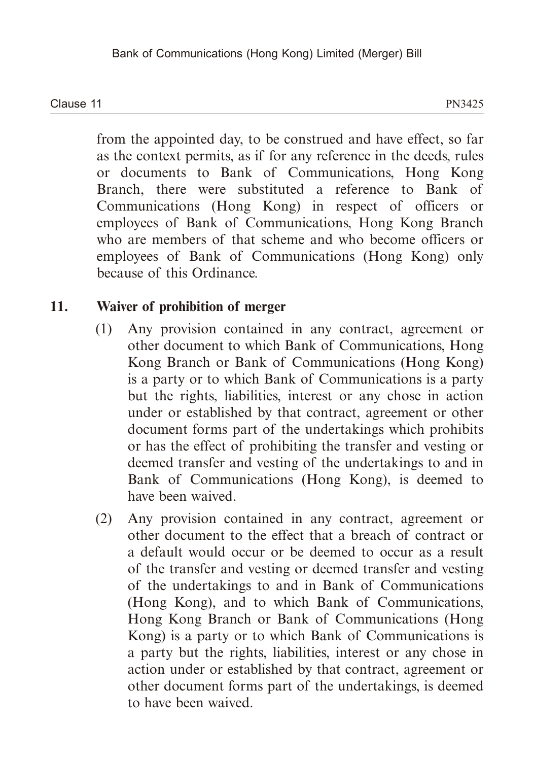from the appointed day, to be construed and have effect, so far as the context permits, as if for any reference in the deeds, rules or documents to Bank of Communications, Hong Kong Branch, there were substituted a reference to Bank of Communications (Hong Kong) in respect of officers or employees of Bank of Communications, Hong Kong Branch who are members of that scheme and who become officers or employees of Bank of Communications (Hong Kong) only because of this Ordinance.

**11. Waiver of prohibition of merger**

(1) Any provision contained in any contract, agreement or other document to which Bank of Communications, Hong Kong Branch or Bank of Communications (Hong Kong) is a party or to which Bank of Communications is a party but the rights, liabilities, interest or any chose in action under or established by that contract, agreement or other document forms part of the undertakings which prohibits or has the effect of prohibiting the transfer and vesting or deemed transfer and vesting of the undertakings to and in Bank of Communications (Hong Kong), is deemed to have been waived.

(2) Any provision contained in any contract, agreement or other document to the effect that a breach of contract or a default would occur or be deemed to occur as a result of the transfer and vesting or deemed transfer and vesting of the undertakings to and in Bank of Communications (Hong Kong), and to which Bank of Communications, Hong Kong Branch or Bank of Communications (Hong Kong) is a party or to which Bank of Communications is a party but the rights, liabilities, interest or any chose in action under or established by that contract, agreement or other document forms part of the undertakings, is deemed to have been waived.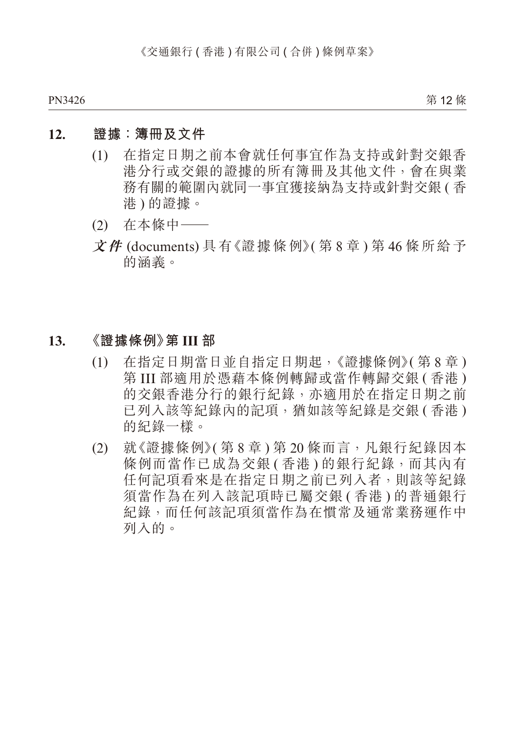## 12. 證據︰簿冊及文件

(1) 在指定日期之前本會就任何事宜作為支持或針對交銀香港分行或交銀的證據的所有簿冊及其他文件，會在與業務有關的範圍內就同一事宜獲接納為支持或針對交銀 ( 香港 ) 的證據。

(2) 在本條中——

***文件*** (documents) 具有《證據條例》( 第 8 章 ) 第 46 條所給予的涵義。

## 13. 《證據條例》第 III 部

(1) 在指定日期當日並自指定日期起，《證據條例》( 第 8 章 ) 第 III 部適用於憑藉本條例轉歸或當作轉歸交銀 ( 香港 ) 的交銀香港分行的銀行紀錄，亦適用於在指定日期之前已列入該等紀錄內的記項，猶如該等紀錄是交銀 ( 香港 ) 的紀錄一樣。

(2) 就《證據條例》( 第 8 章 ) 第 20 條而言，凡銀行紀錄因本條例而當作已成為交銀 ( 香港 ) 的銀行紀錄，而其內有任何記項看來是在指定日期之前已列入者，則該等紀錄須當作為在列入該記項時已屬交銀 ( 香港 ) 的普通銀行紀錄，而任何該記項須當作為在慣常及通常業務運作中列入的。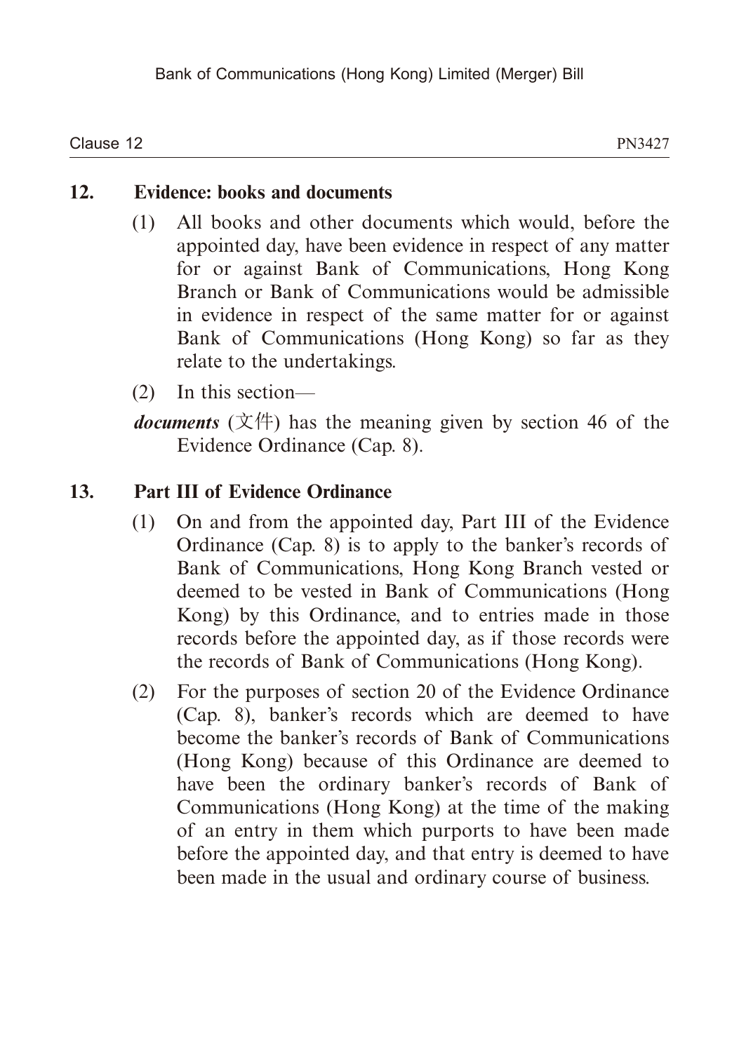## 12. Evidence: books and documents

(1) All books and other documents which would, before the appointed day, have been evidence in respect of any matter for or against Bank of Communications, Hong Kong Branch or Bank of Communications would be admissible in evidence in respect of the same matter for or against Bank of Communications (Hong Kong) so far as they relate to the undertakings.

(2) In this section—

***documents*** (文件) has the meaning given by section 46 of the Evidence Ordinance (Cap. 8).

## 13. Part III of Evidence Ordinance

(1) On and from the appointed day, Part III of the Evidence Ordinance (Cap. 8) is to apply to the banker's records of Bank of Communications, Hong Kong Branch vested or deemed to be vested in Bank of Communications (Hong Kong) by this Ordinance, and to entries made in those records before the appointed day, as if those records were the records of Bank of Communications (Hong Kong).

(2) For the purposes of section 20 of the Evidence Ordinance (Cap. 8), banker's records which are deemed to have become the banker's records of Bank of Communications (Hong Kong) because of this Ordinance are deemed to have been the ordinary banker's records of Bank of Communications (Hong Kong) at the time of the making of an entry in them which purports to have been made before the appointed day, and that entry is deemed to have been made in the usual and ordinary course of business.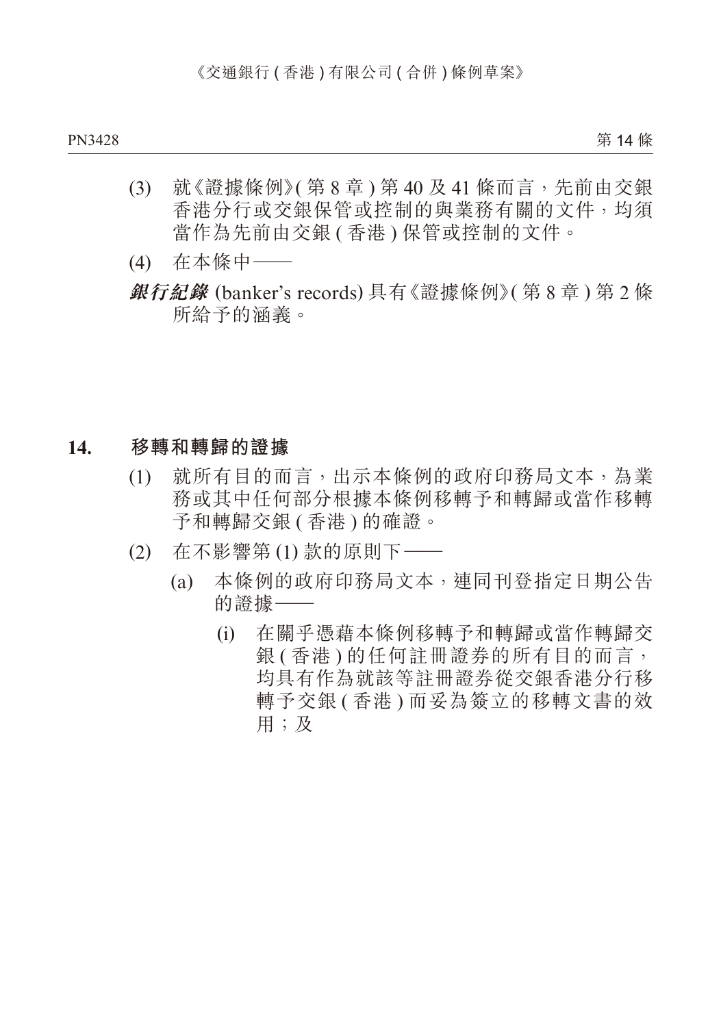(3) 就《證據條例》( 第 8 章 ) 第 40 及 41 條而言，先前由交銀香港分行或交銀保管或控制的與業務有關的文件，均須當作為先前由交銀 ( 香港 ) 保管或控制的文件。

(4) 在本條中——

***銀行紀錄*** (banker's records) 具有《證據條例》( 第 8 章 ) 第 2 條所給予的涵義。

## 14. 移轉和轉歸的證據

(1) 就所有目的而言，出示本條例的政府印務局文本，為業務或其中任何部分根據本條例移轉予和轉歸或當作移轉予和轉歸交銀 ( 香港 ) 的確證。

(2) 在不影響第 (1) 款的原則下——

(a) 本條例的政府印務局文本，連同刊登指定日期公告的證據——

(i) 在關乎憑藉本條例移轉予和轉歸或當作轉歸交銀 ( 香港 ) 的任何註冊證券的所有目的而言，均具有作為就該等註冊證券從交銀香港分行移轉予交銀 ( 香港 ) 而妥為簽立的移轉文書的效用；及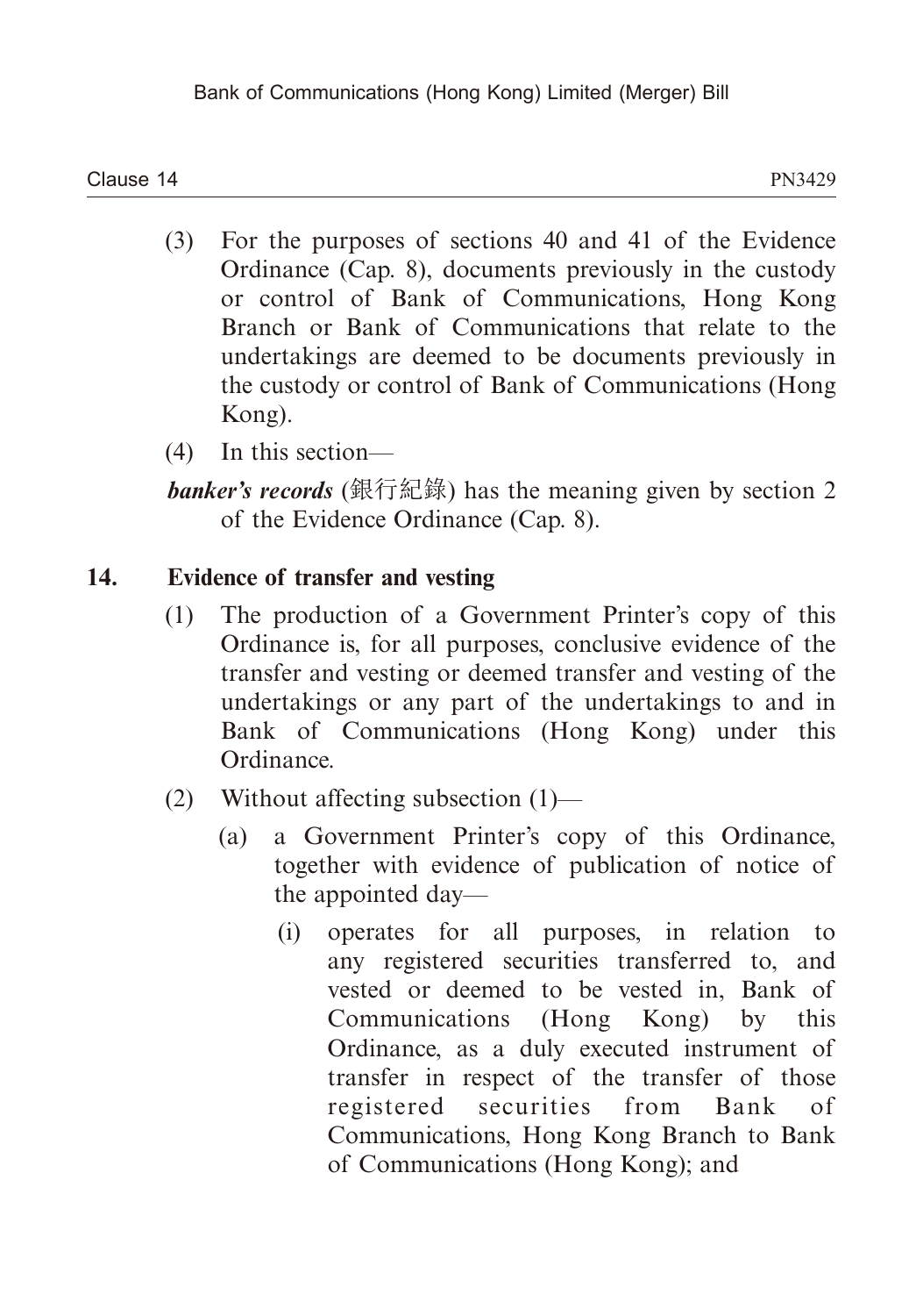(3) For the purposes of sections 40 and 41 of the Evidence Ordinance (Cap. 8), documents previously in the custody or control of Bank of Communications, Hong Kong Branch or Bank of Communications that relate to the undertakings are deemed to be documents previously in the custody or control of Bank of Communications (Hong Kong).

(4) In this section—

***banker's records*** (銀行紀錄) has the meaning given by section 2 of the Evidence Ordinance (Cap. 8).

## 14. Evidence of transfer and vesting

(1) The production of a Government Printer's copy of this Ordinance is, for all purposes, conclusive evidence of the transfer and vesting or deemed transfer and vesting of the undertakings or any part of the undertakings to and in Bank of Communications (Hong Kong) under this Ordinance.

(2) Without affecting subsection (1)—

(a) a Government Printer's copy of this Ordinance, together with evidence of publication of notice of the appointed day—

(i) operates for all purposes, in relation to any registered securities transferred to, and vested or deemed to be vested in, Bank of Communications (Hong Kong) by this Ordinance, as a duly executed instrument of transfer in respect of the transfer of those registered securities from Bank of Communications, Hong Kong Branch to Bank of Communications (Hong Kong); and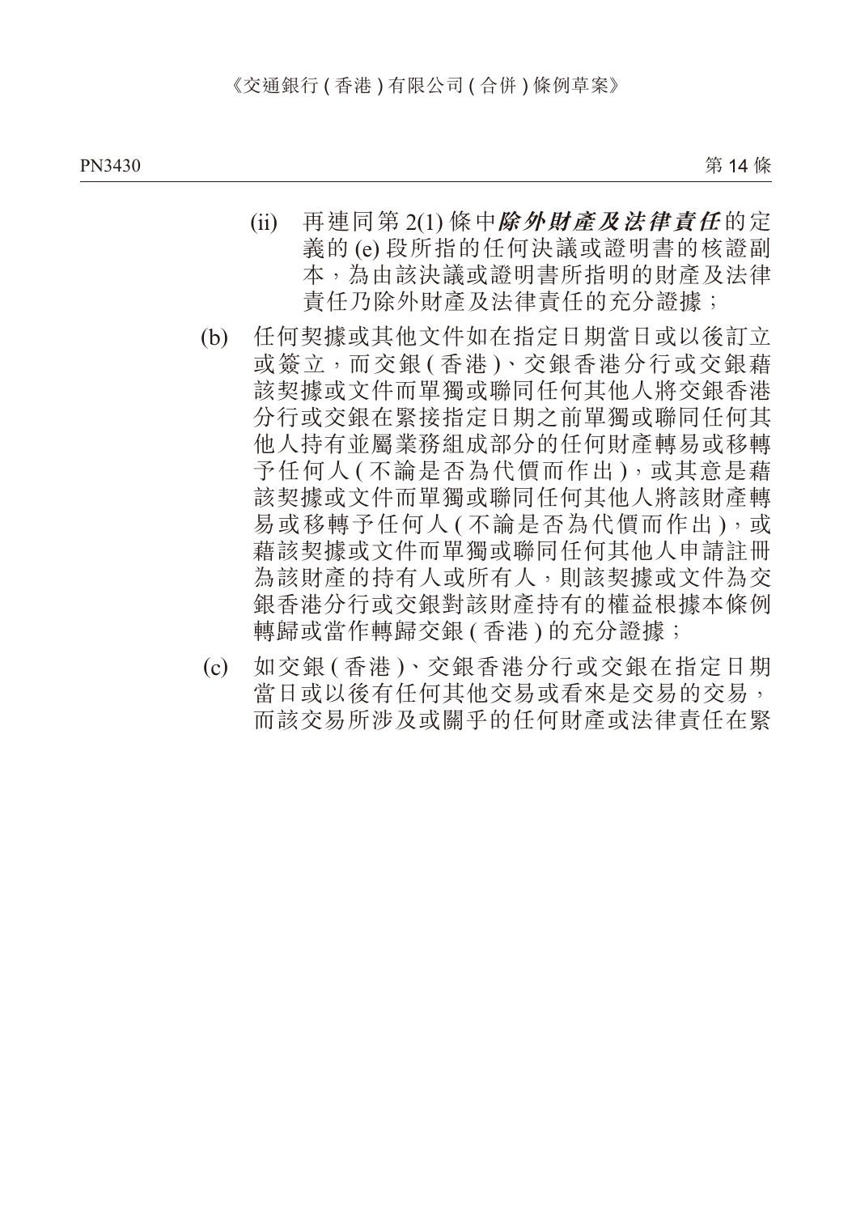(ii) 再連同第 2(1) 條中***除外財產及法律責任***的定義的 (e) 段所指的任何決議或證明書的核證副本，為由該決議或證明書所指明的財產及法律責任乃除外財產及法律責任的充分證據；

(b) 任何契據或其他文件如在指定日期當日或以後訂立或簽立，而交銀 ( 香港 )、交銀香港分行或交銀藉該契據或文件而單獨或聯同任何其他人將交銀香港分行或交銀在緊接指定日期之前單獨或聯同任何其他人持有並屬業務組成部分的任何財產轉易或移轉予任何人 ( 不論是否為代價而作出 )，或其意是藉該契據或文件而單獨或聯同任何其他人將該財產轉易或移轉予任何人 ( 不論是否為代價而作出 )，或藉該契據或文件而單獨或聯同任何其他人申請註冊為該財產的持有人或所有人，則該契據或文件為交銀香港分行或交銀對該財產持有的權益根據本條例轉歸或當作轉歸交銀 ( 香港 ) 的充分證據；

(c) 如交銀 ( 香港 )、交銀香港分行或交銀在指定日期當日或以後有任何其他交易或看來是交易的交易，而該交易所涉及或關乎的任何財產或法律責任在緊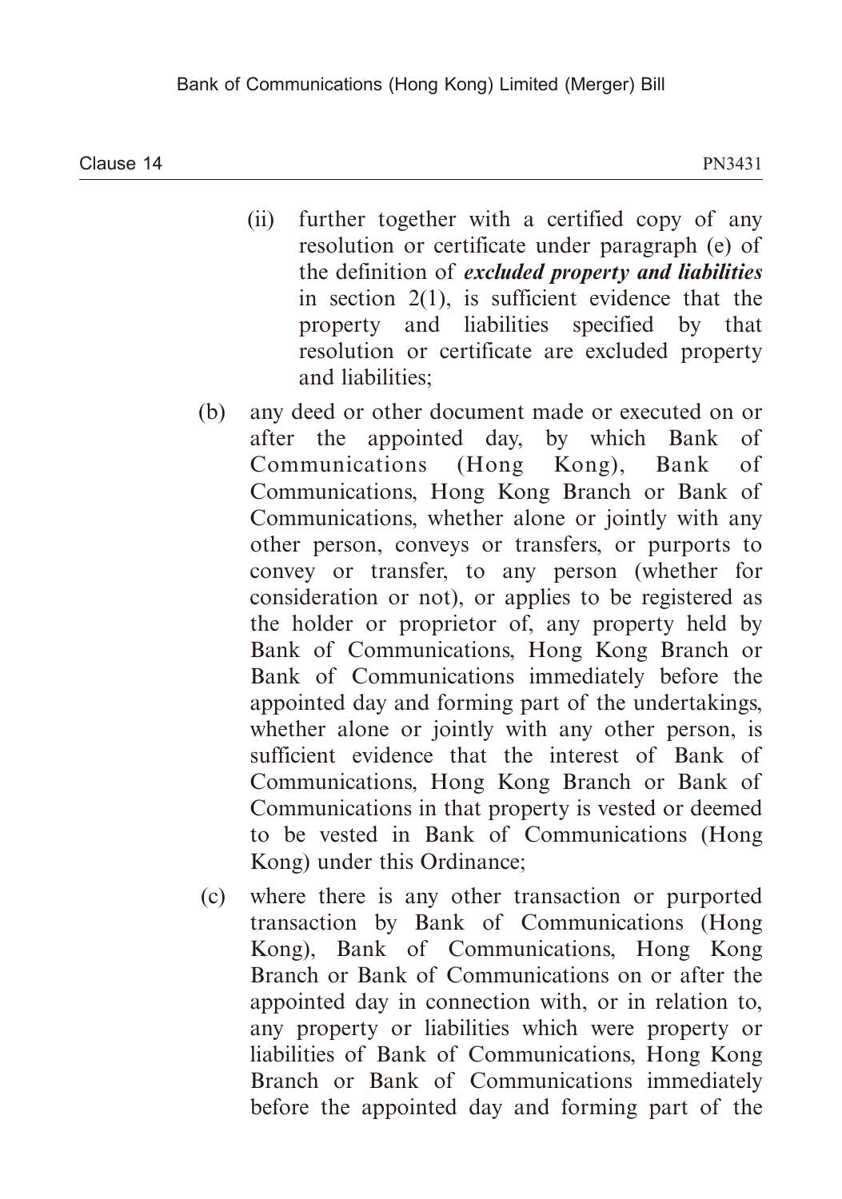(ii) further together with a certified copy of any resolution or certificate under paragraph (e) of the definition of ***excluded property and liabilities*** in section 2(1), is sufficient evidence that the property and liabilities specified by that resolution or certificate are excluded property and liabilities;

(b) any deed or other document made or executed on or after the appointed day, by which Bank of Communications (Hong Kong), Bank of Communications, Hong Kong Branch or Bank of Communications, whether alone or jointly with any other person, conveys or transfers, or purports to convey or transfer, to any person (whether for consideration or not), or applies to be registered as the holder or proprietor of, any property held by Bank of Communications, Hong Kong Branch or Bank of Communications immediately before the appointed day and forming part of the undertakings, whether alone or jointly with any other person, is sufficient evidence that the interest of Bank of Communications, Hong Kong Branch or Bank of Communications in that property is vested or deemed to be vested in Bank of Communications (Hong Kong) under this Ordinance;

(c) where there is any other transaction or purported transaction by Bank of Communications (Hong Kong), Bank of Communications, Hong Kong Branch or Bank of Communications on or after the appointed day in connection with, or in relation to, any property or liabilities which were property or liabilities of Bank of Communications, Hong Kong Branch or Bank of Communications immediately before the appointed day and forming part of the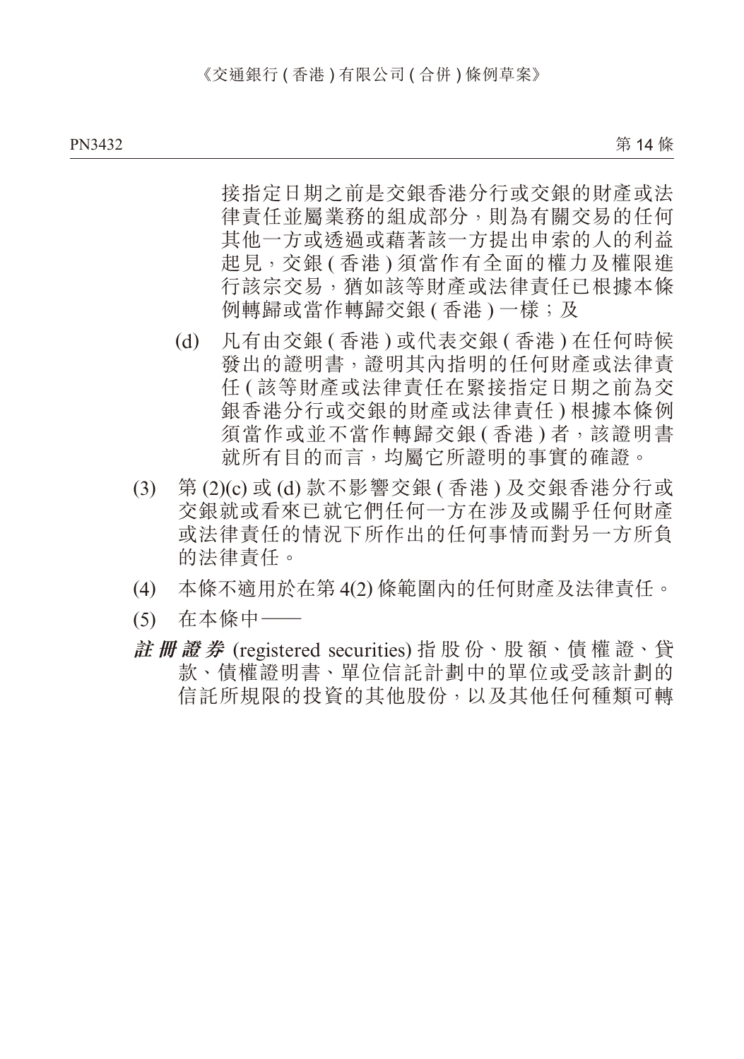接指定日期之前是交銀香港分行或交銀的財產或法律責任並屬業務的組成部分，則為有關交易的任何其他一方或透過或藉著該一方提出申索的人的利益起見，交銀 ( 香港 ) 須當作有全面的權力及權限進行該宗交易，猶如該等財產或法律責任已根據本條例轉歸或當作轉歸交銀 ( 香港 ) 一樣；及

(d) 凡有由交銀 ( 香港 ) 或代表交銀 ( 香港 ) 在任何時候發出的證明書，證明其內指明的任何財產或法律責任 ( 該等財產或法律責任在緊接指定日期之前為交銀香港分行或交銀的財產或法律責任 ) 根據本條例須當作或並不當作轉歸交銀 ( 香港 ) 者，該證明書就所有目的而言，均屬它所證明的事實的確證。

(3) 第 (2)(c) 或 (d) 款不影響交銀 ( 香港 ) 及交銀香港分行或交銀就或看來已就它們任何一方在涉及或關乎任何財產或法律責任的情況下所作出的任何事情而對另一方所負的法律責任。

(4) 本條不適用於在第 4(2) 條範圍內的任何財產及法律責任。

(5) 在本條中——

***註冊證券*** (registered securities) 指股份、股額、債權證、貸款、債權證明書、單位信託計劃中的單位或受該計劃的信託所規限的投資的其他股份，以及其他任何種類可轉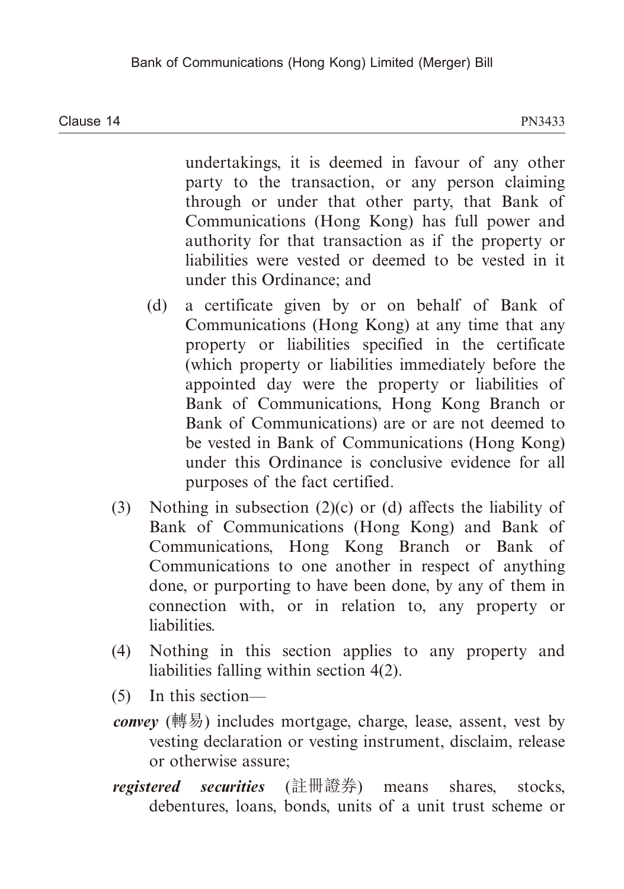undertakings, it is deemed in favour of any other party to the transaction, or any person claiming through or under that other party, that Bank of Communications (Hong Kong) has full power and authority for that transaction as if the property or liabilities were vested or deemed to be vested in it under this Ordinance; and

(d) a certificate given by or on behalf of Bank of Communications (Hong Kong) at any time that any property or liabilities specified in the certificate (which property or liabilities immediately before the appointed day were the property or liabilities of Bank of Communications, Hong Kong Branch or Bank of Communications) are or are not deemed to be vested in Bank of Communications (Hong Kong) under this Ordinance is conclusive evidence for all purposes of the fact certified.

(3) Nothing in subsection (2)(c) or (d) affects the liability of Bank of Communications (Hong Kong) and Bank of Communications, Hong Kong Branch or Bank of Communications to one another in respect of anything done, or purporting to have been done, by any of them in connection with, or in relation to, any property or liabilities.

(4) Nothing in this section applies to any property and liabilities falling within section 4(2).

(5) In this section—

***convey*** (轉易) includes mortgage, charge, lease, assent, vest by vesting declaration or vesting instrument, disclaim, release or otherwise assure;

***registered securities*** (註冊證券) means shares, stocks, debentures, loans, bonds, units of a unit trust scheme or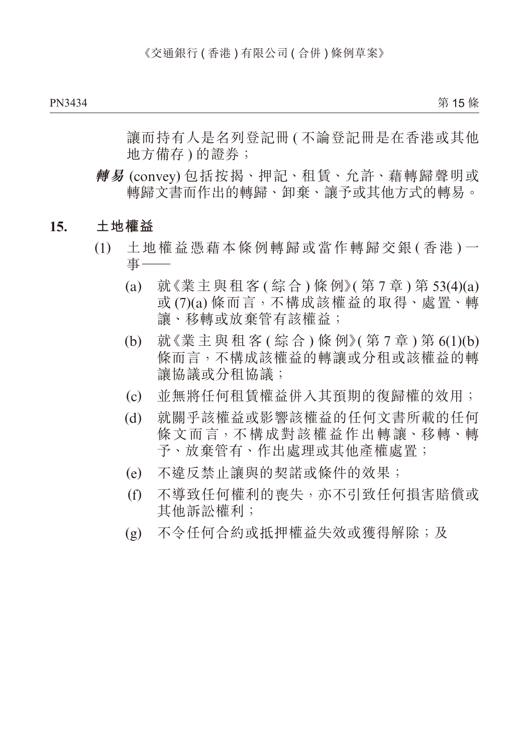讓而持有人是名列登記冊 (不論登記冊是在香港或其他地方備存) 的證券；

***轉易*** (convey) 包括按揭、押記、租賃、允許、藉轉歸聲明或轉歸文書而作出的轉歸、卸棄、讓予或其他方式的轉易。

**15. 土地權益**

(1) 土地權益憑藉本條例轉歸或當作轉歸交銀 (香港) 一事——

(a) 就《業主與租客 (綜合) 條例》(第 7 章) 第 53(4)(a) 或 (7)(a) 條而言，不構成該權益的取得、處置、轉讓、移轉或放棄管有該權益；

(b) 就《業主與租客 (綜合) 條例》(第 7 章) 第 6(1)(b) 條而言，不構成該權益的轉讓或分租或該權益的轉讓協議或分租協議；

(c) 並無將任何租賃權益併入其預期的復歸權的效用；

(d) 就關乎該權益或影響該權益的任何文書所載的任何條文而言，不構成對該權益作出轉讓、移轉、轉予、放棄管有、作出處理或其他產權處置；

(e) 不違反禁止讓與的契諾或條件的效果；

(f) 不導致任何權利的喪失，亦不引致任何損害賠償或其他訴訟權利；

(g) 不令任何合約或抵押權益失效或獲得解除；及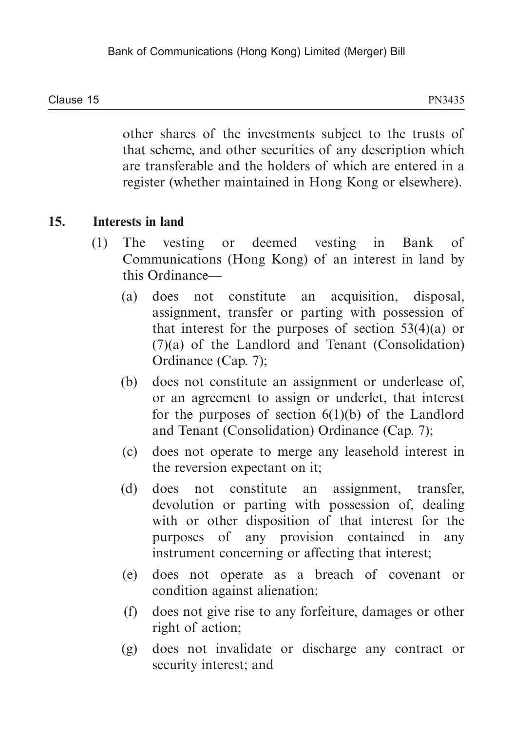other shares of the investments subject to the trusts of that scheme, and other securities of any description which are transferable and the holders of which are entered in a register (whether maintained in Hong Kong or elsewhere).

## 15. Interests in land

(1) The vesting or deemed vesting in Bank of Communications (Hong Kong) of an interest in land by this Ordinance—

(a) does not constitute an acquisition, disposal, assignment, transfer or parting with possession of that interest for the purposes of section 53(4)(a) or (7)(a) of the Landlord and Tenant (Consolidation) Ordinance (Cap. 7);

(b) does not constitute an assignment or underlease of, or an agreement to assign or underlet, that interest for the purposes of section 6(1)(b) of the Landlord and Tenant (Consolidation) Ordinance (Cap. 7);

(c) does not operate to merge any leasehold interest in the reversion expectant on it;

(d) does not constitute an assignment, transfer, devolution or parting with possession of, dealing with or other disposition of that interest for the purposes of any provision contained in any instrument concerning or affecting that interest;

(e) does not operate as a breach of covenant or condition against alienation;

(f) does not give rise to any forfeiture, damages or other right of action;

(g) does not invalidate or discharge any contract or security interest; and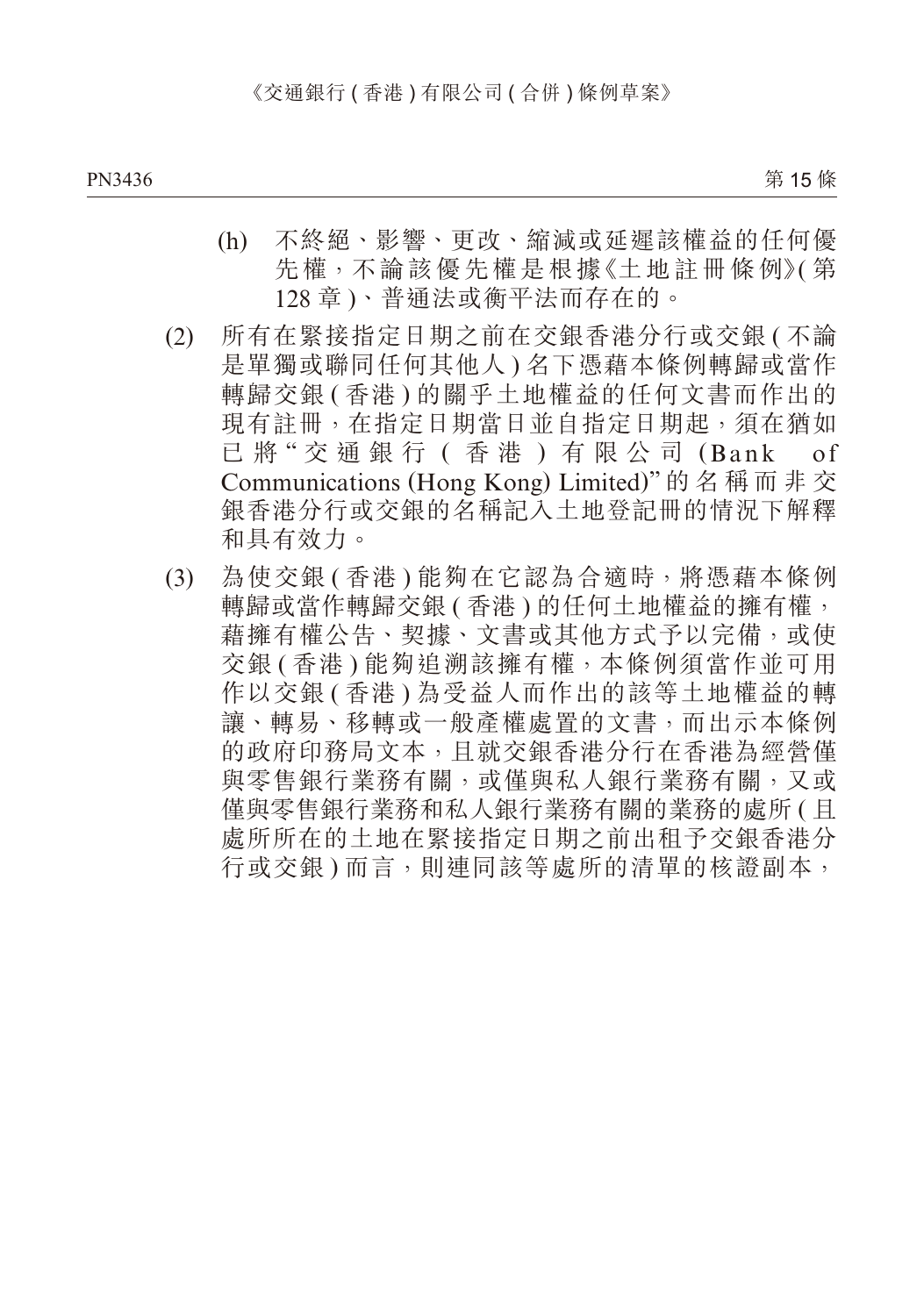(h) 不終絕、影響、更改、縮減或延遲該權益的任何優先權，不論該優先權是根據《土地註冊條例》(第 128 章)、普通法或衡平法而存在的。

(2) 所有在緊接指定日期之前在交銀香港分行或交銀 (不論是單獨或聯同任何其他人) 名下憑藉本條例轉歸或當作轉歸交銀 (香港) 的關乎土地權益的任何文書而作出的現有註冊，在指定日期當日並自指定日期起，須在猶如已將“交通銀行 (香港) 有限公司 (Bank of Communications (Hong Kong) Limited)”的名稱而非交銀香港分行或交銀的名稱記入土地登記冊的情況下解釋和具有效力。

(3) 為使交銀 (香港) 能夠在它認為合適時，將憑藉本條例轉歸或當作轉歸交銀 (香港) 的任何土地權益的擁有權，藉擁有權公告、契據、文書或其他方式予以完備，或使交銀 (香港) 能夠追溯該擁有權，本條例須當作並可用作以交銀 (香港) 為受益人而作出的該等土地權益的轉讓、轉易、移轉或一般產權處置的文書，而出示本條例的政府印務局文本，且就交銀香港分行在香港為經營僅與零售銀行業務有關，或僅與私人銀行業務有關，又或僅與零售銀行業務和私人銀行業務有關的業務的處所 (且處所所在的土地在緊接指定日期之前出租予交銀香港分行或交銀) 而言，則連同該等處所的清單的核證副本，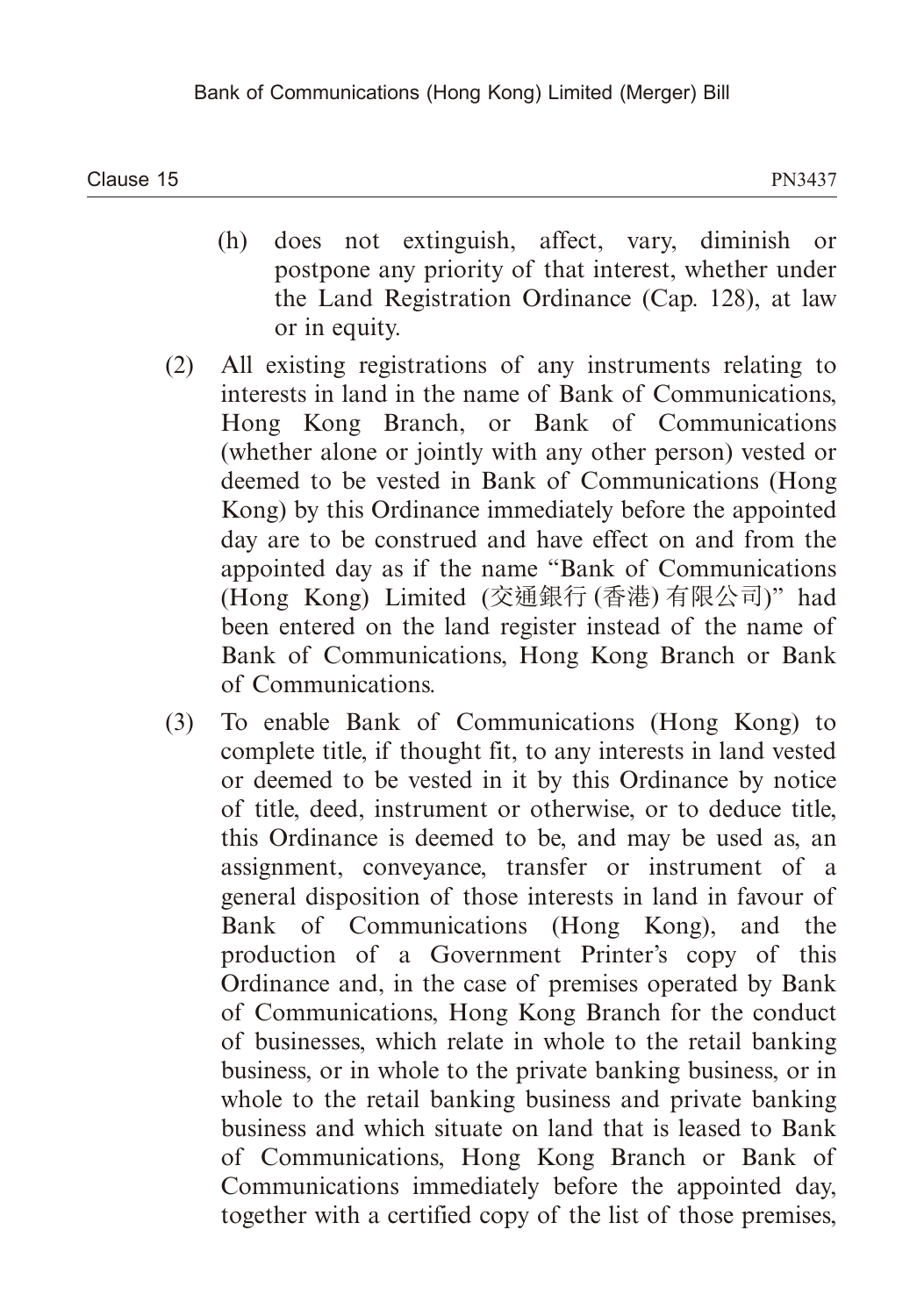(h) does not extinguish, affect, vary, diminish or postpone any priority of that interest, whether under the Land Registration Ordinance (Cap. 128), at law or in equity.

(2) All existing registrations of any instruments relating to interests in land in the name of Bank of Communications, Hong Kong Branch, or Bank of Communications (whether alone or jointly with any other person) vested or deemed to be vested in Bank of Communications (Hong Kong) by this Ordinance immediately before the appointed day are to be construed and have effect on and from the appointed day as if the name "Bank of Communications (Hong Kong) Limited (交通銀行 (香港) 有限公司)" had been entered on the land register instead of the name of Bank of Communications, Hong Kong Branch or Bank of Communications.

(3) To enable Bank of Communications (Hong Kong) to complete title, if thought fit, to any interests in land vested or deemed to be vested in it by this Ordinance by notice of title, deed, instrument or otherwise, or to deduce title, this Ordinance is deemed to be, and may be used as, an assignment, conveyance, transfer or instrument of a general disposition of those interests in land in favour of Bank of Communications (Hong Kong), and the production of a Government Printer's copy of this Ordinance and, in the case of premises operated by Bank of Communications, Hong Kong Branch for the conduct of businesses, which relate in whole to the retail banking business, or in whole to the private banking business, or in whole to the retail banking business and private banking business and which situate on land that is leased to Bank of Communications, Hong Kong Branch or Bank of Communications immediately before the appointed day, together with a certified copy of the list of those premises,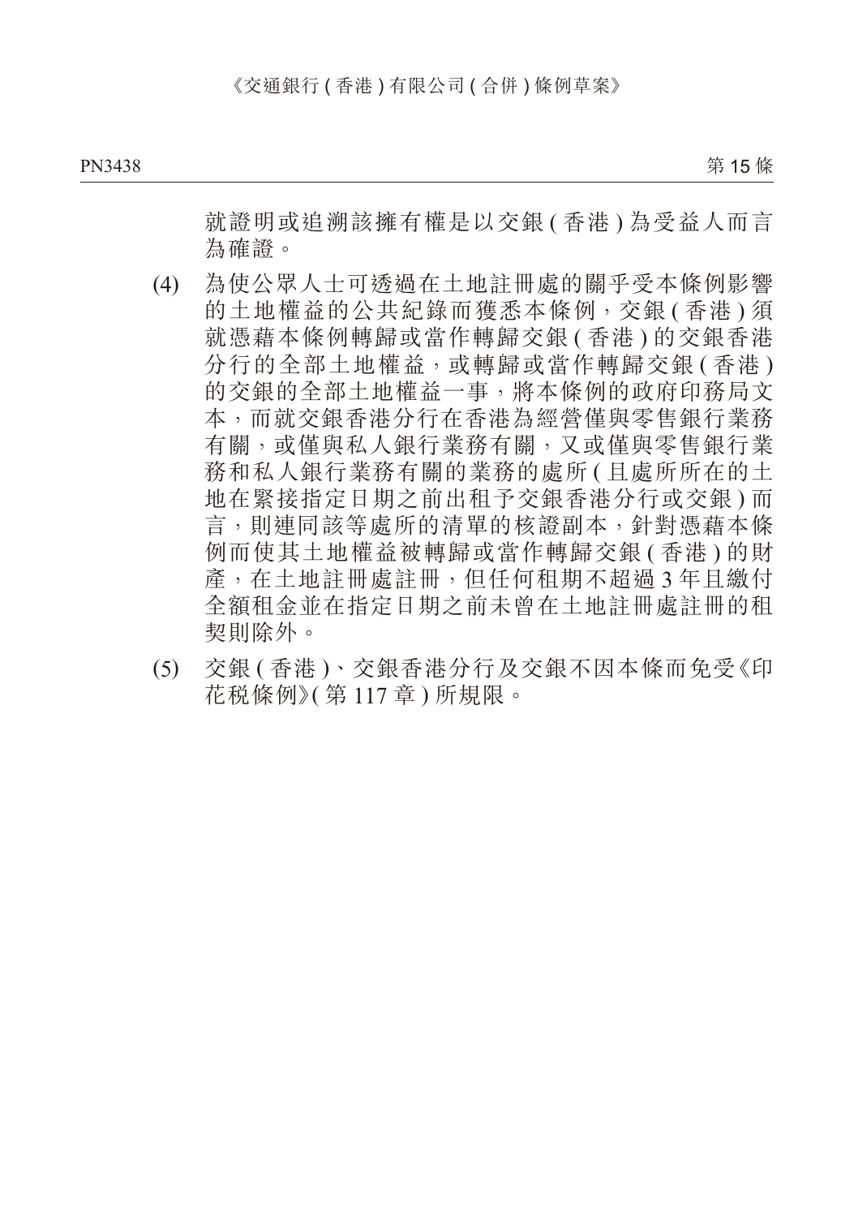就證明或追溯該擁有權是以交銀 ( 香港 ) 為受益人而言為確證。

(4) 為使公眾人士可透過在土地註冊處的關乎受本條例影響的土地權益的公共紀錄而獲悉本條例，交銀 ( 香港 ) 須就憑藉本條例轉歸或當作轉歸交銀 ( 香港 ) 的交銀香港分行的全部土地權益，或轉歸或當作轉歸交銀 ( 香港 ) 的交銀的全部土地權益一事，將本條例的政府印務局文本，而就交銀香港分行在香港為經營僅與零售銀行業務有關，或僅與私人銀行業務有關，又或僅與零售銀行業務和私人銀行業務有關的業務的處所 ( 且處所所在的土地在緊接指定日期之前出租予交銀香港分行或交銀 ) 而言，則連同該等處所的清單的核證副本，針對憑藉本條例而使其土地權益被轉歸或當作轉歸交銀 ( 香港 ) 的財產，在土地註冊處註冊，但任何租期不超過 3 年且繳付全額租金並在指定日期之前未曾在土地註冊處註冊的租契則除外。

(5) 交銀 ( 香港 )、交銀香港分行及交銀不因本條而免受《印花稅條例》( 第 117 章 ) 所規限。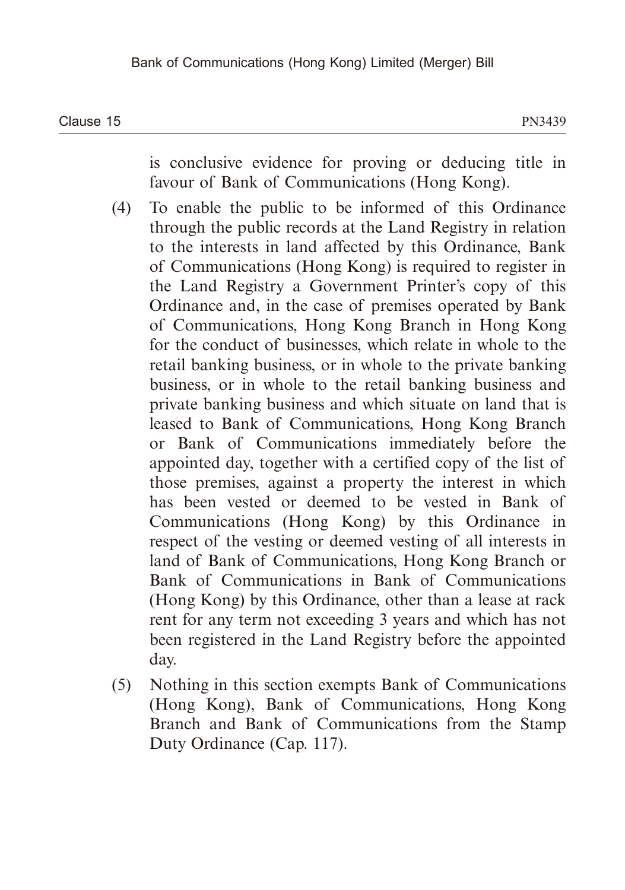is conclusive evidence for proving or deducing title in favour of Bank of Communications (Hong Kong).

(4) To enable the public to be informed of this Ordinance through the public records at the Land Registry in relation to the interests in land affected by this Ordinance, Bank of Communications (Hong Kong) is required to register in the Land Registry a Government Printer's copy of this Ordinance and, in the case of premises operated by Bank of Communications, Hong Kong Branch in Hong Kong for the conduct of businesses, which relate in whole to the retail banking business, or in whole to the private banking business, or in whole to the retail banking business and private banking business and which situate on land that is leased to Bank of Communications, Hong Kong Branch or Bank of Communications immediately before the appointed day, together with a certified copy of the list of those premises, against a property the interest in which has been vested or deemed to be vested in Bank of Communications (Hong Kong) by this Ordinance in respect of the vesting or deemed vesting of all interests in land of Bank of Communications, Hong Kong Branch or Bank of Communications in Bank of Communications (Hong Kong) by this Ordinance, other than a lease at rack rent for any term not exceeding 3 years and which has not been registered in the Land Registry before the appointed day.

(5) Nothing in this section exempts Bank of Communications (Hong Kong), Bank of Communications, Hong Kong Branch and Bank of Communications from the Stamp Duty Ordinance (Cap. 117).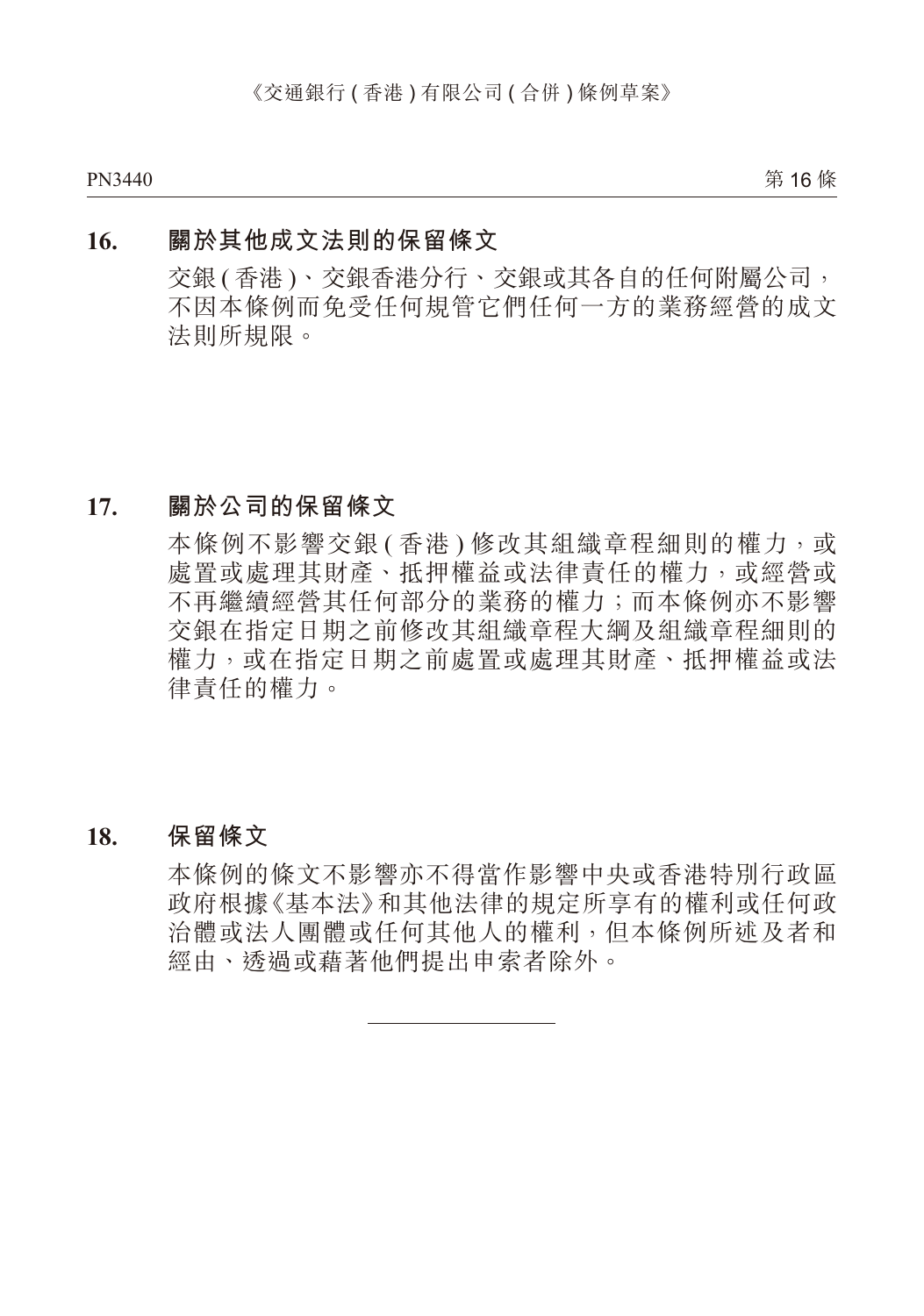## 16. 關於其他成文法則的保留條文

交銀 ( 香港 )、交銀香港分行、交銀或其各自的任何附屬公司，不因本條例而免受任何規管它們任何一方的業務經營的成文法則所規限。

## 17. 關於公司的保留條文

本條例不影響交銀 ( 香港 ) 修改其組織章程細則的權力，或處置或處理其財產、抵押權益或法律責任的權力，或經營或不再繼續經營其任何部分的業務的權力；而本條例亦不影響交銀在指定日期之前修改其組織章程大綱及組織章程細則的權力，或在指定日期之前處置或處理其財產、抵押權益或法律責任的權力。

## 18. 保留條文

本條例的條文不影響亦不得當作影響中央或香港特別行政區政府根據《基本法》和其他法律的規定所享有的權利或任何政治體或法人團體或任何其他人的權利，但本條例所述及者和經由、透過或藉著他們提出申索者除外。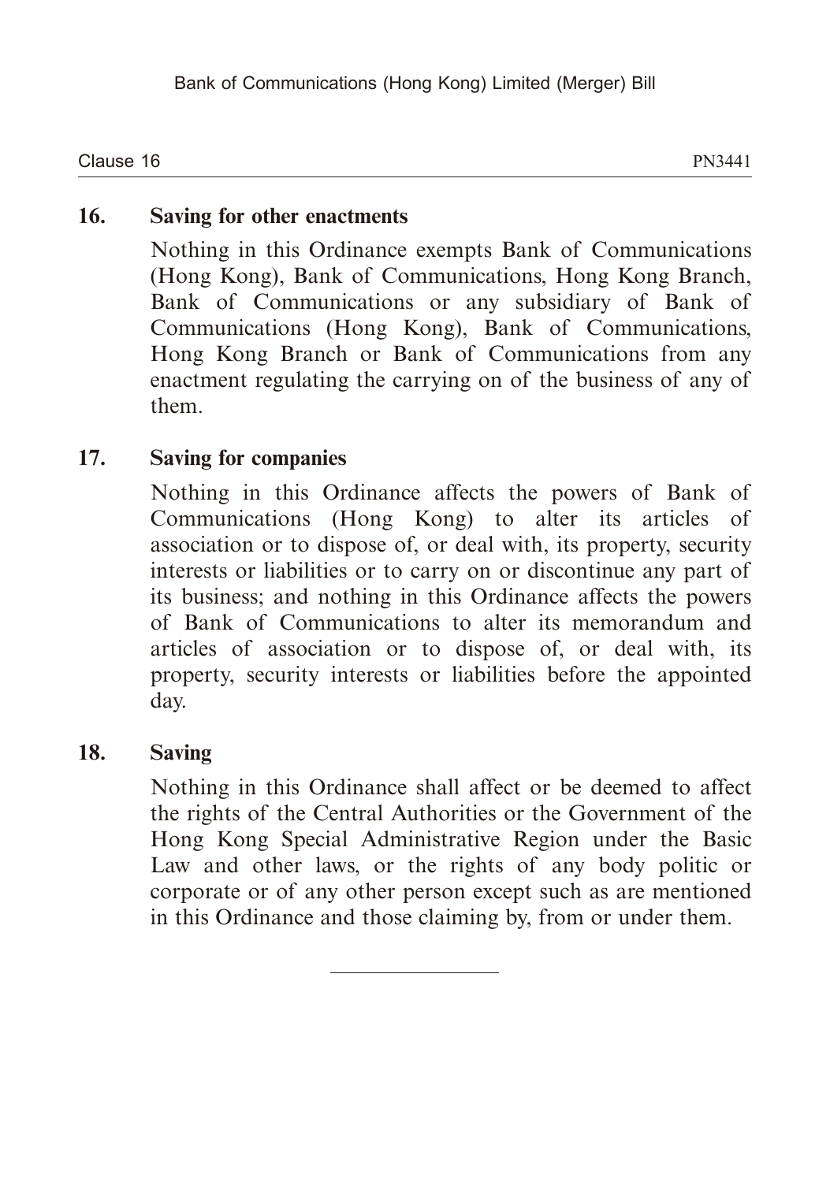**16. Saving for other enactments**

Nothing in this Ordinance exempts Bank of Communications (Hong Kong), Bank of Communications, Hong Kong Branch, Bank of Communications or any subsidiary of Bank of Communications (Hong Kong), Bank of Communications, Hong Kong Branch or Bank of Communications from any enactment regulating the carrying on of the business of any of them.

**17. Saving for companies**

Nothing in this Ordinance affects the powers of Bank of Communications (Hong Kong) to alter its articles of association or to dispose of, or deal with, its property, security interests or liabilities or to carry on or discontinue any part of its business; and nothing in this Ordinance affects the powers of Bank of Communications to alter its memorandum and articles of association or to dispose of, or deal with, its property, security interests or liabilities before the appointed day.

**18. Saving**

Nothing in this Ordinance shall affect or be deemed to affect the rights of the Central Authorities or the Government of the Hong Kong Special Administrative Region under the Basic Law and other laws, or the rights of any body politic or corporate or of any other person except such as are mentioned in this Ordinance and those claiming by, from or under them.

---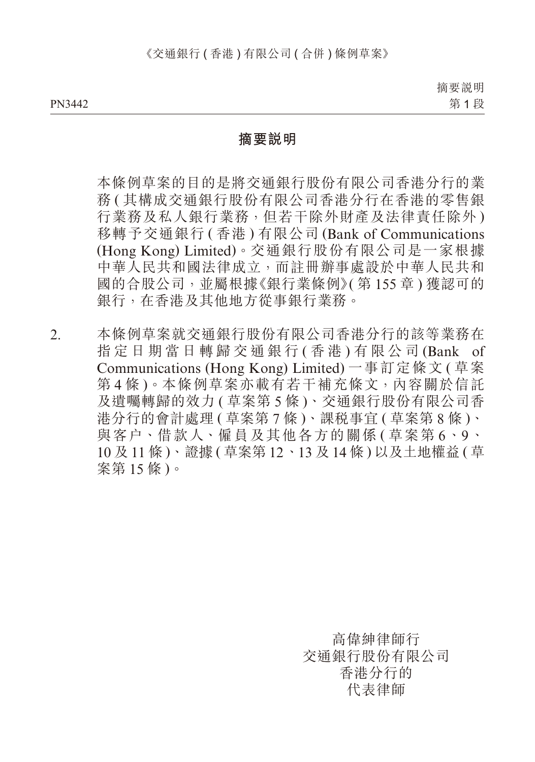## 摘要説明

本條例草案的目的是將交通銀行股份有限公司香港分行的業務(其構成交通銀行股份有限公司香港分行在香港的零售銀行業務及私人銀行業務，但若干除外財產及法律責任除外)移轉予交通銀行(香港)有限公司(Bank of Communications (Hong Kong) Limited)。交通銀行股份有限公司是一家根據中華人民共和國法律成立，而註冊辦事處設於中華人民共和國的合股公司，並屬根據《銀行業條例》(第155章)獲認可的銀行，在香港及其他地方從事銀行業務。

2. 本條例草案就交通銀行股份有限公司香港分行的該等業務在指定日期當日轉歸交通銀行(香港)有限公司(Bank of Communications (Hong Kong) Limited)一事訂定條文(草案第4條)。本條例草案亦載有若干補充條文，內容關於信託及遺囑轉歸的效力(草案第5條)、交通銀行股份有限公司香港分行的會計處理(草案第7條)、課税事宜(草案第8條)、與客户、借款人、僱員及其他各方的關係(草案第6、9、10及11條)、證據(草案第12、13及14條)以及土地權益(草案第15條)。

高偉紳律師行
交通銀行股份有限公司
香港分行的
代表律師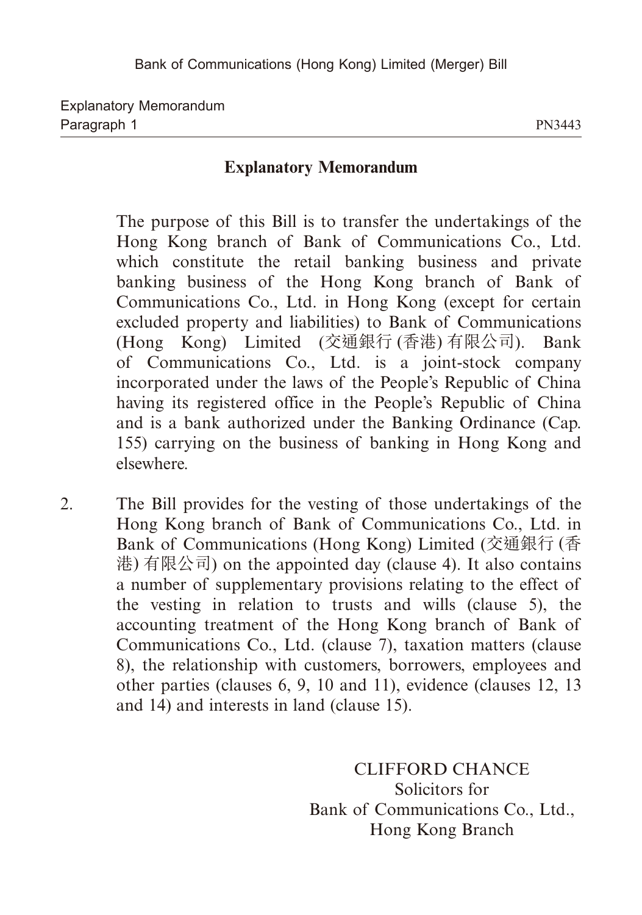## Explanatory Memorandum

The purpose of this Bill is to transfer the undertakings of the Hong Kong branch of Bank of Communications Co., Ltd. which constitute the retail banking business and private banking business of the Hong Kong branch of Bank of Communications Co., Ltd. in Hong Kong (except for certain excluded property and liabilities) to Bank of Communications (Hong Kong) Limited (交通銀行 (香港) 有限公司). Bank of Communications Co., Ltd. is a joint-stock company incorporated under the laws of the People's Republic of China having its registered office in the People's Republic of China and is a bank authorized under the Banking Ordinance (Cap. 155) carrying on the business of banking in Hong Kong and elsewhere.

2. The Bill provides for the vesting of those undertakings of the Hong Kong branch of Bank of Communications Co., Ltd. in Bank of Communications (Hong Kong) Limited (交通銀行 (香港) 有限公司) on the appointed day (clause 4). It also contains a number of supplementary provisions relating to the effect of the vesting in relation to trusts and wills (clause 5), the accounting treatment of the Hong Kong branch of Bank of Communications Co., Ltd. (clause 7), taxation matters (clause 8), the relationship with customers, borrowers, employees and other parties (clauses 6, 9, 10 and 11), evidence (clauses 12, 13 and 14) and interests in land (clause 15).

CLIFFORD CHANCE
Solicitors for
Bank of Communications Co., Ltd.,
Hong Kong Branch